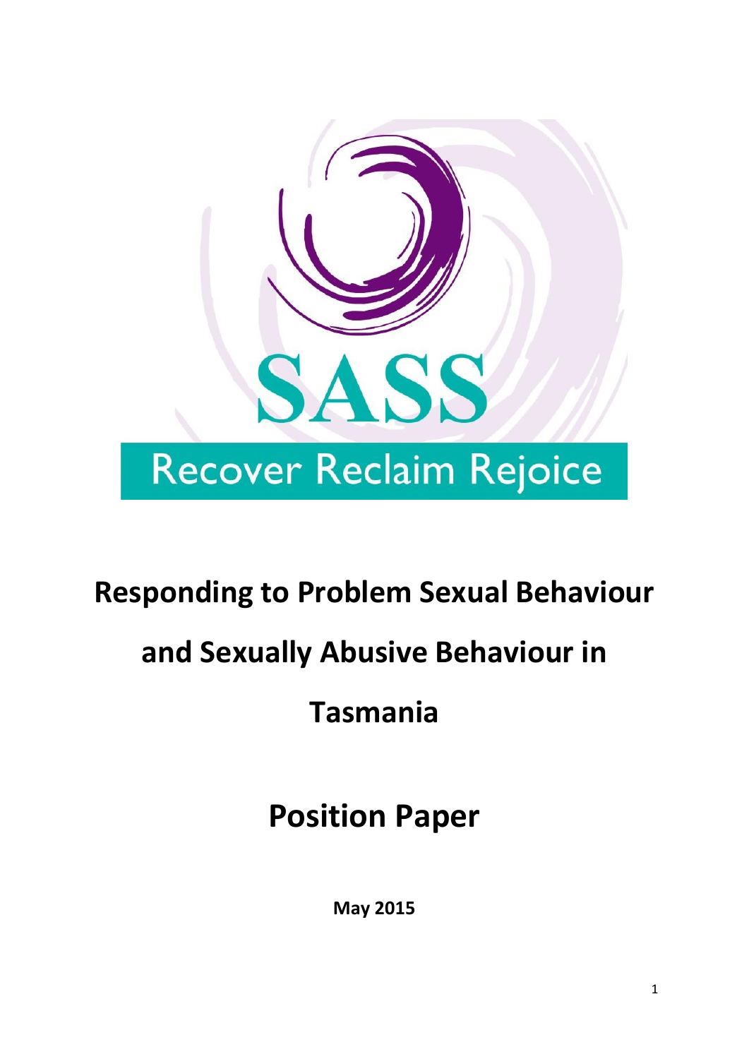SASS

Recover Reclaim Rejoice

# Responding to Problem Sexual Behaviour and Sexually Abusive Behaviour in Tasmania

# Position Paper

**May 2015**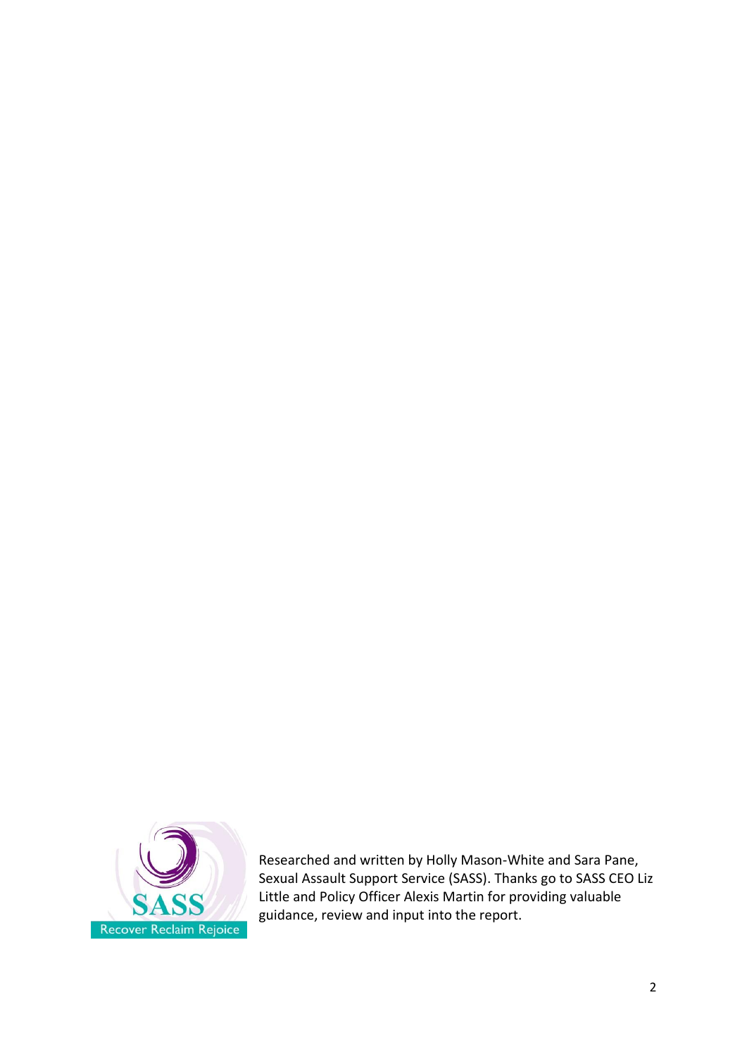Researched and written by Holly Mason-White and Sara Pane, Sexual Assault Support Service (SASS). Thanks go to SASS CEO Liz Little and Policy Officer Alexis Martin for providing valuable guidance, review and input into the report.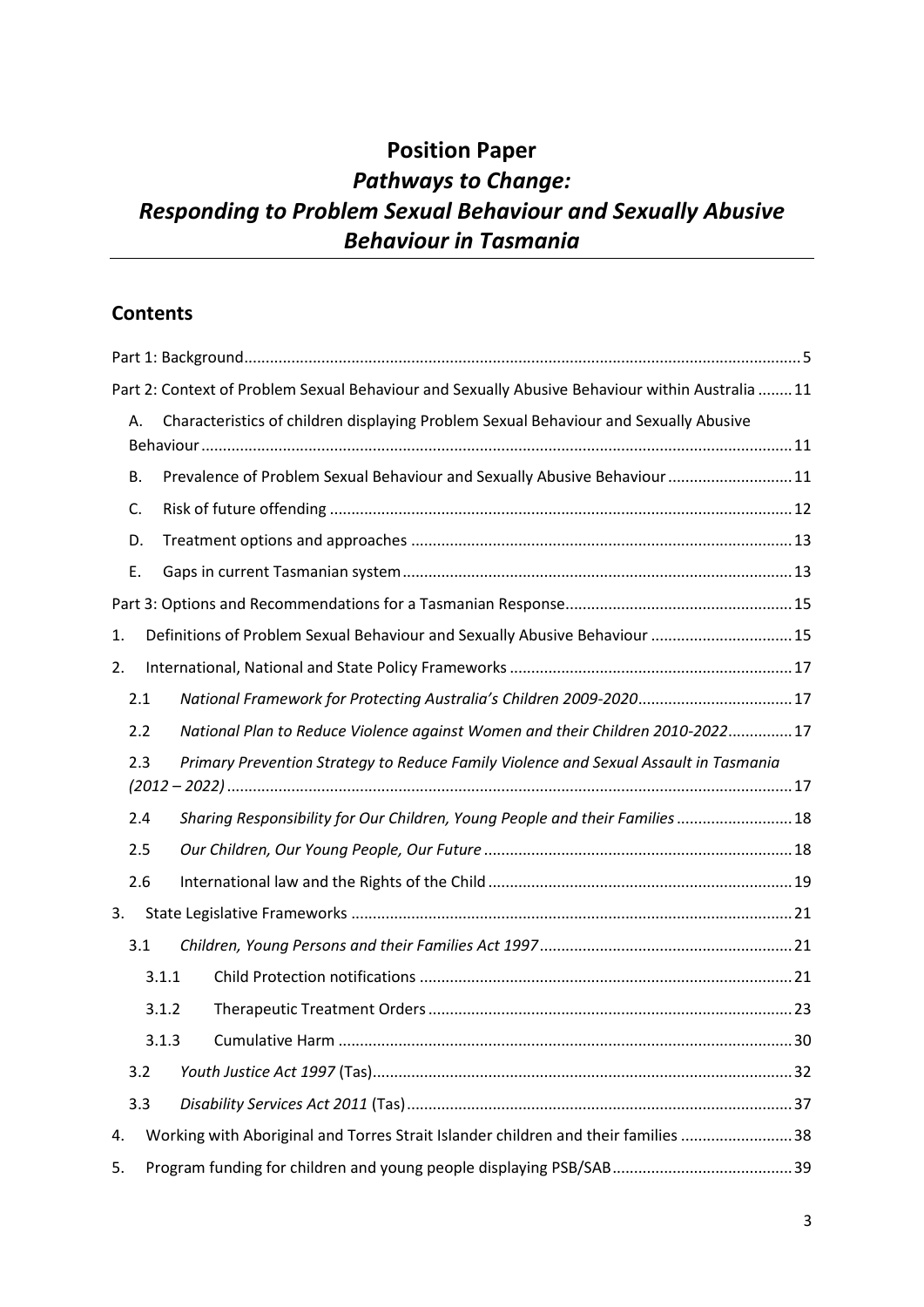# Position Paper

## *Pathways to Change:*
## *Responding to Problem Sexual Behaviour and Sexually Abusive Behaviour in Tasmania*

## Contents

Part 1: Background ... 5

Part 2: Context of Problem Sexual Behaviour and Sexually Abusive Behaviour within Australia ... 11

- A. Characteristics of children displaying Problem Sexual Behaviour and Sexually Abusive Behaviour ... 11
- B. Prevalence of Problem Sexual Behaviour and Sexually Abusive Behaviour ... 11
- C. Risk of future offending ... 12
- D. Treatment options and approaches ... 13
- E. Gaps in current Tasmanian system ... 13

Part 3: Options and Recommendations for a Tasmanian Response ... 15

1. Definitions of Problem Sexual Behaviour and Sexually Abusive Behaviour ... 15
2. International, National and State Policy Frameworks ... 17
   - 2.1 *National Framework for Protecting Australia's Children 2009-2020* ... 17
   - 2.2 *National Plan to Reduce Violence against Women and their Children 2010-2022* ... 17
   - 2.3 *Primary Prevention Strategy to Reduce Family Violence and Sexual Assault in Tasmania (2012 – 2022)* ... 17
   - 2.4 *Sharing Responsibility for Our Children, Young People and their Families* ... 18
   - 2.5 *Our Children, Our Young People, Our Future* ... 18
   - 2.6 International law and the Rights of the Child ... 19
3. State Legislative Frameworks ... 21
   - 3.1 *Children, Young Persons and their Families Act 1997* ... 21
     - 3.1.1 Child Protection notifications ... 21
     - 3.1.2 Therapeutic Treatment Orders ... 23
     - 3.1.3 Cumulative Harm ... 30
   - 3.2 *Youth Justice Act 1997* (Tas) ... 32
   - 3.3 *Disability Services Act 2011* (Tas) ... 37
4. Working with Aboriginal and Torres Strait Islander children and their families ... 38
5. Program funding for children and young people displaying PSB/SAB ... 39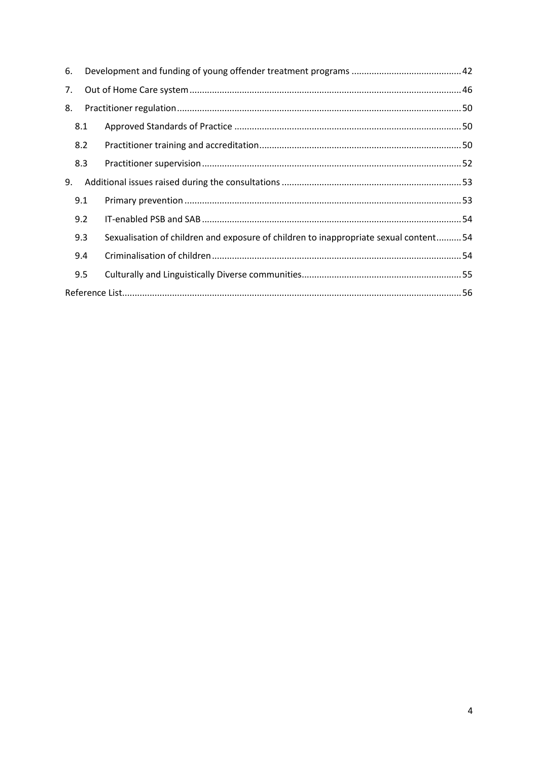6. Development and funding of young offender treatment programs ........................................... 42

7. Out of Home Care system ........................................................................................................... 46

8. Practitioner regulation ................................................................................................................ 50

   8.1 Approved Standards of Practice .......................................................................................... 50

   8.2 Practitioner training and accreditation ................................................................................ 50

   8.3 Practitioner supervision ....................................................................................................... 52

9. Additional issues raised during the consultations ...................................................................... 53

   9.1 Primary prevention ............................................................................................................. 53

   9.2 IT-enabled PSB and SAB ...................................................................................................... 54

   9.3 Sexualisation of children and exposure of children to inappropriate sexual content .......... 54

   9.4 Criminalisation of children .................................................................................................. 54

   9.5 Culturally and Linguistically Diverse communities ............................................................... 55

Reference List ................................................................................................................................... 56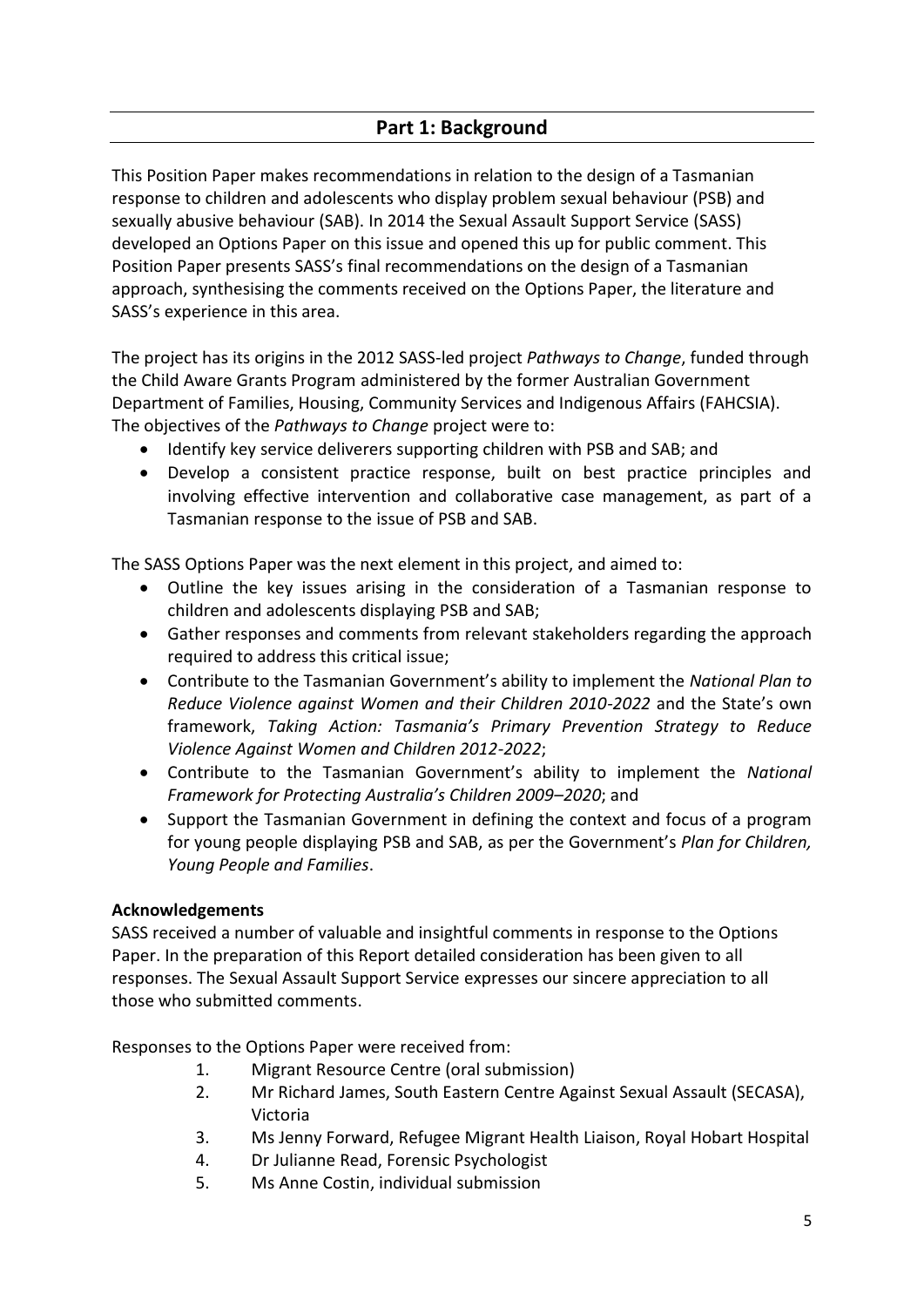## Part 1: Background

This Position Paper makes recommendations in relation to the design of a Tasmanian response to children and adolescents who display problem sexual behaviour (PSB) and sexually abusive behaviour (SAB). In 2014 the Sexual Assault Support Service (SASS) developed an Options Paper on this issue and opened this up for public comment. This Position Paper presents SASS's final recommendations on the design of a Tasmanian approach, synthesising the comments received on the Options Paper, the literature and SASS's experience in this area.

The project has its origins in the 2012 SASS-led project *Pathways to Change*, funded through the Child Aware Grants Program administered by the former Australian Government Department of Families, Housing, Community Services and Indigenous Affairs (FAHCSIA). The objectives of the *Pathways to Change* project were to:

- Identify key service deliverers supporting children with PSB and SAB; and
- Develop a consistent practice response, built on best practice principles and involving effective intervention and collaborative case management, as part of a Tasmanian response to the issue of PSB and SAB.

The SASS Options Paper was the next element in this project, and aimed to:

- Outline the key issues arising in the consideration of a Tasmanian response to children and adolescents displaying PSB and SAB;
- Gather responses and comments from relevant stakeholders regarding the approach required to address this critical issue;
- Contribute to the Tasmanian Government's ability to implement the *National Plan to Reduce Violence against Women and their Children 2010-2022* and the State's own framework, *Taking Action: Tasmania's Primary Prevention Strategy to Reduce Violence Against Women and Children 2012-2022*;
- Contribute to the Tasmanian Government's ability to implement the *National Framework for Protecting Australia's Children 2009–2020*; and
- Support the Tasmanian Government in defining the context and focus of a program for young people displaying PSB and SAB, as per the Government's *Plan for Children, Young People and Families*.

**Acknowledgements**

SASS received a number of valuable and insightful comments in response to the Options Paper. In the preparation of this Report detailed consideration has been given to all responses. The Sexual Assault Support Service expresses our sincere appreciation to all those who submitted comments.

Responses to the Options Paper were received from:

1. Migrant Resource Centre (oral submission)
2. Mr Richard James, South Eastern Centre Against Sexual Assault (SECASA), Victoria
3. Ms Jenny Forward, Refugee Migrant Health Liaison, Royal Hobart Hospital
4. Dr Julianne Read, Forensic Psychologist
5. Ms Anne Costin, individual submission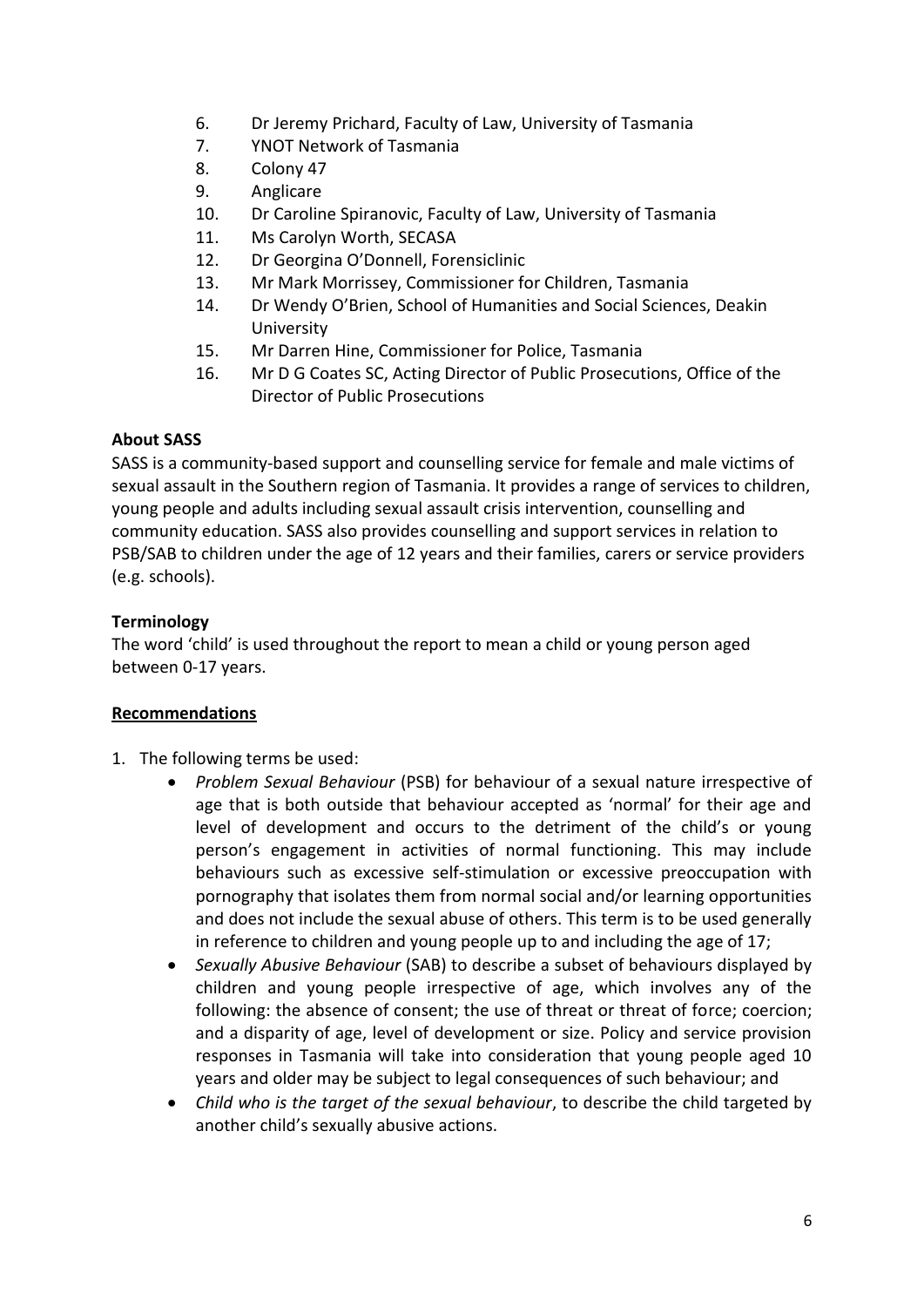6. Dr Jeremy Prichard, Faculty of Law, University of Tasmania
7. YNOT Network of Tasmania
8. Colony 47
9. Anglicare
10. Dr Caroline Spiranovic, Faculty of Law, University of Tasmania
11. Ms Carolyn Worth, SECASA
12. Dr Georgina O'Donnell, Forensiclinic
13. Mr Mark Morrissey, Commissioner for Children, Tasmania
14. Dr Wendy O'Brien, School of Humanities and Social Sciences, Deakin University
15. Mr Darren Hine, Commissioner for Police, Tasmania
16. Mr D G Coates SC, Acting Director of Public Prosecutions, Office of the Director of Public Prosecutions

**About SASS**

SASS is a community-based support and counselling service for female and male victims of sexual assault in the Southern region of Tasmania. It provides a range of services to children, young people and adults including sexual assault crisis intervention, counselling and community education. SASS also provides counselling and support services in relation to PSB/SAB to children under the age of 12 years and their families, carers or service providers (e.g. schools).

**Terminology**

The word 'child' is used throughout the report to mean a child or young person aged between 0-17 years.

**Recommendations**

1. The following terms be used:
   - *Problem Sexual Behaviour* (PSB) for behaviour of a sexual nature irrespective of age that is both outside that behaviour accepted as 'normal' for their age and level of development and occurs to the detriment of the child's or young person's engagement in activities of normal functioning. This may include behaviours such as excessive self-stimulation or excessive preoccupation with pornography that isolates them from normal social and/or learning opportunities and does not include the sexual abuse of others. This term is to be used generally in reference to children and young people up to and including the age of 17;
   - *Sexually Abusive Behaviour* (SAB) to describe a subset of behaviours displayed by children and young people irrespective of age, which involves any of the following: the absence of consent; the use of threat or threat of force; coercion; and a disparity of age, level of development or size. Policy and service provision responses in Tasmania will take into consideration that young people aged 10 years and older may be subject to legal consequences of such behaviour; and
   - *Child who is the target of the sexual behaviour*, to describe the child targeted by another child's sexually abusive actions.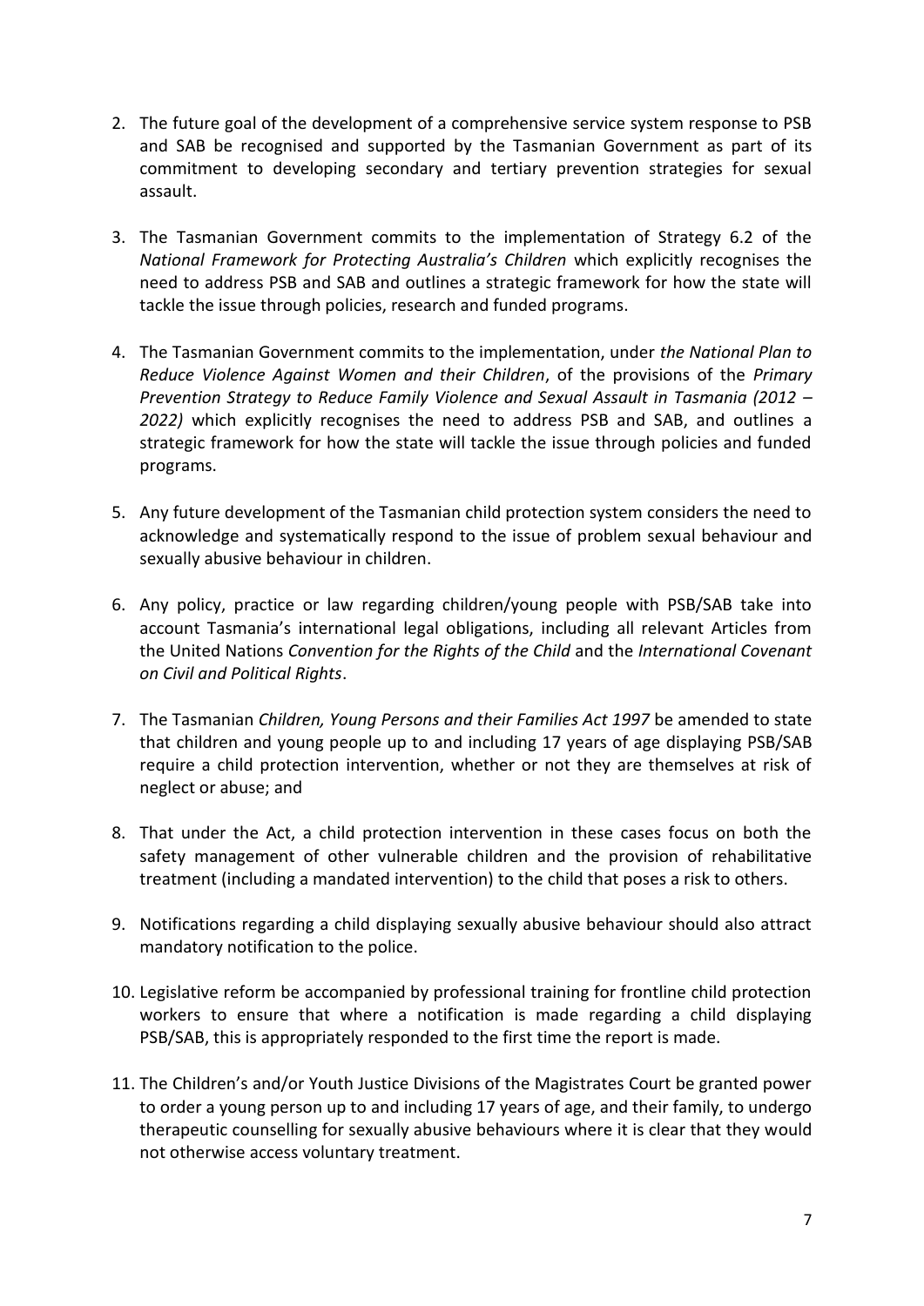2. The future goal of the development of a comprehensive service system response to PSB and SAB be recognised and supported by the Tasmanian Government as part of its commitment to developing secondary and tertiary prevention strategies for sexual assault.

3. The Tasmanian Government commits to the implementation of Strategy 6.2 of the *National Framework for Protecting Australia's Children* which explicitly recognises the need to address PSB and SAB and outlines a strategic framework for how the state will tackle the issue through policies, research and funded programs.

4. The Tasmanian Government commits to the implementation, under *the National Plan to Reduce Violence Against Women and their Children*, of the provisions of the *Primary Prevention Strategy to Reduce Family Violence and Sexual Assault in Tasmania (2012 – 2022)* which explicitly recognises the need to address PSB and SAB, and outlines a strategic framework for how the state will tackle the issue through policies and funded programs.

5. Any future development of the Tasmanian child protection system considers the need to acknowledge and systematically respond to the issue of problem sexual behaviour and sexually abusive behaviour in children.

6. Any policy, practice or law regarding children/young people with PSB/SAB take into account Tasmania's international legal obligations, including all relevant Articles from the United Nations *Convention for the Rights of the Child* and the *International Covenant on Civil and Political Rights*.

7. The Tasmanian *Children, Young Persons and their Families Act 1997* be amended to state that children and young people up to and including 17 years of age displaying PSB/SAB require a child protection intervention, whether or not they are themselves at risk of neglect or abuse; and

8. That under the Act, a child protection intervention in these cases focus on both the safety management of other vulnerable children and the provision of rehabilitative treatment (including a mandated intervention) to the child that poses a risk to others.

9. Notifications regarding a child displaying sexually abusive behaviour should also attract mandatory notification to the police.

10. Legislative reform be accompanied by professional training for frontline child protection workers to ensure that where a notification is made regarding a child displaying PSB/SAB, this is appropriately responded to the first time the report is made.

11. The Children's and/or Youth Justice Divisions of the Magistrates Court be granted power to order a young person up to and including 17 years of age, and their family, to undergo therapeutic counselling for sexually abusive behaviours where it is clear that they would not otherwise access voluntary treatment.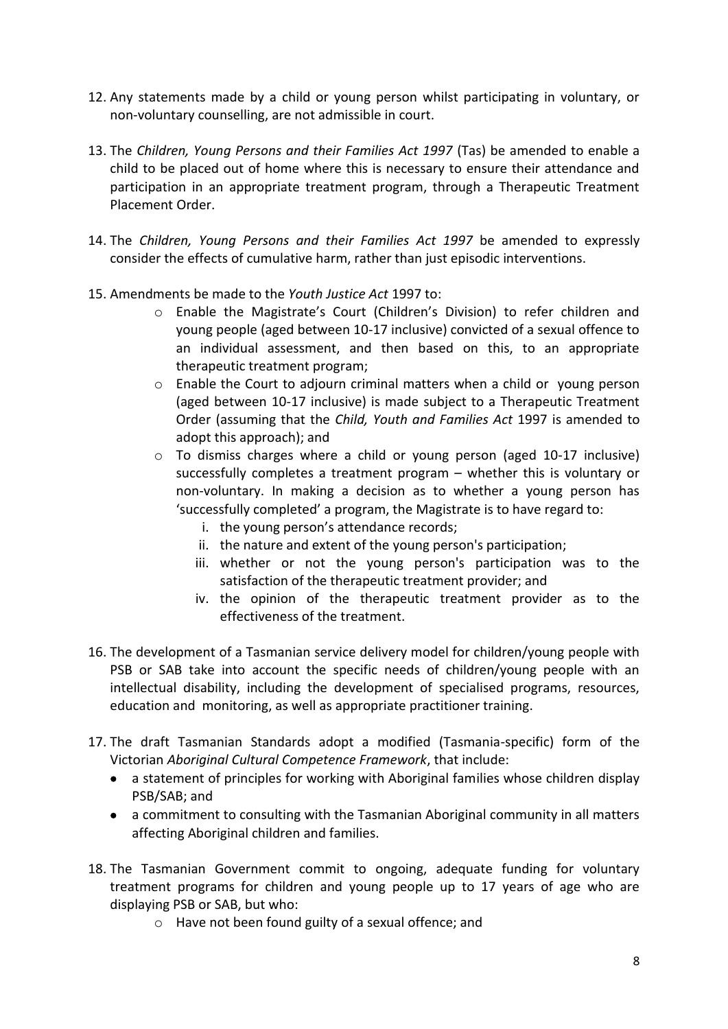12. Any statements made by a child or young person whilst participating in voluntary, or non-voluntary counselling, are not admissible in court.

13. The *Children, Young Persons and their Families Act 1997* (Tas) be amended to enable a child to be placed out of home where this is necessary to ensure their attendance and participation in an appropriate treatment program, through a Therapeutic Treatment Placement Order.

14. The *Children, Young Persons and their Families Act 1997* be amended to expressly consider the effects of cumulative harm, rather than just episodic interventions.

15. Amendments be made to the *Youth Justice Act* 1997 to:
    - Enable the Magistrate's Court (Children's Division) to refer children and young people (aged between 10-17 inclusive) convicted of a sexual offence to an individual assessment, and then based on this, to an appropriate therapeutic treatment program;
    - Enable the Court to adjourn criminal matters when a child or young person (aged between 10-17 inclusive) is made subject to a Therapeutic Treatment Order (assuming that the *Child, Youth and Families Act* 1997 is amended to adopt this approach); and
    - To dismiss charges where a child or young person (aged 10-17 inclusive) successfully completes a treatment program – whether this is voluntary or non-voluntary. In making a decision as to whether a young person has 'successfully completed' a program, the Magistrate is to have regard to:
        1. the young person's attendance records;
        2. the nature and extent of the young person's participation;
        3. whether or not the young person's participation was to the satisfaction of the therapeutic treatment provider; and
        4. the opinion of the therapeutic treatment provider as to the effectiveness of the treatment.

16. The development of a Tasmanian service delivery model for children/young people with PSB or SAB take into account the specific needs of children/young people with an intellectual disability, including the development of specialised programs, resources, education and monitoring, as well as appropriate practitioner training.

17. The draft Tasmanian Standards adopt a modified (Tasmania-specific) form of the Victorian *Aboriginal Cultural Competence Framework*, that include:
    - a statement of principles for working with Aboriginal families whose children display PSB/SAB; and
    - a commitment to consulting with the Tasmanian Aboriginal community in all matters affecting Aboriginal children and families.

18. The Tasmanian Government commit to ongoing, adequate funding for voluntary treatment programs for children and young people up to 17 years of age who are displaying PSB or SAB, but who:
    - Have not been found guilty of a sexual offence; and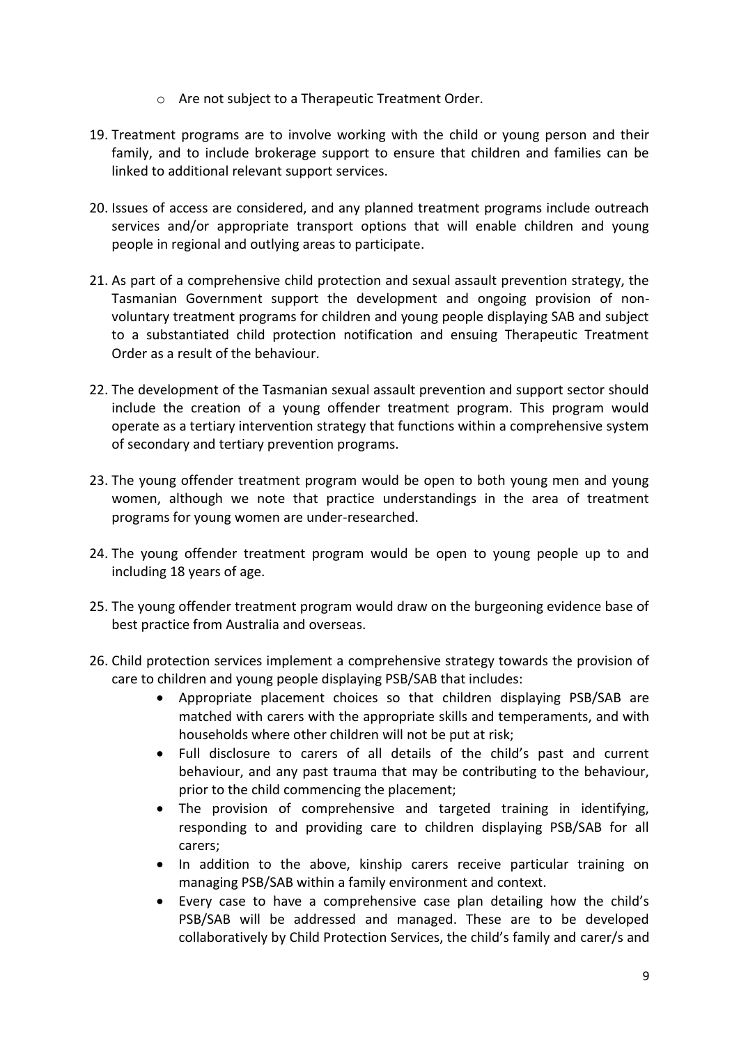- Are not subject to a Therapeutic Treatment Order.

19. Treatment programs are to involve working with the child or young person and their family, and to include brokerage support to ensure that children and families can be linked to additional relevant support services.

20. Issues of access are considered, and any planned treatment programs include outreach services and/or appropriate transport options that will enable children and young people in regional and outlying areas to participate.

21. As part of a comprehensive child protection and sexual assault prevention strategy, the Tasmanian Government support the development and ongoing provision of non-voluntary treatment programs for children and young people displaying SAB and subject to a substantiated child protection notification and ensuing Therapeutic Treatment Order as a result of the behaviour.

22. The development of the Tasmanian sexual assault prevention and support sector should include the creation of a young offender treatment program. This program would operate as a tertiary intervention strategy that functions within a comprehensive system of secondary and tertiary prevention programs.

23. The young offender treatment program would be open to both young men and young women, although we note that practice understandings in the area of treatment programs for young women are under-researched.

24. The young offender treatment program would be open to young people up to and including 18 years of age.

25. The young offender treatment program would draw on the burgeoning evidence base of best practice from Australia and overseas.

26. Child protection services implement a comprehensive strategy towards the provision of care to children and young people displaying PSB/SAB that includes:
    - Appropriate placement choices so that children displaying PSB/SAB are matched with carers with the appropriate skills and temperaments, and with households where other children will not be put at risk;
    - Full disclosure to carers of all details of the child's past and current behaviour, and any past trauma that may be contributing to the behaviour, prior to the child commencing the placement;
    - The provision of comprehensive and targeted training in identifying, responding to and providing care to children displaying PSB/SAB for all carers;
    - In addition to the above, kinship carers receive particular training on managing PSB/SAB within a family environment and context.
    - Every case to have a comprehensive case plan detailing how the child's PSB/SAB will be addressed and managed. These are to be developed collaboratively by Child Protection Services, the child's family and carer/s and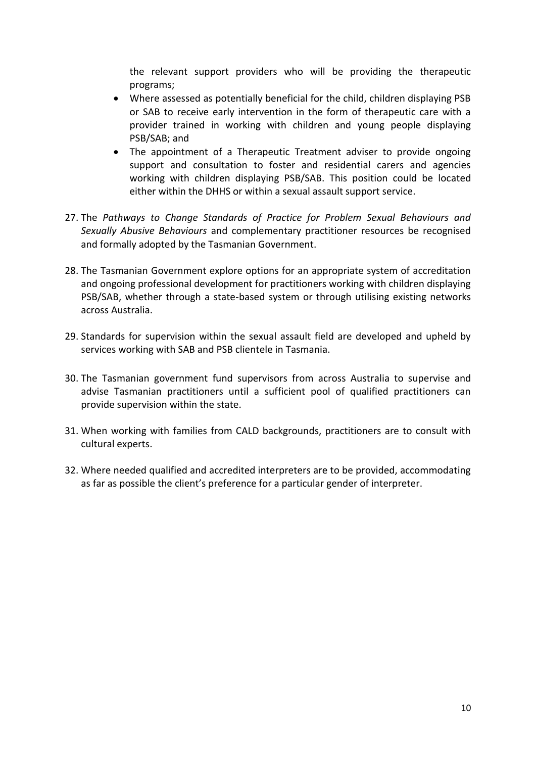the relevant support providers who will be providing the therapeutic programs;

- Where assessed as potentially beneficial for the child, children displaying PSB or SAB to receive early intervention in the form of therapeutic care with a provider trained in working with children and young people displaying PSB/SAB; and
- The appointment of a Therapeutic Treatment adviser to provide ongoing support and consultation to foster and residential carers and agencies working with children displaying PSB/SAB. This position could be located either within the DHHS or within a sexual assault support service.

27. The *Pathways to Change Standards of Practice for Problem Sexual Behaviours and Sexually Abusive Behaviours* and complementary practitioner resources be recognised and formally adopted by the Tasmanian Government.

28. The Tasmanian Government explore options for an appropriate system of accreditation and ongoing professional development for practitioners working with children displaying PSB/SAB, whether through a state-based system or through utilising existing networks across Australia.

29. Standards for supervision within the sexual assault field are developed and upheld by services working with SAB and PSB clientele in Tasmania.

30. The Tasmanian government fund supervisors from across Australia to supervise and advise Tasmanian practitioners until a sufficient pool of qualified practitioners can provide supervision within the state.

31. When working with families from CALD backgrounds, practitioners are to consult with cultural experts.

32. Where needed qualified and accredited interpreters are to be provided, accommodating as far as possible the client's preference for a particular gender of interpreter.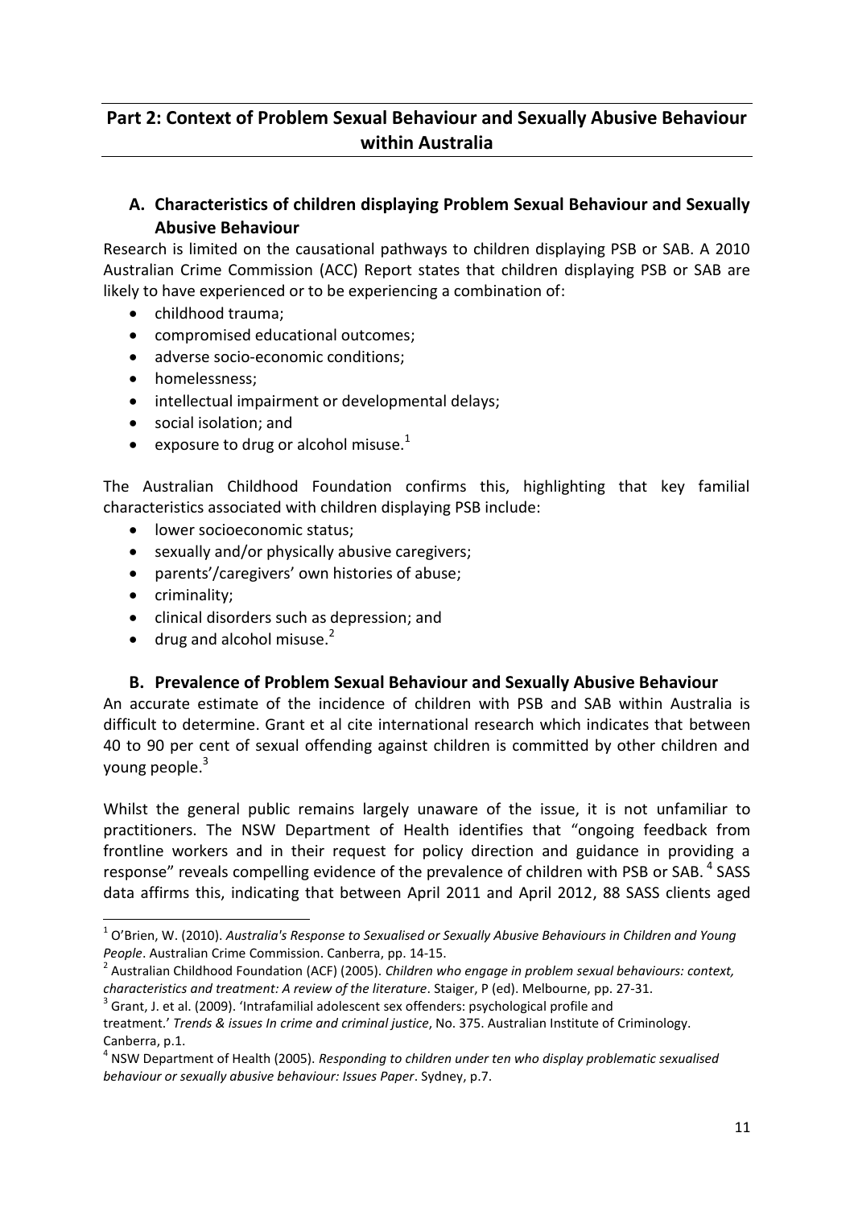## Part 2: Context of Problem Sexual Behaviour and Sexually Abusive Behaviour within Australia

### A. Characteristics of children displaying Problem Sexual Behaviour and Sexually Abusive Behaviour

Research is limited on the causational pathways to children displaying PSB or SAB. A 2010 Australian Crime Commission (ACC) Report states that children displaying PSB or SAB are likely to have experienced or to be experiencing a combination of:

- childhood trauma;
- compromised educational outcomes;
- adverse socio-economic conditions;
- homelessness;
- intellectual impairment or developmental delays;
- social isolation; and
- exposure to drug or alcohol misuse.[1]

The Australian Childhood Foundation confirms this, highlighting that key familial characteristics associated with children displaying PSB include:

- lower socioeconomic status;
- sexually and/or physically abusive caregivers;
- parents'/caregivers' own histories of abuse;
- criminality;
- clinical disorders such as depression; and
- drug and alcohol misuse.[2]

### B. Prevalence of Problem Sexual Behaviour and Sexually Abusive Behaviour

An accurate estimate of the incidence of children with PSB and SAB within Australia is difficult to determine. Grant et al cite international research which indicates that between 40 to 90 per cent of sexual offending against children is committed by other children and young people.[3]

Whilst the general public remains largely unaware of the issue, it is not unfamiliar to practitioners. The NSW Department of Health identifies that "ongoing feedback from frontline workers and in their request for policy direction and guidance in providing a response" reveals compelling evidence of the prevalence of children with PSB or SAB.[4] SASS data affirms this, indicating that between April 2011 and April 2012, 88 SASS clients aged

---

[1] O'Brien, W. (2010). *Australia's Response to Sexualised or Sexually Abusive Behaviours in Children and Young People*. Australian Crime Commission. Canberra, pp. 14-15.

[2] Australian Childhood Foundation (ACF) (2005). *Children who engage in problem sexual behaviours: context, characteristics and treatment: A review of the literature*. Staiger, P (ed). Melbourne, pp. 27-31.

[3] Grant, J. et al. (2009). 'Intrafamilial adolescent sex offenders: psychological profile and treatment.' *Trends & issues In crime and criminal justice*, No. 375. Australian Institute of Criminology. Canberra, p.1.

[4] NSW Department of Health (2005). *Responding to children under ten who display problematic sexualised behaviour or sexually abusive behaviour: Issues Paper*. Sydney, p.7.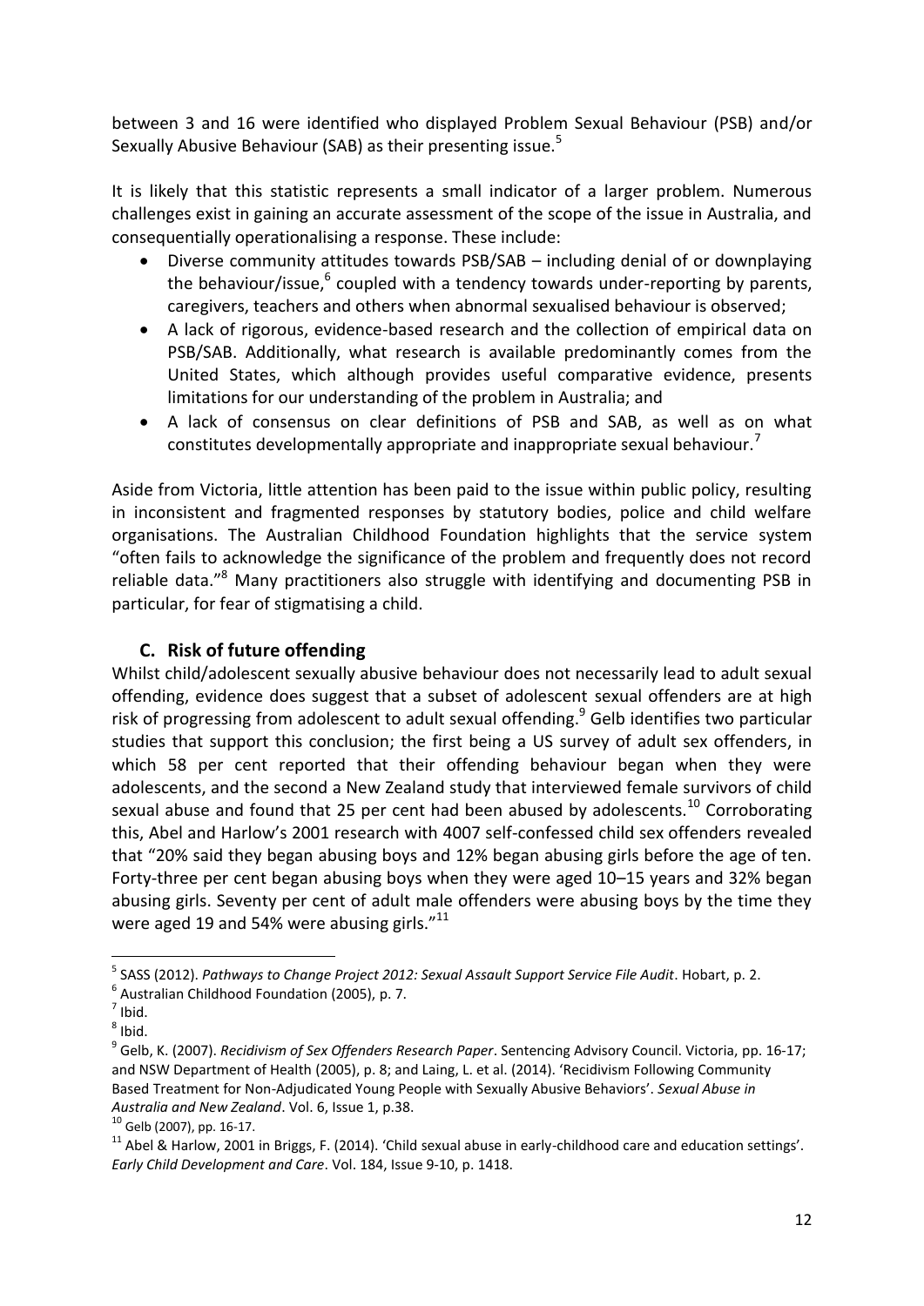between 3 and 16 were identified who displayed Problem Sexual Behaviour (PSB) and/or Sexually Abusive Behaviour (SAB) as their presenting issue.[5]

It is likely that this statistic represents a small indicator of a larger problem. Numerous challenges exist in gaining an accurate assessment of the scope of the issue in Australia, and consequentially operationalising a response. These include:

- Diverse community attitudes towards PSB/SAB – including denial of or downplaying the behaviour/issue,[6] coupled with a tendency towards under-reporting by parents, caregivers, teachers and others when abnormal sexualised behaviour is observed;
- A lack of rigorous, evidence-based research and the collection of empirical data on PSB/SAB. Additionally, what research is available predominantly comes from the United States, which although provides useful comparative evidence, presents limitations for our understanding of the problem in Australia; and
- A lack of consensus on clear definitions of PSB and SAB, as well as on what constitutes developmentally appropriate and inappropriate sexual behaviour.[7]

Aside from Victoria, little attention has been paid to the issue within public policy, resulting in inconsistent and fragmented responses by statutory bodies, police and child welfare organisations. The Australian Childhood Foundation highlights that the service system "often fails to acknowledge the significance of the problem and frequently does not record reliable data."[8] Many practitioners also struggle with identifying and documenting PSB in particular, for fear of stigmatising a child.

### C. Risk of future offending

Whilst child/adolescent sexually abusive behaviour does not necessarily lead to adult sexual offending, evidence does suggest that a subset of adolescent sexual offenders are at high risk of progressing from adolescent to adult sexual offending.[9] Gelb identifies two particular studies that support this conclusion; the first being a US survey of adult sex offenders, in which 58 per cent reported that their offending behaviour began when they were adolescents, and the second a New Zealand study that interviewed female survivors of child sexual abuse and found that 25 per cent had been abused by adolescents.[10] Corroborating this, Abel and Harlow's 2001 research with 4007 self-confessed child sex offenders revealed that "20% said they began abusing boys and 12% began abusing girls before the age of ten. Forty-three per cent began abusing boys when they were aged 10–15 years and 32% began abusing girls. Seventy per cent of adult male offenders were abusing boys by the time they were aged 19 and 54% were abusing girls."[11]

---

[5] SASS (2012). *Pathways to Change Project 2012: Sexual Assault Support Service File Audit*. Hobart, p. 2.

[6] Australian Childhood Foundation (2005), p. 7.

[7] Ibid.

[8] Ibid.

[9] Gelb, K. (2007). *Recidivism of Sex Offenders Research Paper*. Sentencing Advisory Council. Victoria, pp. 16-17; and NSW Department of Health (2005), p. 8; and Laing, L. et al. (2014). 'Recidivism Following Community Based Treatment for Non-Adjudicated Young People with Sexually Abusive Behaviors'. *Sexual Abuse in Australia and New Zealand*. Vol. 6, Issue 1, p.38.

[10] Gelb (2007), pp. 16-17.

[11] Abel & Harlow, 2001 in Briggs, F. (2014). 'Child sexual abuse in early-childhood care and education settings'. *Early Child Development and Care*. Vol. 184, Issue 9-10, p. 1418.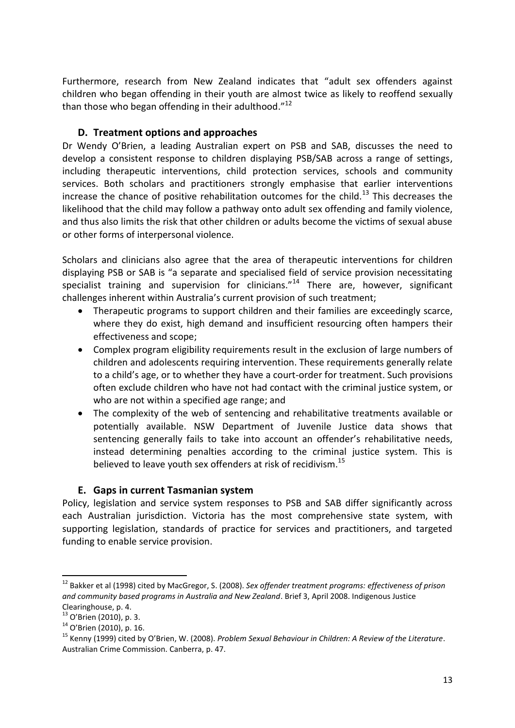Furthermore, research from New Zealand indicates that "adult sex offenders against children who began offending in their youth are almost twice as likely to reoffend sexually than those who began offending in their adulthood."[12]

### D. Treatment options and approaches

Dr Wendy O'Brien, a leading Australian expert on PSB and SAB, discusses the need to develop a consistent response to children displaying PSB/SAB across a range of settings, including therapeutic interventions, child protection services, schools and community services. Both scholars and practitioners strongly emphasise that earlier interventions increase the chance of positive rehabilitation outcomes for the child.[13] This decreases the likelihood that the child may follow a pathway onto adult sex offending and family violence, and thus also limits the risk that other children or adults become the victims of sexual abuse or other forms of interpersonal violence.

Scholars and clinicians also agree that the area of therapeutic interventions for children displaying PSB or SAB is "a separate and specialised field of service provision necessitating specialist training and supervision for clinicians."[14] There are, however, significant challenges inherent within Australia's current provision of such treatment;

- Therapeutic programs to support children and their families are exceedingly scarce, where they do exist, high demand and insufficient resourcing often hampers their effectiveness and scope;
- Complex program eligibility requirements result in the exclusion of large numbers of children and adolescents requiring intervention. These requirements generally relate to a child's age, or to whether they have a court-order for treatment. Such provisions often exclude children who have not had contact with the criminal justice system, or who are not within a specified age range; and
- The complexity of the web of sentencing and rehabilitative treatments available or potentially available. NSW Department of Juvenile Justice data shows that sentencing generally fails to take into account an offender's rehabilitative needs, instead determining penalties according to the criminal justice system. This is believed to leave youth sex offenders at risk of recidivism.[15]

### E. Gaps in current Tasmanian system

Policy, legislation and service system responses to PSB and SAB differ significantly across each Australian jurisdiction. Victoria has the most comprehensive state system, with supporting legislation, standards of practice for services and practitioners, and targeted funding to enable service provision.

---

[12] Bakker et al (1998) cited by MacGregor, S. (2008). *Sex offender treatment programs: effectiveness of prison and community based programs in Australia and New Zealand*. Brief 3, April 2008. Indigenous Justice Clearinghouse, p. 4.

[13] O'Brien (2010), p. 3.

[14] O'Brien (2010), p. 16.

[15] Kenny (1999) cited by O'Brien, W. (2008). *Problem Sexual Behaviour in Children: A Review of the Literature*. Australian Crime Commission. Canberra, p. 47.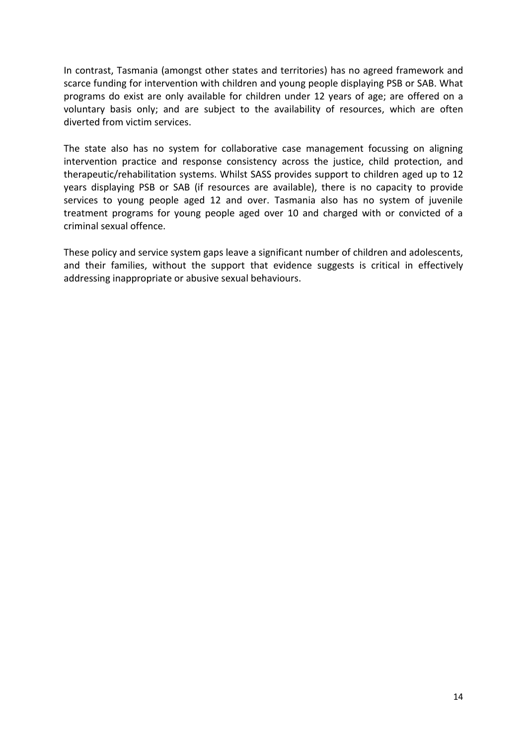In contrast, Tasmania (amongst other states and territories) has no agreed framework and scarce funding for intervention with children and young people displaying PSB or SAB. What programs do exist are only available for children under 12 years of age; are offered on a voluntary basis only; and are subject to the availability of resources, which are often diverted from victim services.

The state also has no system for collaborative case management focussing on aligning intervention practice and response consistency across the justice, child protection, and therapeutic/rehabilitation systems. Whilst SASS provides support to children aged up to 12 years displaying PSB or SAB (if resources are available), there is no capacity to provide services to young people aged 12 and over. Tasmania also has no system of juvenile treatment programs for young people aged over 10 and charged with or convicted of a criminal sexual offence.

These policy and service system gaps leave a significant number of children and adolescents, and their families, without the support that evidence suggests is critical in effectively addressing inappropriate or abusive sexual behaviours.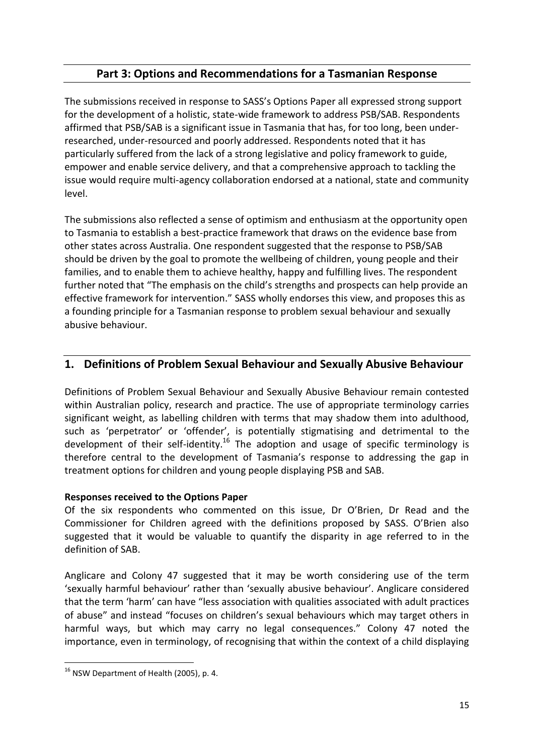## Part 3: Options and Recommendations for a Tasmanian Response

The submissions received in response to SASS's Options Paper all expressed strong support for the development of a holistic, state-wide framework to address PSB/SAB. Respondents affirmed that PSB/SAB is a significant issue in Tasmania that has, for too long, been under-researched, under-resourced and poorly addressed. Respondents noted that it has particularly suffered from the lack of a strong legislative and policy framework to guide, empower and enable service delivery, and that a comprehensive approach to tackling the issue would require multi-agency collaboration endorsed at a national, state and community level.

The submissions also reflected a sense of optimism and enthusiasm at the opportunity open to Tasmania to establish a best-practice framework that draws on the evidence base from other states across Australia. One respondent suggested that the response to PSB/SAB should be driven by the goal to promote the wellbeing of children, young people and their families, and to enable them to achieve healthy, happy and fulfilling lives. The respondent further noted that "The emphasis on the child's strengths and prospects can help provide an effective framework for intervention." SASS wholly endorses this view, and proposes this as a founding principle for a Tasmanian response to problem sexual behaviour and sexually abusive behaviour.

## 1. Definitions of Problem Sexual Behaviour and Sexually Abusive Behaviour

Definitions of Problem Sexual Behaviour and Sexually Abusive Behaviour remain contested within Australian policy, research and practice. The use of appropriate terminology carries significant weight, as labelling children with terms that may shadow them into adulthood, such as 'perpetrator' or 'offender', is potentially stigmatising and detrimental to the development of their self-identity.[16] The adoption and usage of specific terminology is therefore central to the development of Tasmania's response to addressing the gap in treatment options for children and young people displaying PSB and SAB.

**Responses received to the Options Paper**

Of the six respondents who commented on this issue, Dr O'Brien, Dr Read and the Commissioner for Children agreed with the definitions proposed by SASS. O'Brien also suggested that it would be valuable to quantify the disparity in age referred to in the definition of SAB.

Anglicare and Colony 47 suggested that it may be worth considering use of the term 'sexually harmful behaviour' rather than 'sexually abusive behaviour'. Anglicare considered that the term 'harm' can have "less association with qualities associated with adult practices of abuse" and instead "focuses on children's sexual behaviours which may target others in harmful ways, but which may carry no legal consequences." Colony 47 noted the importance, even in terminology, of recognising that within the context of a child displaying

[16] NSW Department of Health (2005), p. 4.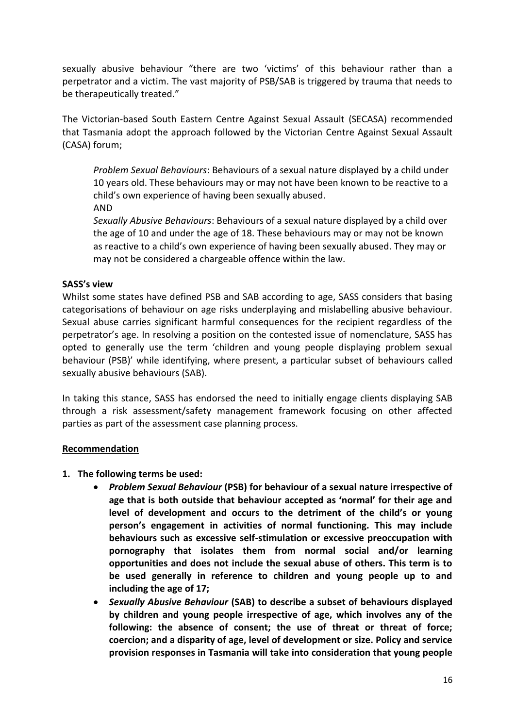sexually abusive behaviour "there are two 'victims' of this behaviour rather than a perpetrator and a victim. The vast majority of PSB/SAB is triggered by trauma that needs to be therapeutically treated."

The Victorian-based South Eastern Centre Against Sexual Assault (SECASA) recommended that Tasmania adopt the approach followed by the Victorian Centre Against Sexual Assault (CASA) forum;

> *Problem Sexual Behaviours*: Behaviours of a sexual nature displayed by a child under 10 years old. These behaviours may or may not have been known to be reactive to a child's own experience of having been sexually abused.
>
> AND
>
> *Sexually Abusive Behaviours*: Behaviours of a sexual nature displayed by a child over the age of 10 and under the age of 18. These behaviours may or may not be known as reactive to a child's own experience of having been sexually abused. They may or may not be considered a chargeable offence within the law.

**SASS's view**

Whilst some states have defined PSB and SAB according to age, SASS considers that basing categorisations of behaviour on age risks underplaying and mislabelling abusive behaviour. Sexual abuse carries significant harmful consequences for the recipient regardless of the perpetrator's age. In resolving a position on the contested issue of nomenclature, SASS has opted to generally use the term 'children and young people displaying problem sexual behaviour (PSB)' while identifying, where present, a particular subset of behaviours called sexually abusive behaviours (SAB).

In taking this stance, SASS has endorsed the need to initially engage clients displaying SAB through a risk assessment/safety management framework focusing on other affected parties as part of the assessment case planning process.

**Recommendation**

1. **The following terms be used:**
   - ***Problem Sexual Behaviour* (PSB) for behaviour of a sexual nature irrespective of age that is both outside that behaviour accepted as 'normal' for their age and level of development and occurs to the detriment of the child's or young person's engagement in activities of normal functioning. This may include behaviours such as excessive self-stimulation or excessive preoccupation with pornography that isolates them from normal social and/or learning opportunities and does not include the sexual abuse of others. This term is to be used generally in reference to children and young people up to and including the age of 17;**
   - ***Sexually Abusive Behaviour* (SAB) to describe a subset of behaviours displayed by children and young people irrespective of age, which involves any of the following: the absence of consent; the use of threat or threat of force; coercion; and a disparity of age, level of development or size. Policy and service provision responses in Tasmania will take into consideration that young people**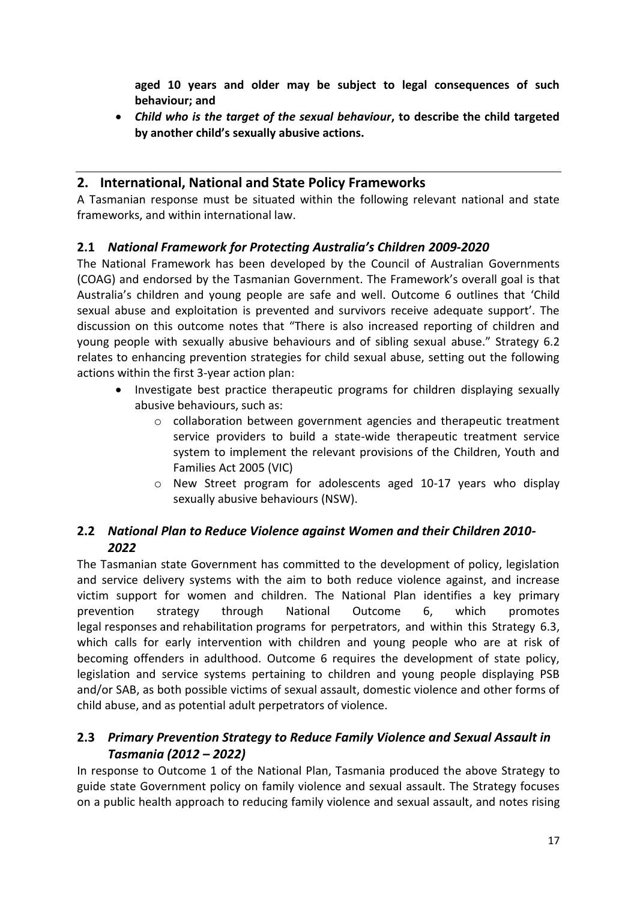**aged 10 years and older may be subject to legal consequences of such behaviour; and**

- ***Child who is the target of the sexual behaviour*, to describe the child targeted by another child's sexually abusive actions.**

---

## 2. International, National and State Policy Frameworks

A Tasmanian response must be situated within the following relevant national and state frameworks, and within international law.

### 2.1 *National Framework for Protecting Australia's Children 2009-2020*

The National Framework has been developed by the Council of Australian Governments (COAG) and endorsed by the Tasmanian Government. The Framework's overall goal is that Australia's children and young people are safe and well. Outcome 6 outlines that 'Child sexual abuse and exploitation is prevented and survivors receive adequate support'. The discussion on this outcome notes that "There is also increased reporting of children and young people with sexually abusive behaviours and of sibling sexual abuse." Strategy 6.2 relates to enhancing prevention strategies for child sexual abuse, setting out the following actions within the first 3-year action plan:

- Investigate best practice therapeutic programs for children displaying sexually abusive behaviours, such as:
  - collaboration between government agencies and therapeutic treatment service providers to build a state-wide therapeutic treatment service system to implement the relevant provisions of the Children, Youth and Families Act 2005 (VIC)
  - New Street program for adolescents aged 10-17 years who display sexually abusive behaviours (NSW).

### 2.2 *National Plan to Reduce Violence against Women and their Children 2010-2022*

The Tasmanian state Government has committed to the development of policy, legislation and service delivery systems with the aim to both reduce violence against, and increase victim support for women and children. The National Plan identifies a key primary prevention strategy through National Outcome 6, which promotes legal responses and rehabilitation programs for perpetrators, and within this Strategy 6.3, which calls for early intervention with children and young people who are at risk of becoming offenders in adulthood. Outcome 6 requires the development of state policy, legislation and service systems pertaining to children and young people displaying PSB and/or SAB, as both possible victims of sexual assault, domestic violence and other forms of child abuse, and as potential adult perpetrators of violence.

### 2.3 *Primary Prevention Strategy to Reduce Family Violence and Sexual Assault in Tasmania (2012 – 2022)*

In response to Outcome 1 of the National Plan, Tasmania produced the above Strategy to guide state Government policy on family violence and sexual assault. The Strategy focuses on a public health approach to reducing family violence and sexual assault, and notes rising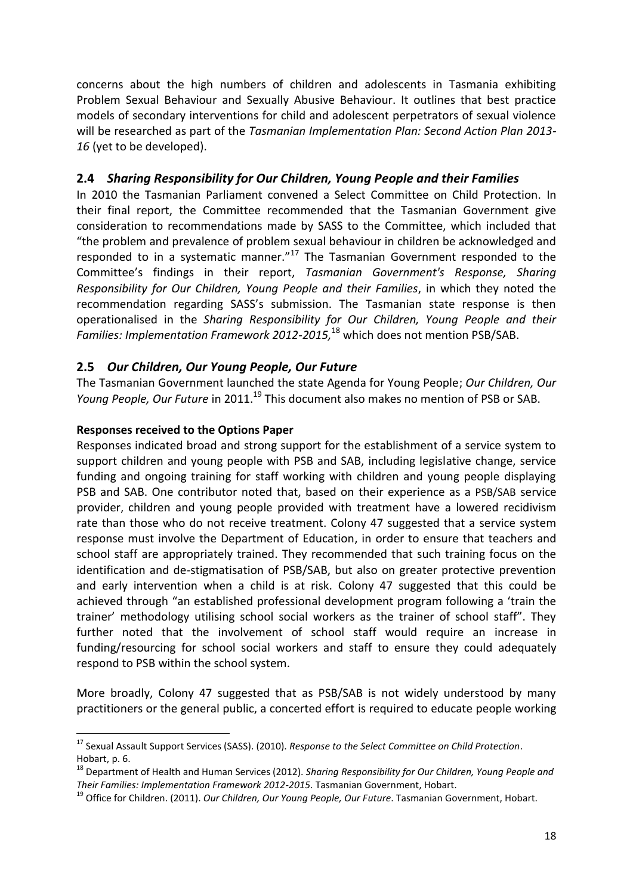concerns about the high numbers of children and adolescents in Tasmania exhibiting Problem Sexual Behaviour and Sexually Abusive Behaviour. It outlines that best practice models of secondary interventions for child and adolescent perpetrators of sexual violence will be researched as part of the *Tasmanian Implementation Plan: Second Action Plan 2013-16* (yet to be developed).

## 2.4 *Sharing Responsibility for Our Children, Young People and their Families*

In 2010 the Tasmanian Parliament convened a Select Committee on Child Protection. In their final report, the Committee recommended that the Tasmanian Government give consideration to recommendations made by SASS to the Committee, which included that "the problem and prevalence of problem sexual behaviour in children be acknowledged and responded to in a systematic manner."[17] The Tasmanian Government responded to the Committee's findings in their report, *Tasmanian Government's Response, Sharing Responsibility for Our Children, Young People and their Families*, in which they noted the recommendation regarding SASS's submission. The Tasmanian state response is then operationalised in the *Sharing Responsibility for Our Children, Young People and their Families: Implementation Framework 2012-2015,*[18] which does not mention PSB/SAB.

## 2.5 *Our Children, Our Young People, Our Future*

The Tasmanian Government launched the state Agenda for Young People; *Our Children, Our Young People, Our Future* in 2011.[19] This document also makes no mention of PSB or SAB.

**Responses received to the Options Paper**

Responses indicated broad and strong support for the establishment of a service system to support children and young people with PSB and SAB, including legislative change, service funding and ongoing training for staff working with children and young people displaying PSB and SAB. One contributor noted that, based on their experience as a PSB/SAB service provider, children and young people provided with treatment have a lowered recidivism rate than those who do not receive treatment. Colony 47 suggested that a service system response must involve the Department of Education, in order to ensure that teachers and school staff are appropriately trained. They recommended that such training focus on the identification and de-stigmatisation of PSB/SAB, but also on greater protective prevention and early intervention when a child is at risk. Colony 47 suggested that this could be achieved through "an established professional development program following a 'train the trainer' methodology utilising school social workers as the trainer of school staff". They further noted that the involvement of school staff would require an increase in funding/resourcing for school social workers and staff to ensure they could adequately respond to PSB within the school system.

More broadly, Colony 47 suggested that as PSB/SAB is not widely understood by many practitioners or the general public, a concerted effort is required to educate people working

---

[17] Sexual Assault Support Services (SASS). (2010). *Response to the Select Committee on Child Protection*. Hobart, p. 6.

[18] Department of Health and Human Services (2012). *Sharing Responsibility for Our Children, Young People and Their Families: Implementation Framework 2012-2015*. Tasmanian Government, Hobart.

[19] Office for Children. (2011). *Our Children, Our Young People, Our Future*. Tasmanian Government, Hobart.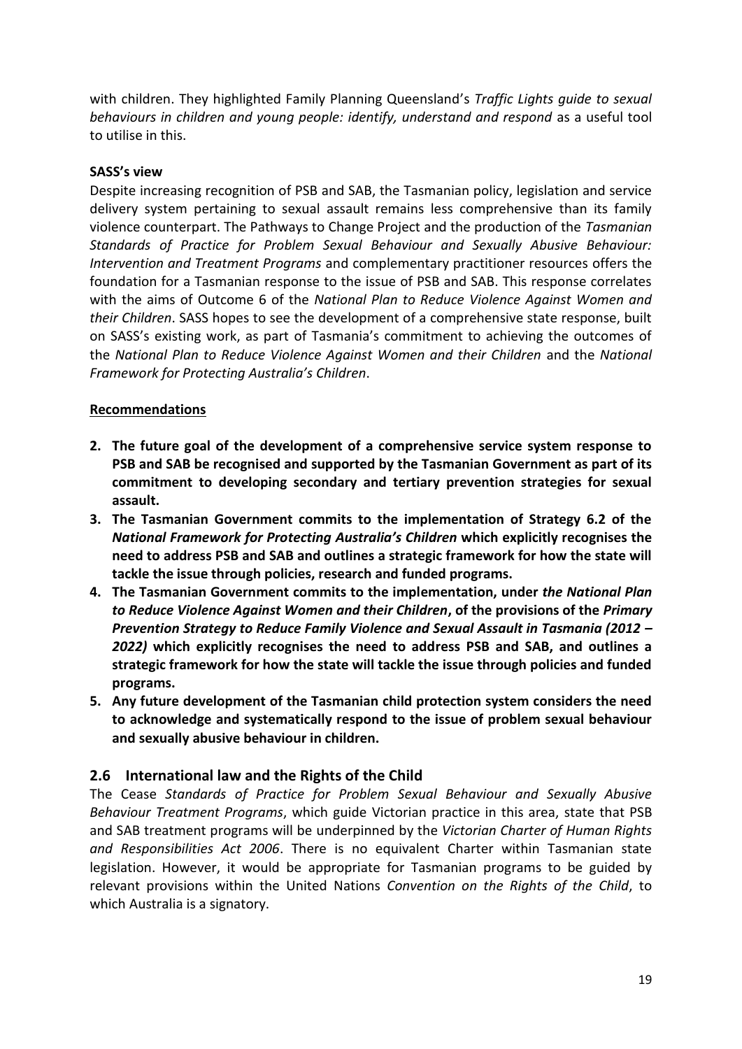with children. They highlighted Family Planning Queensland's *Traffic Lights guide to sexual behaviours in children and young people: identify, understand and respond* as a useful tool to utilise in this.

**SASS's view**

Despite increasing recognition of PSB and SAB, the Tasmanian policy, legislation and service delivery system pertaining to sexual assault remains less comprehensive than its family violence counterpart. The Pathways to Change Project and the production of the *Tasmanian Standards of Practice for Problem Sexual Behaviour and Sexually Abusive Behaviour: Intervention and Treatment Programs* and complementary practitioner resources offers the foundation for a Tasmanian response to the issue of PSB and SAB. This response correlates with the aims of Outcome 6 of the *National Plan to Reduce Violence Against Women and their Children*. SASS hopes to see the development of a comprehensive state response, built on SASS's existing work, as part of Tasmania's commitment to achieving the outcomes of the *National Plan to Reduce Violence Against Women and their Children* and the *National Framework for Protecting Australia's Children*.

<u>**Recommendations**</u>

2. **The future goal of the development of a comprehensive service system response to PSB and SAB be recognised and supported by the Tasmanian Government as part of its commitment to developing secondary and tertiary prevention strategies for sexual assault.**
3. **The Tasmanian Government commits to the implementation of Strategy 6.2 of the *National Framework for Protecting Australia's Children* which explicitly recognises the need to address PSB and SAB and outlines a strategic framework for how the state will tackle the issue through policies, research and funded programs.**
4. **The Tasmanian Government commits to the implementation, under *the National Plan to Reduce Violence Against Women and their Children*, of the provisions of the *Primary Prevention Strategy to Reduce Family Violence and Sexual Assault in Tasmania (2012 – 2022)* which explicitly recognises the need to address PSB and SAB, and outlines a strategic framework for how the state will tackle the issue through policies and funded programs.**
5. **Any future development of the Tasmanian child protection system considers the need to acknowledge and systematically respond to the issue of problem sexual behaviour and sexually abusive behaviour in children.**

## 2.6 International law and the Rights of the Child

The Cease *Standards of Practice for Problem Sexual Behaviour and Sexually Abusive Behaviour Treatment Programs*, which guide Victorian practice in this area, state that PSB and SAB treatment programs will be underpinned by the *Victorian Charter of Human Rights and Responsibilities Act 2006*. There is no equivalent Charter within Tasmanian state legislation. However, it would be appropriate for Tasmanian programs to be guided by relevant provisions within the United Nations *Convention on the Rights of the Child*, to which Australia is a signatory.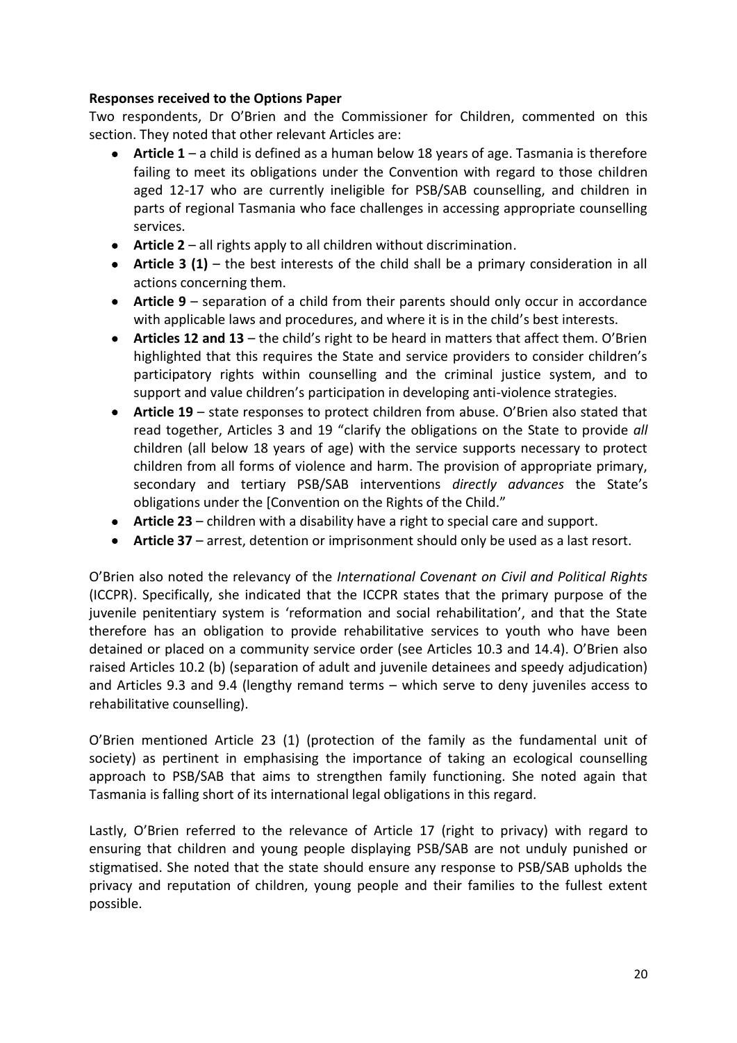**Responses received to the Options Paper**

Two respondents, Dr O'Brien and the Commissioner for Children, commented on this section. They noted that other relevant Articles are:

- **Article 1** – a child is defined as a human below 18 years of age. Tasmania is therefore failing to meet its obligations under the Convention with regard to those children aged 12-17 who are currently ineligible for PSB/SAB counselling, and children in parts of regional Tasmania who face challenges in accessing appropriate counselling services.
- **Article 2** – all rights apply to all children without discrimination.
- **Article 3 (1)** – the best interests of the child shall be a primary consideration in all actions concerning them.
- **Article 9** – separation of a child from their parents should only occur in accordance with applicable laws and procedures, and where it is in the child's best interests.
- **Articles 12 and 13** – the child's right to be heard in matters that affect them. O'Brien highlighted that this requires the State and service providers to consider children's participatory rights within counselling and the criminal justice system, and to support and value children's participation in developing anti-violence strategies.
- **Article 19** – state responses to protect children from abuse. O'Brien also stated that read together, Articles 3 and 19 "clarify the obligations on the State to provide *all* children (all below 18 years of age) with the service supports necessary to protect children from all forms of violence and harm. The provision of appropriate primary, secondary and tertiary PSB/SAB interventions *directly advances* the State's obligations under the [Convention on the Rights of the Child."
- **Article 23** – children with a disability have a right to special care and support.
- **Article 37** – arrest, detention or imprisonment should only be used as a last resort.

O'Brien also noted the relevancy of the *International Covenant on Civil and Political Rights* (ICCPR). Specifically, she indicated that the ICCPR states that the primary purpose of the juvenile penitentiary system is 'reformation and social rehabilitation', and that the State therefore has an obligation to provide rehabilitative services to youth who have been detained or placed on a community service order (see Articles 10.3 and 14.4). O'Brien also raised Articles 10.2 (b) (separation of adult and juvenile detainees and speedy adjudication) and Articles 9.3 and 9.4 (lengthy remand terms – which serve to deny juveniles access to rehabilitative counselling).

O'Brien mentioned Article 23 (1) (protection of the family as the fundamental unit of society) as pertinent in emphasising the importance of taking an ecological counselling approach to PSB/SAB that aims to strengthen family functioning. She noted again that Tasmania is falling short of its international legal obligations in this regard.

Lastly, O'Brien referred to the relevance of Article 17 (right to privacy) with regard to ensuring that children and young people displaying PSB/SAB are not unduly punished or stigmatised. She noted that the state should ensure any response to PSB/SAB upholds the privacy and reputation of children, young people and their families to the fullest extent possible.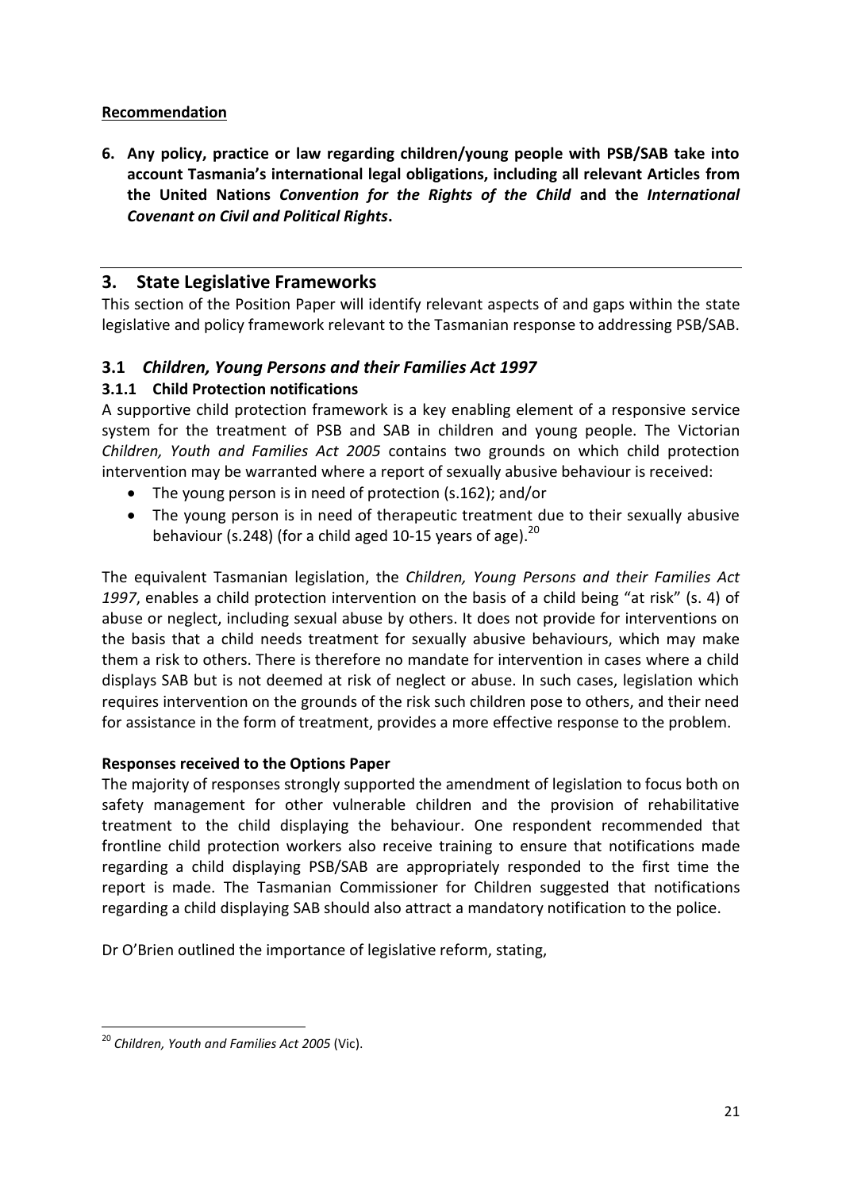**Recommendation**

**6. Any policy, practice or law regarding children/young people with PSB/SAB take into account Tasmania's international legal obligations, including all relevant Articles from the United Nations *Convention for the Rights of the Child* and the *International Covenant on Civil and Political Rights*.**

---

## 3. State Legislative Frameworks

This section of the Position Paper will identify relevant aspects of and gaps within the state legislative and policy framework relevant to the Tasmanian response to addressing PSB/SAB.

### 3.1 *Children, Young Persons and their Families Act 1997*

#### 3.1.1 Child Protection notifications

A supportive child protection framework is a key enabling element of a responsive service system for the treatment of PSB and SAB in children and young people. The Victorian *Children, Youth and Families Act 2005* contains two grounds on which child protection intervention may be warranted where a report of sexually abusive behaviour is received:

- The young person is in need of protection (s.162); and/or
- The young person is in need of therapeutic treatment due to their sexually abusive behaviour (s.248) (for a child aged 10-15 years of age).[20]

The equivalent Tasmanian legislation, the *Children, Young Persons and their Families Act 1997*, enables a child protection intervention on the basis of a child being "at risk" (s. 4) of abuse or neglect, including sexual abuse by others. It does not provide for interventions on the basis that a child needs treatment for sexually abusive behaviours, which may make them a risk to others. There is therefore no mandate for intervention in cases where a child displays SAB but is not deemed at risk of neglect or abuse. In such cases, legislation which requires intervention on the grounds of the risk such children pose to others, and their need for assistance in the form of treatment, provides a more effective response to the problem.

**Responses received to the Options Paper**

The majority of responses strongly supported the amendment of legislation to focus both on safety management for other vulnerable children and the provision of rehabilitative treatment to the child displaying the behaviour. One respondent recommended that frontline child protection workers also receive training to ensure that notifications made regarding a child displaying PSB/SAB are appropriately responded to the first time the report is made. The Tasmanian Commissioner for Children suggested that notifications regarding a child displaying SAB should also attract a mandatory notification to the police.

Dr O'Brien outlined the importance of legislative reform, stating,

---

[20] *Children, Youth and Families Act 2005* (Vic).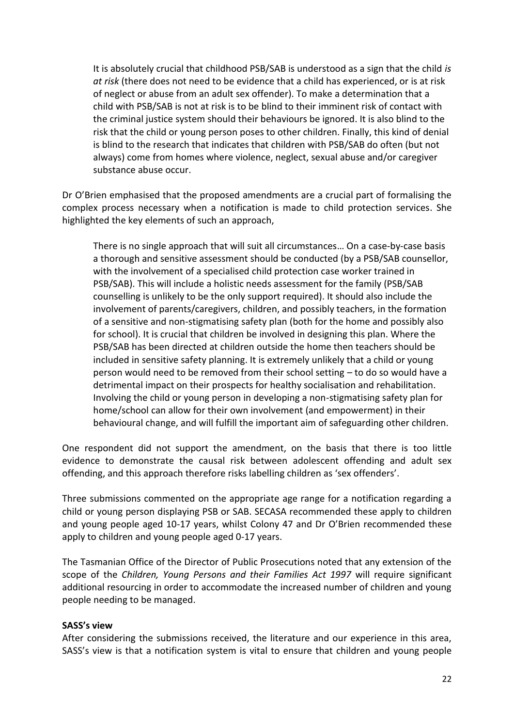> It is absolutely crucial that childhood PSB/SAB is understood as a sign that the child *is at risk* (there does not need to be evidence that a child has experienced, or is at risk of neglect or abuse from an adult sex offender). To make a determination that a child with PSB/SAB is not at risk is to be blind to their imminent risk of contact with the criminal justice system should their behaviours be ignored. It is also blind to the risk that the child or young person poses to other children. Finally, this kind of denial is blind to the research that indicates that children with PSB/SAB do often (but not always) come from homes where violence, neglect, sexual abuse and/or caregiver substance abuse occur.

Dr O'Brien emphasised that the proposed amendments are a crucial part of formalising the complex process necessary when a notification is made to child protection services. She highlighted the key elements of such an approach,

> There is no single approach that will suit all circumstances… On a case-by-case basis a thorough and sensitive assessment should be conducted (by a PSB/SAB counsellor, with the involvement of a specialised child protection case worker trained in PSB/SAB). This will include a holistic needs assessment for the family (PSB/SAB counselling is unlikely to be the only support required). It should also include the involvement of parents/caregivers, children, and possibly teachers, in the formation of a sensitive and non-stigmatising safety plan (both for the home and possibly also for school). It is crucial that children be involved in designing this plan. Where the PSB/SAB has been directed at children outside the home then teachers should be included in sensitive safety planning. It is extremely unlikely that a child or young person would need to be removed from their school setting – to do so would have a detrimental impact on their prospects for healthy socialisation and rehabilitation. Involving the child or young person in developing a non-stigmatising safety plan for home/school can allow for their own involvement (and empowerment) in their behavioural change, and will fulfill the important aim of safeguarding other children.

One respondent did not support the amendment, on the basis that there is too little evidence to demonstrate the causal risk between adolescent offending and adult sex offending, and this approach therefore risks labelling children as 'sex offenders'.

Three submissions commented on the appropriate age range for a notification regarding a child or young person displaying PSB or SAB. SECASA recommended these apply to children and young people aged 10-17 years, whilst Colony 47 and Dr O'Brien recommended these apply to children and young people aged 0-17 years.

The Tasmanian Office of the Director of Public Prosecutions noted that any extension of the scope of the *Children, Young Persons and their Families Act 1997* will require significant additional resourcing in order to accommodate the increased number of children and young people needing to be managed.

**SASS's view**

After considering the submissions received, the literature and our experience in this area, SASS's view is that a notification system is vital to ensure that children and young people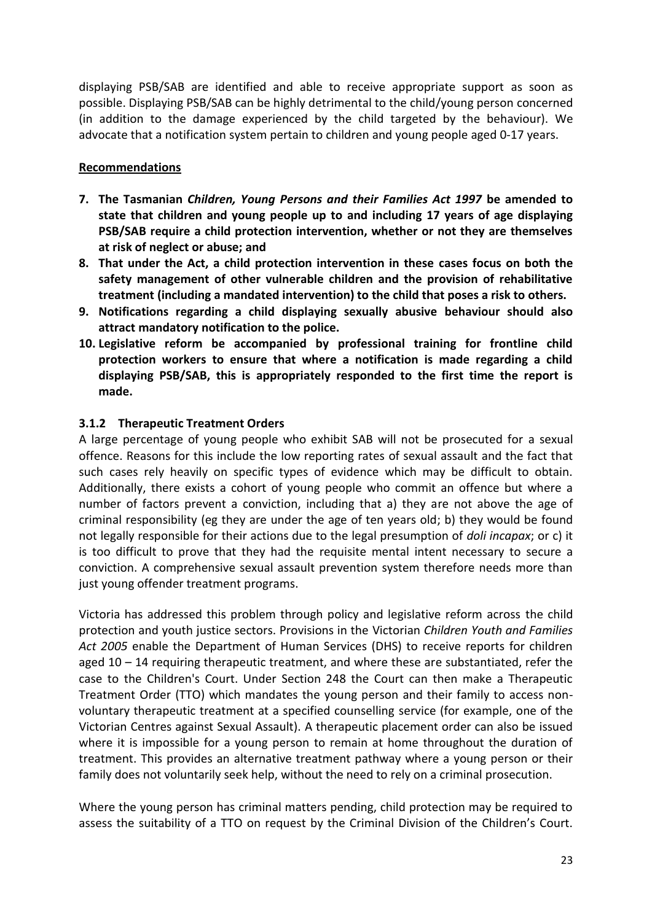displaying PSB/SAB are identified and able to receive appropriate support as soon as possible. Displaying PSB/SAB can be highly detrimental to the child/young person concerned (in addition to the damage experienced by the child targeted by the behaviour). We advocate that a notification system pertain to children and young people aged 0-17 years.

**Recommendations**

7. **The Tasmanian *Children, Young Persons and their Families Act 1997* be amended to state that children and young people up to and including 17 years of age displaying PSB/SAB require a child protection intervention, whether or not they are themselves at risk of neglect or abuse; and**
8. **That under the Act, a child protection intervention in these cases focus on both the safety management of other vulnerable children and the provision of rehabilitative treatment (including a mandated intervention) to the child that poses a risk to others.**
9. **Notifications regarding a child displaying sexually abusive behaviour should also attract mandatory notification to the police.**
10. **Legislative reform be accompanied by professional training for frontline child protection workers to ensure that where a notification is made regarding a child displaying PSB/SAB, this is appropriately responded to the first time the report is made.**

### 3.1.2 Therapeutic Treatment Orders

A large percentage of young people who exhibit SAB will not be prosecuted for a sexual offence. Reasons for this include the low reporting rates of sexual assault and the fact that such cases rely heavily on specific types of evidence which may be difficult to obtain. Additionally, there exists a cohort of young people who commit an offence but where a number of factors prevent a conviction, including that a) they are not above the age of criminal responsibility (eg they are under the age of ten years old; b) they would be found not legally responsible for their actions due to the legal presumption of *doli incapax*; or c) it is too difficult to prove that they had the requisite mental intent necessary to secure a conviction. A comprehensive sexual assault prevention system therefore needs more than just young offender treatment programs.

Victoria has addressed this problem through policy and legislative reform across the child protection and youth justice sectors. Provisions in the Victorian *Children Youth and Families Act 2005* enable the Department of Human Services (DHS) to receive reports for children aged 10 – 14 requiring therapeutic treatment, and where these are substantiated, refer the case to the Children's Court. Under Section 248 the Court can then make a Therapeutic Treatment Order (TTO) which mandates the young person and their family to access non-voluntary therapeutic treatment at a specified counselling service (for example, one of the Victorian Centres against Sexual Assault). A therapeutic placement order can also be issued where it is impossible for a young person to remain at home throughout the duration of treatment. This provides an alternative treatment pathway where a young person or their family does not voluntarily seek help, without the need to rely on a criminal prosecution.

Where the young person has criminal matters pending, child protection may be required to assess the suitability of a TTO on request by the Criminal Division of the Children's Court.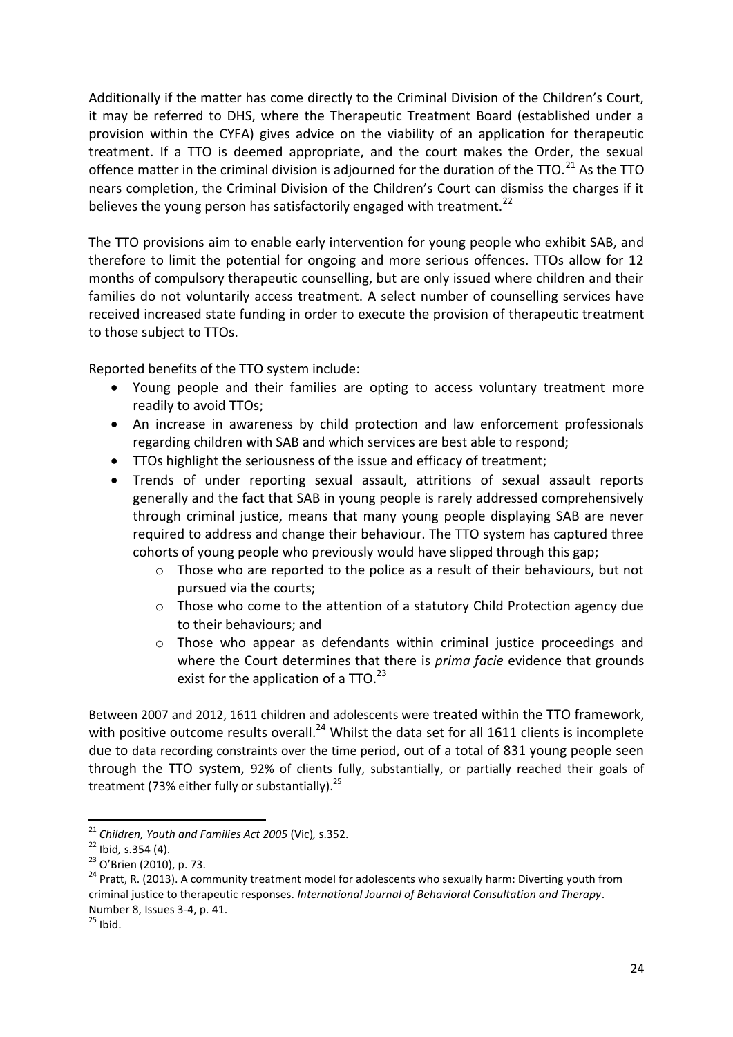Additionally if the matter has come directly to the Criminal Division of the Children's Court, it may be referred to DHS, where the Therapeutic Treatment Board (established under a provision within the CYFA) gives advice on the viability of an application for therapeutic treatment. If a TTO is deemed appropriate, and the court makes the Order, the sexual offence matter in the criminal division is adjourned for the duration of the TTO.[21] As the TTO nears completion, the Criminal Division of the Children's Court can dismiss the charges if it believes the young person has satisfactorily engaged with treatment.[22]

The TTO provisions aim to enable early intervention for young people who exhibit SAB, and therefore to limit the potential for ongoing and more serious offences. TTOs allow for 12 months of compulsory therapeutic counselling, but are only issued where children and their families do not voluntarily access treatment. A select number of counselling services have received increased state funding in order to execute the provision of therapeutic treatment to those subject to TTOs.

Reported benefits of the TTO system include:

- Young people and their families are opting to access voluntary treatment more readily to avoid TTOs;
- An increase in awareness by child protection and law enforcement professionals regarding children with SAB and which services are best able to respond;
- TTOs highlight the seriousness of the issue and efficacy of treatment;
- Trends of under reporting sexual assault, attritions of sexual assault reports generally and the fact that SAB in young people is rarely addressed comprehensively through criminal justice, means that many young people displaying SAB are never required to address and change their behaviour. The TTO system has captured three cohorts of young people who previously would have slipped through this gap;
  - Those who are reported to the police as a result of their behaviours, but not pursued via the courts;
  - Those who come to the attention of a statutory Child Protection agency due to their behaviours; and
  - Those who appear as defendants within criminal justice proceedings and where the Court determines that there is *prima facie* evidence that grounds exist for the application of a TTO.[23]

Between 2007 and 2012, 1611 children and adolescents were treated within the TTO framework, with positive outcome results overall.[24] Whilst the data set for all 1611 clients is incomplete due to data recording constraints over the time period, out of a total of 831 young people seen through the TTO system, 92% of clients fully, substantially, or partially reached their goals of treatment (73% either fully or substantially).[25]

---

[21] *Children, Youth and Families Act 2005* (Vic), s.352.

[22] Ibid, s.354 (4).

[23] O'Brien (2010), p. 73.

[24] Pratt, R. (2013). A community treatment model for adolescents who sexually harm: Diverting youth from criminal justice to therapeutic responses. *International Journal of Behavioral Consultation and Therapy*. Number 8, Issues 3-4, p. 41.

[25] Ibid.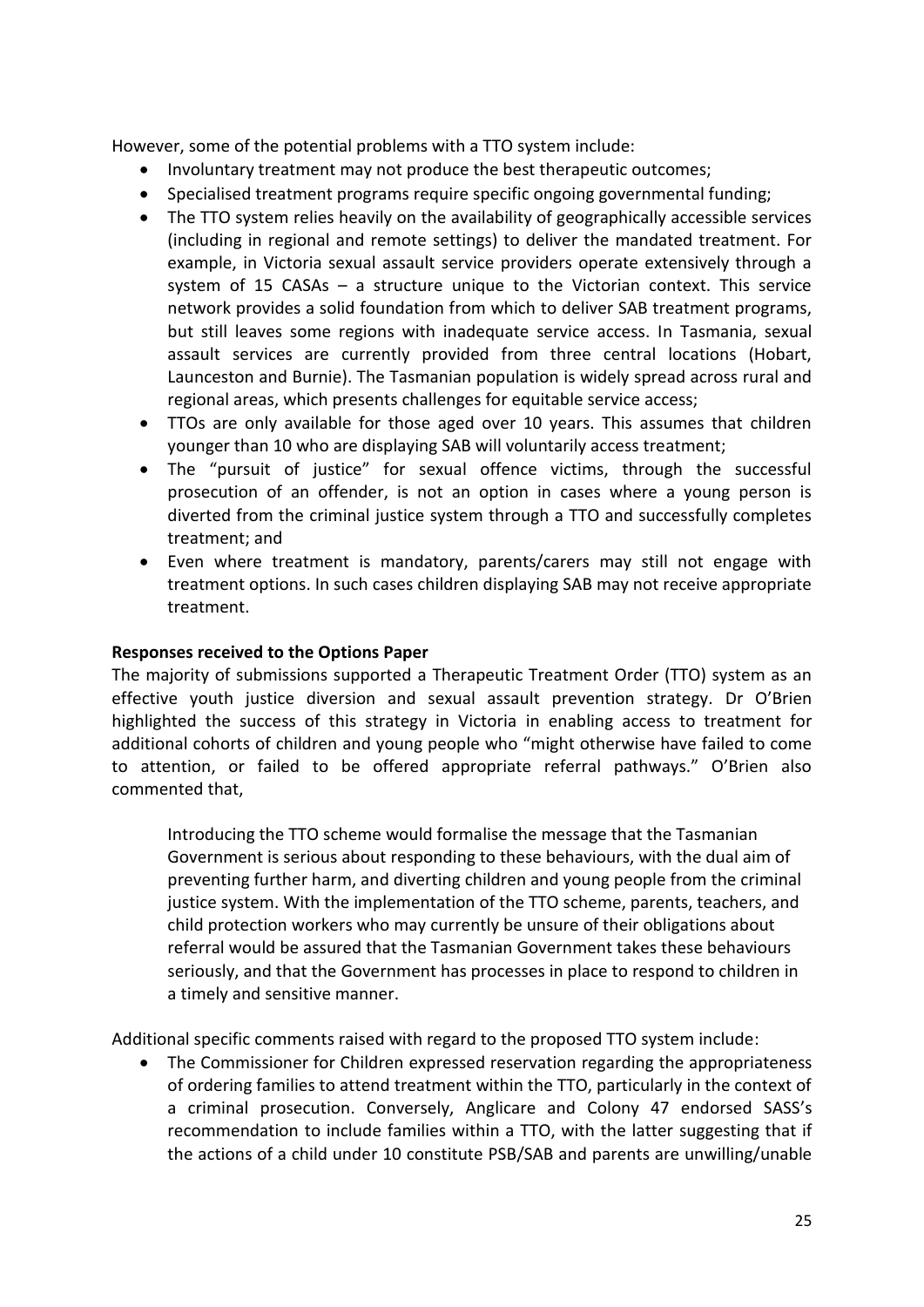However, some of the potential problems with a TTO system include:

- Involuntary treatment may not produce the best therapeutic outcomes;
- Specialised treatment programs require specific ongoing governmental funding;
- The TTO system relies heavily on the availability of geographically accessible services (including in regional and remote settings) to deliver the mandated treatment. For example, in Victoria sexual assault service providers operate extensively through a system of 15 CASAs – a structure unique to the Victorian context. This service network provides a solid foundation from which to deliver SAB treatment programs, but still leaves some regions with inadequate service access. In Tasmania, sexual assault services are currently provided from three central locations (Hobart, Launceston and Burnie). The Tasmanian population is widely spread across rural and regional areas, which presents challenges for equitable service access;
- TTOs are only available for those aged over 10 years. This assumes that children younger than 10 who are displaying SAB will voluntarily access treatment;
- The "pursuit of justice" for sexual offence victims, through the successful prosecution of an offender, is not an option in cases where a young person is diverted from the criminal justice system through a TTO and successfully completes treatment; and
- Even where treatment is mandatory, parents/carers may still not engage with treatment options. In such cases children displaying SAB may not receive appropriate treatment.

**Responses received to the Options Paper**

The majority of submissions supported a Therapeutic Treatment Order (TTO) system as an effective youth justice diversion and sexual assault prevention strategy. Dr O'Brien highlighted the success of this strategy in Victoria in enabling access to treatment for additional cohorts of children and young people who "might otherwise have failed to come to attention, or failed to be offered appropriate referral pathways." O'Brien also commented that,

> Introducing the TTO scheme would formalise the message that the Tasmanian Government is serious about responding to these behaviours, with the dual aim of preventing further harm, and diverting children and young people from the criminal justice system. With the implementation of the TTO scheme, parents, teachers, and child protection workers who may currently be unsure of their obligations about referral would be assured that the Tasmanian Government takes these behaviours seriously, and that the Government has processes in place to respond to children in a timely and sensitive manner.

Additional specific comments raised with regard to the proposed TTO system include:

- The Commissioner for Children expressed reservation regarding the appropriateness of ordering families to attend treatment within the TTO, particularly in the context of a criminal prosecution. Conversely, Anglicare and Colony 47 endorsed SASS's recommendation to include families within a TTO, with the latter suggesting that if the actions of a child under 10 constitute PSB/SAB and parents are unwilling/unable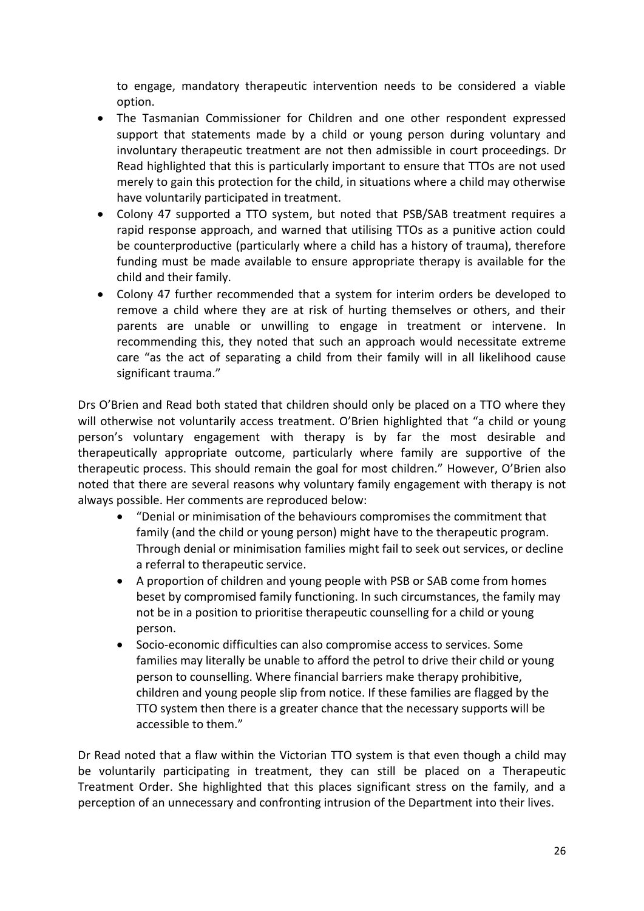to engage, mandatory therapeutic intervention needs to be considered a viable option.

- The Tasmanian Commissioner for Children and one other respondent expressed support that statements made by a child or young person during voluntary and involuntary therapeutic treatment are not then admissible in court proceedings. Dr Read highlighted that this is particularly important to ensure that TTOs are not used merely to gain this protection for the child, in situations where a child may otherwise have voluntarily participated in treatment.
- Colony 47 supported a TTO system, but noted that PSB/SAB treatment requires a rapid response approach, and warned that utilising TTOs as a punitive action could be counterproductive (particularly where a child has a history of trauma), therefore funding must be made available to ensure appropriate therapy is available for the child and their family.
- Colony 47 further recommended that a system for interim orders be developed to remove a child where they are at risk of hurting themselves or others, and their parents are unable or unwilling to engage in treatment or intervene. In recommending this, they noted that such an approach would necessitate extreme care "as the act of separating a child from their family will in all likelihood cause significant trauma."

Drs O'Brien and Read both stated that children should only be placed on a TTO where they will otherwise not voluntarily access treatment. O'Brien highlighted that "a child or young person's voluntary engagement with therapy is by far the most desirable and therapeutically appropriate outcome, particularly where family are supportive of the therapeutic process. This should remain the goal for most children." However, O'Brien also noted that there are several reasons why voluntary family engagement with therapy is not always possible. Her comments are reproduced below:

- "Denial or minimisation of the behaviours compromises the commitment that family (and the child or young person) might have to the therapeutic program. Through denial or minimisation families might fail to seek out services, or decline a referral to therapeutic service.
- A proportion of children and young people with PSB or SAB come from homes beset by compromised family functioning. In such circumstances, the family may not be in a position to prioritise therapeutic counselling for a child or young person.
- Socio-economic difficulties can also compromise access to services. Some families may literally be unable to afford the petrol to drive their child or young person to counselling. Where financial barriers make therapy prohibitive, children and young people slip from notice. If these families are flagged by the TTO system then there is a greater chance that the necessary supports will be accessible to them."

Dr Read noted that a flaw within the Victorian TTO system is that even though a child may be voluntarily participating in treatment, they can still be placed on a Therapeutic Treatment Order. She highlighted that this places significant stress on the family, and a perception of an unnecessary and confronting intrusion of the Department into their lives.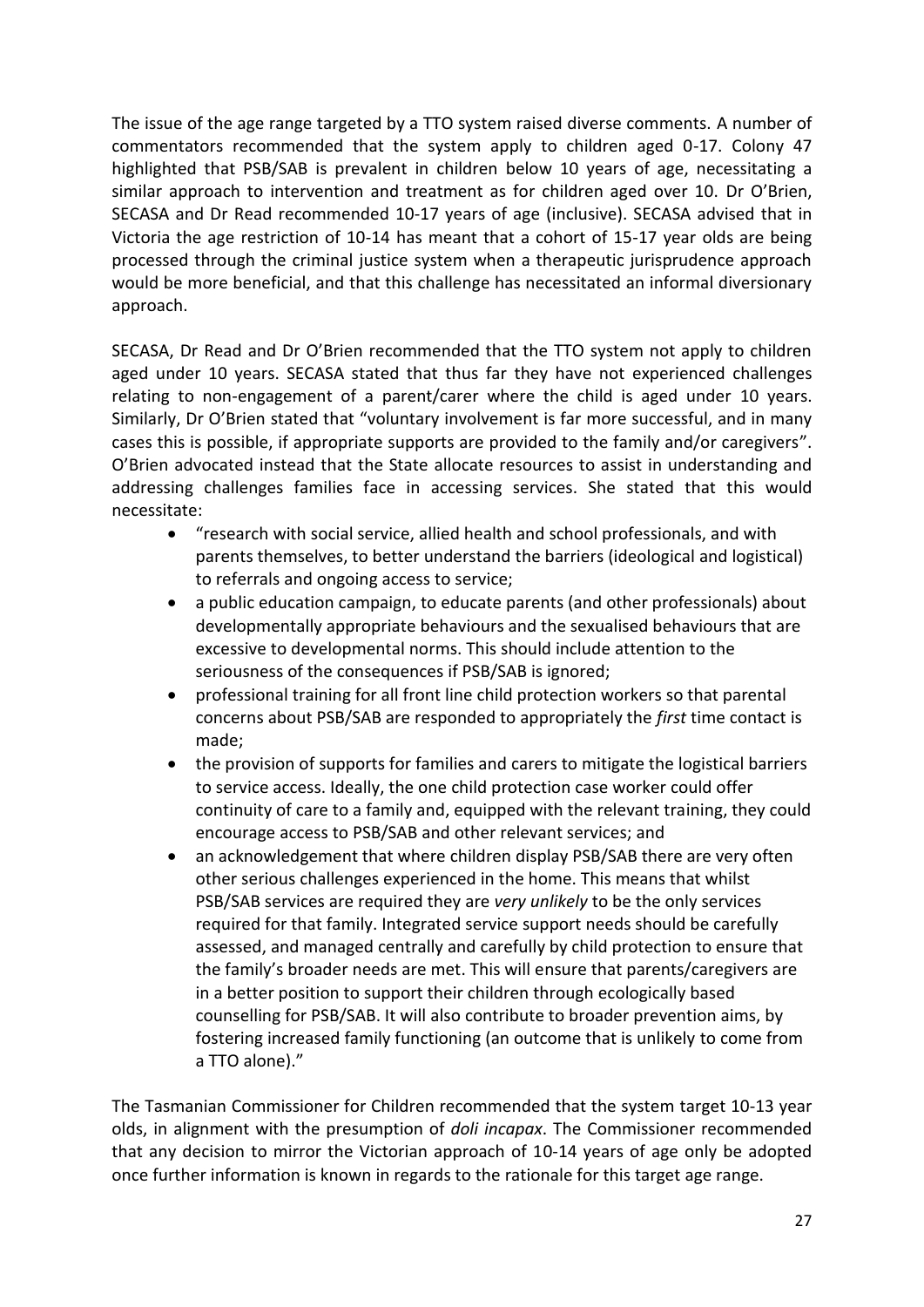The issue of the age range targeted by a TTO system raised diverse comments. A number of commentators recommended that the system apply to children aged 0-17. Colony 47 highlighted that PSB/SAB is prevalent in children below 10 years of age, necessitating a similar approach to intervention and treatment as for children aged over 10. Dr O'Brien, SECASA and Dr Read recommended 10-17 years of age (inclusive). SECASA advised that in Victoria the age restriction of 10-14 has meant that a cohort of 15-17 year olds are being processed through the criminal justice system when a therapeutic jurisprudence approach would be more beneficial, and that this challenge has necessitated an informal diversionary approach.

SECASA, Dr Read and Dr O'Brien recommended that the TTO system not apply to children aged under 10 years. SECASA stated that thus far they have not experienced challenges relating to non-engagement of a parent/carer where the child is aged under 10 years. Similarly, Dr O'Brien stated that "voluntary involvement is far more successful, and in many cases this is possible, if appropriate supports are provided to the family and/or caregivers". O'Brien advocated instead that the State allocate resources to assist in understanding and addressing challenges families face in accessing services. She stated that this would necessitate:

- "research with social service, allied health and school professionals, and with parents themselves, to better understand the barriers (ideological and logistical) to referrals and ongoing access to service;
- a public education campaign, to educate parents (and other professionals) about developmentally appropriate behaviours and the sexualised behaviours that are excessive to developmental norms. This should include attention to the seriousness of the consequences if PSB/SAB is ignored;
- professional training for all front line child protection workers so that parental concerns about PSB/SAB are responded to appropriately the *first* time contact is made;
- the provision of supports for families and carers to mitigate the logistical barriers to service access. Ideally, the one child protection case worker could offer continuity of care to a family and, equipped with the relevant training, they could encourage access to PSB/SAB and other relevant services; and
- an acknowledgement that where children display PSB/SAB there are very often other serious challenges experienced in the home. This means that whilst PSB/SAB services are required they are *very unlikely* to be the only services required for that family. Integrated service support needs should be carefully assessed, and managed centrally and carefully by child protection to ensure that the family's broader needs are met. This will ensure that parents/caregivers are in a better position to support their children through ecologically based counselling for PSB/SAB. It will also contribute to broader prevention aims, by fostering increased family functioning (an outcome that is unlikely to come from a TTO alone)."

The Tasmanian Commissioner for Children recommended that the system target 10-13 year olds, in alignment with the presumption of *doli incapax*. The Commissioner recommended that any decision to mirror the Victorian approach of 10-14 years of age only be adopted once further information is known in regards to the rationale for this target age range.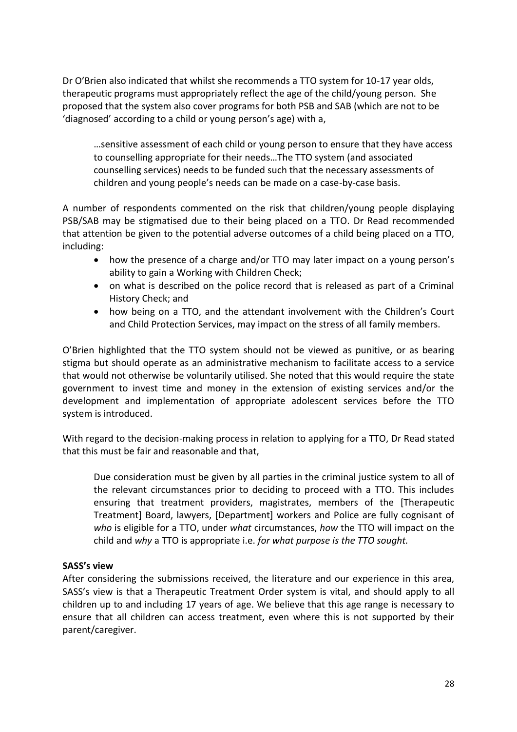Dr O'Brien also indicated that whilst she recommends a TTO system for 10-17 year olds, therapeutic programs must appropriately reflect the age of the child/young person. She proposed that the system also cover programs for both PSB and SAB (which are not to be 'diagnosed' according to a child or young person's age) with a,

> …sensitive assessment of each child or young person to ensure that they have access to counselling appropriate for their needs…The TTO system (and associated counselling services) needs to be funded such that the necessary assessments of children and young people's needs can be made on a case-by-case basis.

A number of respondents commented on the risk that children/young people displaying PSB/SAB may be stigmatised due to their being placed on a TTO. Dr Read recommended that attention be given to the potential adverse outcomes of a child being placed on a TTO, including:

- how the presence of a charge and/or TTO may later impact on a young person's ability to gain a Working with Children Check;
- on what is described on the police record that is released as part of a Criminal History Check; and
- how being on a TTO, and the attendant involvement with the Children's Court and Child Protection Services, may impact on the stress of all family members.

O'Brien highlighted that the TTO system should not be viewed as punitive, or as bearing stigma but should operate as an administrative mechanism to facilitate access to a service that would not otherwise be voluntarily utilised. She noted that this would require the state government to invest time and money in the extension of existing services and/or the development and implementation of appropriate adolescent services before the TTO system is introduced.

With regard to the decision-making process in relation to applying for a TTO, Dr Read stated that this must be fair and reasonable and that,

> Due consideration must be given by all parties in the criminal justice system to all of the relevant circumstances prior to deciding to proceed with a TTO. This includes ensuring that treatment providers, magistrates, members of the [Therapeutic Treatment] Board, lawyers, [Department] workers and Police are fully cognisant of *who* is eligible for a TTO, under *what* circumstances, *how* the TTO will impact on the child and *why* a TTO is appropriate i.e. *for what purpose is the TTO sought.*

**SASS's view**

After considering the submissions received, the literature and our experience in this area, SASS's view is that a Therapeutic Treatment Order system is vital, and should apply to all children up to and including 17 years of age. We believe that this age range is necessary to ensure that all children can access treatment, even where this is not supported by their parent/caregiver.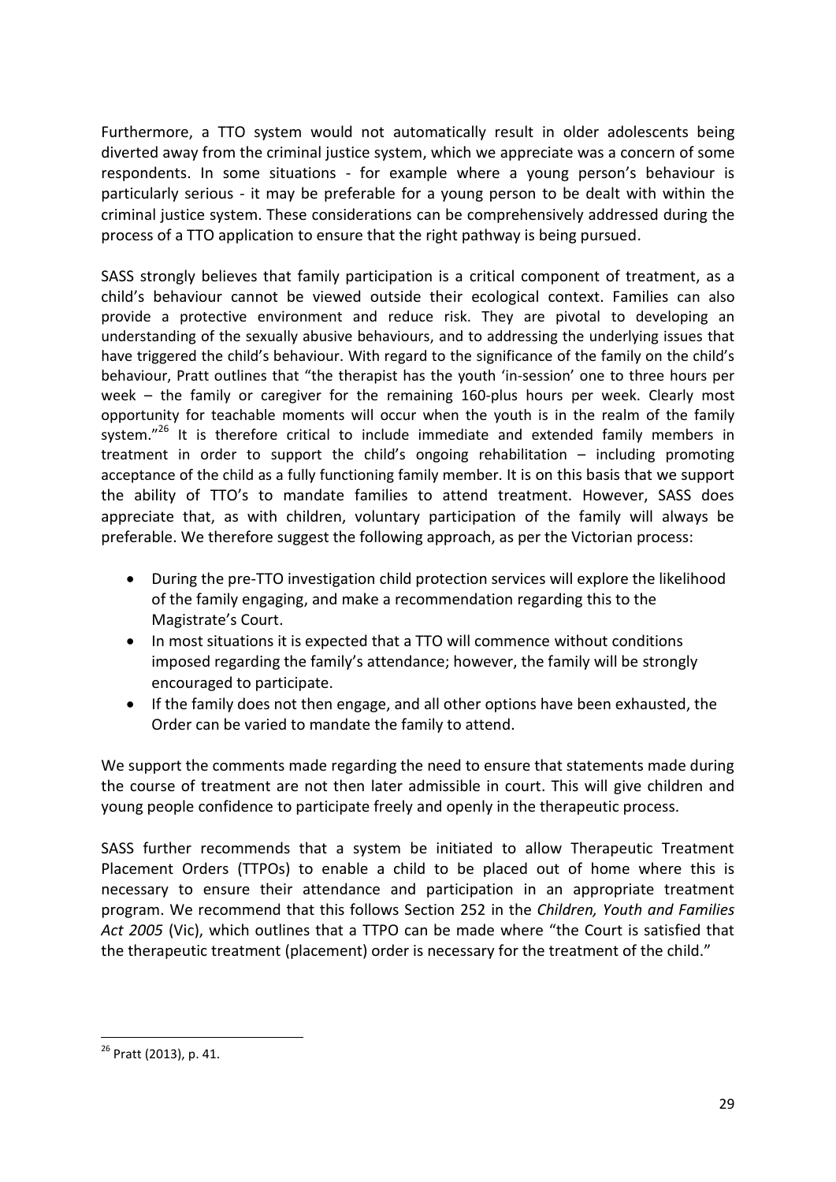Furthermore, a TTO system would not automatically result in older adolescents being diverted away from the criminal justice system, which we appreciate was a concern of some respondents. In some situations - for example where a young person's behaviour is particularly serious - it may be preferable for a young person to be dealt with within the criminal justice system. These considerations can be comprehensively addressed during the process of a TTO application to ensure that the right pathway is being pursued.

SASS strongly believes that family participation is a critical component of treatment, as a child's behaviour cannot be viewed outside their ecological context. Families can also provide a protective environment and reduce risk. They are pivotal to developing an understanding of the sexually abusive behaviours, and to addressing the underlying issues that have triggered the child's behaviour. With regard to the significance of the family on the child's behaviour, Pratt outlines that "the therapist has the youth 'in-session' one to three hours per week – the family or caregiver for the remaining 160-plus hours per week. Clearly most opportunity for teachable moments will occur when the youth is in the realm of the family system."[26] It is therefore critical to include immediate and extended family members in treatment in order to support the child's ongoing rehabilitation – including promoting acceptance of the child as a fully functioning family member. It is on this basis that we support the ability of TTO's to mandate families to attend treatment. However, SASS does appreciate that, as with children, voluntary participation of the family will always be preferable. We therefore suggest the following approach, as per the Victorian process:

- During the pre-TTO investigation child protection services will explore the likelihood of the family engaging, and make a recommendation regarding this to the Magistrate's Court.
- In most situations it is expected that a TTO will commence without conditions imposed regarding the family's attendance; however, the family will be strongly encouraged to participate.
- If the family does not then engage, and all other options have been exhausted, the Order can be varied to mandate the family to attend.

We support the comments made regarding the need to ensure that statements made during the course of treatment are not then later admissible in court. This will give children and young people confidence to participate freely and openly in the therapeutic process.

SASS further recommends that a system be initiated to allow Therapeutic Treatment Placement Orders (TTPOs) to enable a child to be placed out of home where this is necessary to ensure their attendance and participation in an appropriate treatment program. We recommend that this follows Section 252 in the *Children, Youth and Families Act 2005* (Vic), which outlines that a TTPO can be made where "the Court is satisfied that the therapeutic treatment (placement) order is necessary for the treatment of the child."

---

[26] Pratt (2013), p. 41.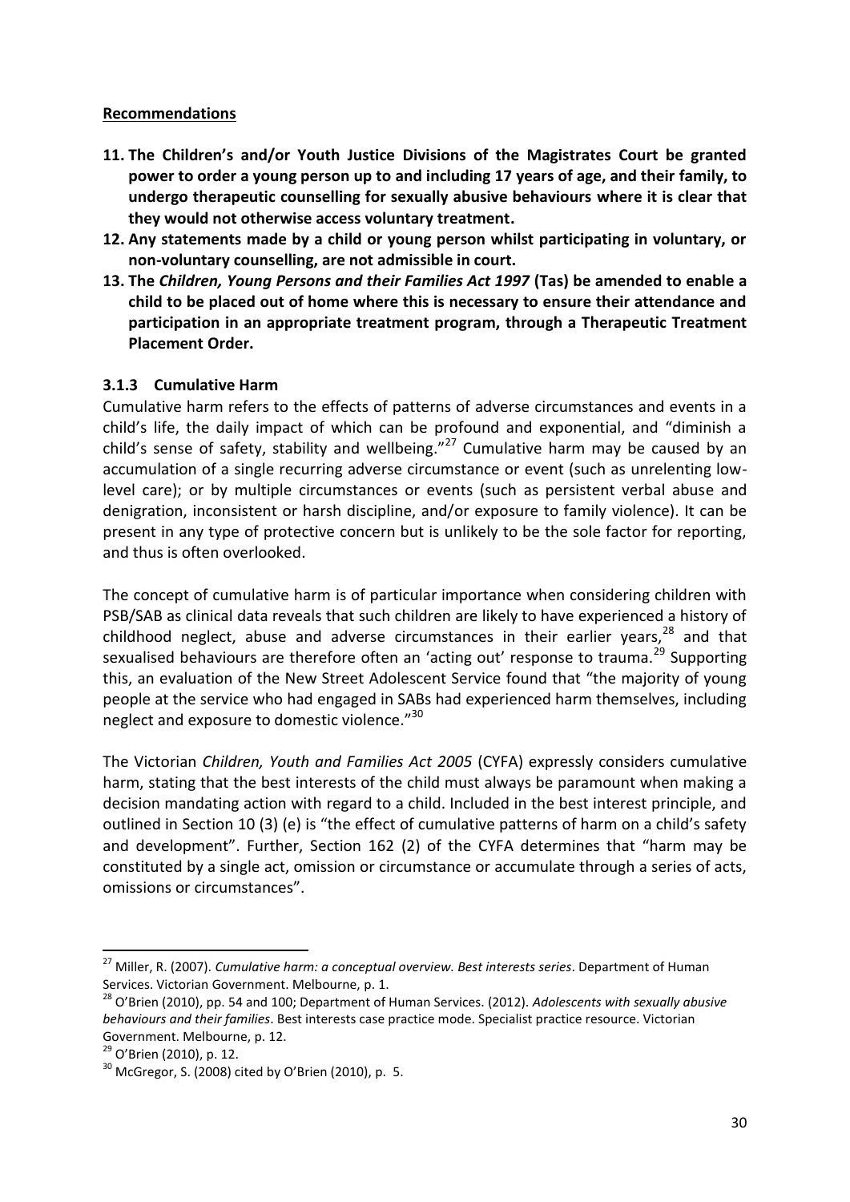**Recommendations**

11. **The Children's and/or Youth Justice Divisions of the Magistrates Court be granted power to order a young person up to and including 17 years of age, and their family, to undergo therapeutic counselling for sexually abusive behaviours where it is clear that they would not otherwise access voluntary treatment.**
12. **Any statements made by a child or young person whilst participating in voluntary, or non-voluntary counselling, are not admissible in court.**
13. **The *Children, Young Persons and their Families Act 1997* (Tas) be amended to enable a child to be placed out of home where this is necessary to ensure their attendance and participation in an appropriate treatment program, through a Therapeutic Treatment Placement Order.**

### 3.1.3 Cumulative Harm

Cumulative harm refers to the effects of patterns of adverse circumstances and events in a child's life, the daily impact of which can be profound and exponential, and "diminish a child's sense of safety, stability and wellbeing."[27] Cumulative harm may be caused by an accumulation of a single recurring adverse circumstance or event (such as unrelenting low-level care); or by multiple circumstances or events (such as persistent verbal abuse and denigration, inconsistent or harsh discipline, and/or exposure to family violence). It can be present in any type of protective concern but is unlikely to be the sole factor for reporting, and thus is often overlooked.

The concept of cumulative harm is of particular importance when considering children with PSB/SAB as clinical data reveals that such children are likely to have experienced a history of childhood neglect, abuse and adverse circumstances in their earlier years,[28] and that sexualised behaviours are therefore often an 'acting out' response to trauma.[29] Supporting this, an evaluation of the New Street Adolescent Service found that "the majority of young people at the service who had engaged in SABs had experienced harm themselves, including neglect and exposure to domestic violence."[30]

The Victorian *Children, Youth and Families Act 2005* (CYFA) expressly considers cumulative harm, stating that the best interests of the child must always be paramount when making a decision mandating action with regard to a child. Included in the best interest principle, and outlined in Section 10 (3) (e) is "the effect of cumulative patterns of harm on a child's safety and development". Further, Section 162 (2) of the CYFA determines that "harm may be constituted by a single act, omission or circumstance or accumulate through a series of acts, omissions or circumstances".

---

[27] Miller, R. (2007). *Cumulative harm: a conceptual overview. Best interests series*. Department of Human Services. Victorian Government. Melbourne, p. 1.

[28] O'Brien (2010), pp. 54 and 100; Department of Human Services. (2012). *Adolescents with sexually abusive behaviours and their families*. Best interests case practice mode. Specialist practice resource. Victorian Government. Melbourne, p. 12.

[29] O'Brien (2010), p. 12.

[30] McGregor, S. (2008) cited by O'Brien (2010), p. 5.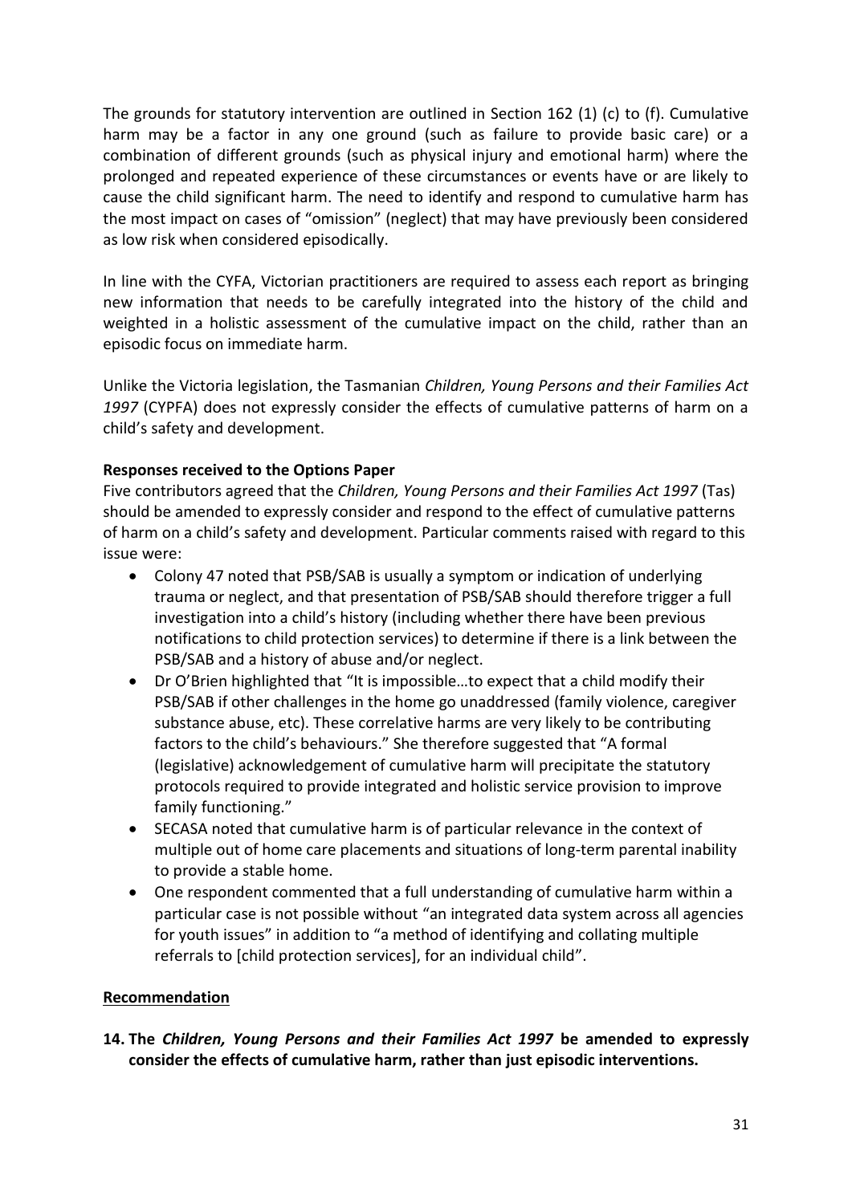The grounds for statutory intervention are outlined in Section 162 (1) (c) to (f). Cumulative harm may be a factor in any one ground (such as failure to provide basic care) or a combination of different grounds (such as physical injury and emotional harm) where the prolonged and repeated experience of these circumstances or events have or are likely to cause the child significant harm. The need to identify and respond to cumulative harm has the most impact on cases of "omission" (neglect) that may have previously been considered as low risk when considered episodically.

In line with the CYFA, Victorian practitioners are required to assess each report as bringing new information that needs to be carefully integrated into the history of the child and weighted in a holistic assessment of the cumulative impact on the child, rather than an episodic focus on immediate harm.

Unlike the Victoria legislation, the Tasmanian *Children, Young Persons and their Families Act 1997* (CYPFA) does not expressly consider the effects of cumulative patterns of harm on a child's safety and development.

**Responses received to the Options Paper**

Five contributors agreed that the *Children, Young Persons and their Families Act 1997* (Tas) should be amended to expressly consider and respond to the effect of cumulative patterns of harm on a child's safety and development. Particular comments raised with regard to this issue were:

- Colony 47 noted that PSB/SAB is usually a symptom or indication of underlying trauma or neglect, and that presentation of PSB/SAB should therefore trigger a full investigation into a child's history (including whether there have been previous notifications to child protection services) to determine if there is a link between the PSB/SAB and a history of abuse and/or neglect.
- Dr O'Brien highlighted that "It is impossible…to expect that a child modify their PSB/SAB if other challenges in the home go unaddressed (family violence, caregiver substance abuse, etc). These correlative harms are very likely to be contributing factors to the child's behaviours." She therefore suggested that "A formal (legislative) acknowledgement of cumulative harm will precipitate the statutory protocols required to provide integrated and holistic service provision to improve family functioning."
- SECASA noted that cumulative harm is of particular relevance in the context of multiple out of home care placements and situations of long-term parental inability to provide a stable home.
- One respondent commented that a full understanding of cumulative harm within a particular case is not possible without "an integrated data system across all agencies for youth issues" in addition to "a method of identifying and collating multiple referrals to [child protection services], for an individual child".

**Recommendation**

**14. The *Children, Young Persons and their Families Act 1997* be amended to expressly consider the effects of cumulative harm, rather than just episodic interventions.**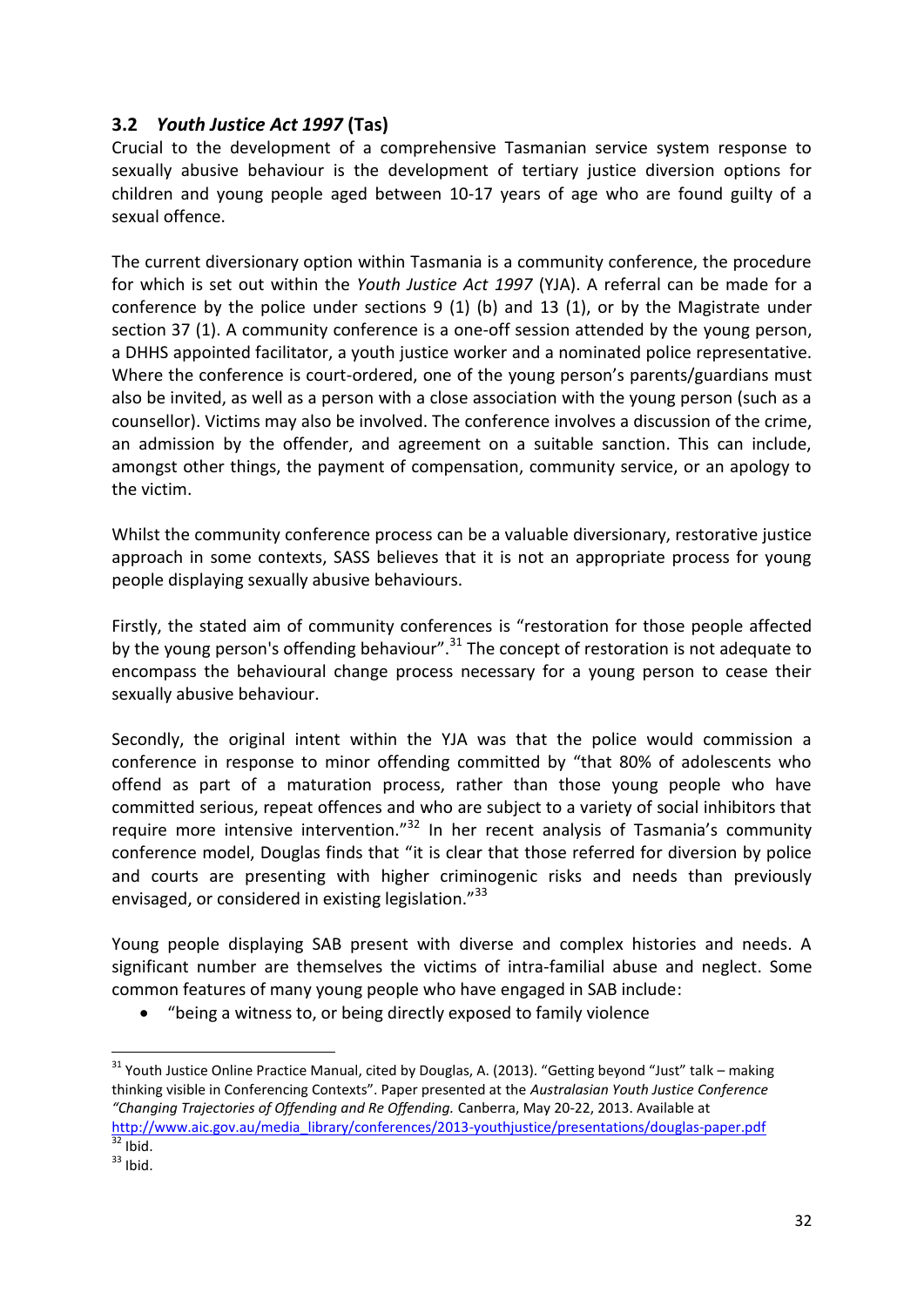## 3.2 *Youth Justice Act 1997* (Tas)

Crucial to the development of a comprehensive Tasmanian service system response to sexually abusive behaviour is the development of tertiary justice diversion options for children and young people aged between 10-17 years of age who are found guilty of a sexual offence.

The current diversionary option within Tasmania is a community conference, the procedure for which is set out within the *Youth Justice Act 1997* (YJA). A referral can be made for a conference by the police under sections 9 (1) (b) and 13 (1), or by the Magistrate under section 37 (1). A community conference is a one-off session attended by the young person, a DHHS appointed facilitator, a youth justice worker and a nominated police representative. Where the conference is court-ordered, one of the young person's parents/guardians must also be invited, as well as a person with a close association with the young person (such as a counsellor). Victims may also be involved. The conference involves a discussion of the crime, an admission by the offender, and agreement on a suitable sanction. This can include, amongst other things, the payment of compensation, community service, or an apology to the victim.

Whilst the community conference process can be a valuable diversionary, restorative justice approach in some contexts, SASS believes that it is not an appropriate process for young people displaying sexually abusive behaviours.

Firstly, the stated aim of community conferences is "restoration for those people affected by the young person's offending behaviour".[31] The concept of restoration is not adequate to encompass the behavioural change process necessary for a young person to cease their sexually abusive behaviour.

Secondly, the original intent within the YJA was that the police would commission a conference in response to minor offending committed by "that 80% of adolescents who offend as part of a maturation process, rather than those young people who have committed serious, repeat offences and who are subject to a variety of social inhibitors that require more intensive intervention."[32] In her recent analysis of Tasmania's community conference model, Douglas finds that "it is clear that those referred for diversion by police and courts are presenting with higher criminogenic risks and needs than previously envisaged, or considered in existing legislation."[33]

Young people displaying SAB present with diverse and complex histories and needs. A significant number are themselves the victims of intra-familial abuse and neglect. Some common features of many young people who have engaged in SAB include:

- "being a witness to, or being directly exposed to family violence

---

[31] Youth Justice Online Practice Manual, cited by Douglas, A. (2013). "Getting beyond "Just" talk – making thinking visible in Conferencing Contexts". Paper presented at the *Australasian Youth Justice Conference "Changing Trajectories of Offending and Re Offending.* Canberra, May 20-22, 2013. Available at http://www.aic.gov.au/media_library/conferences/2013-youthjustice/presentations/douglas-paper.pdf

[32] Ibid.

[33] Ibid.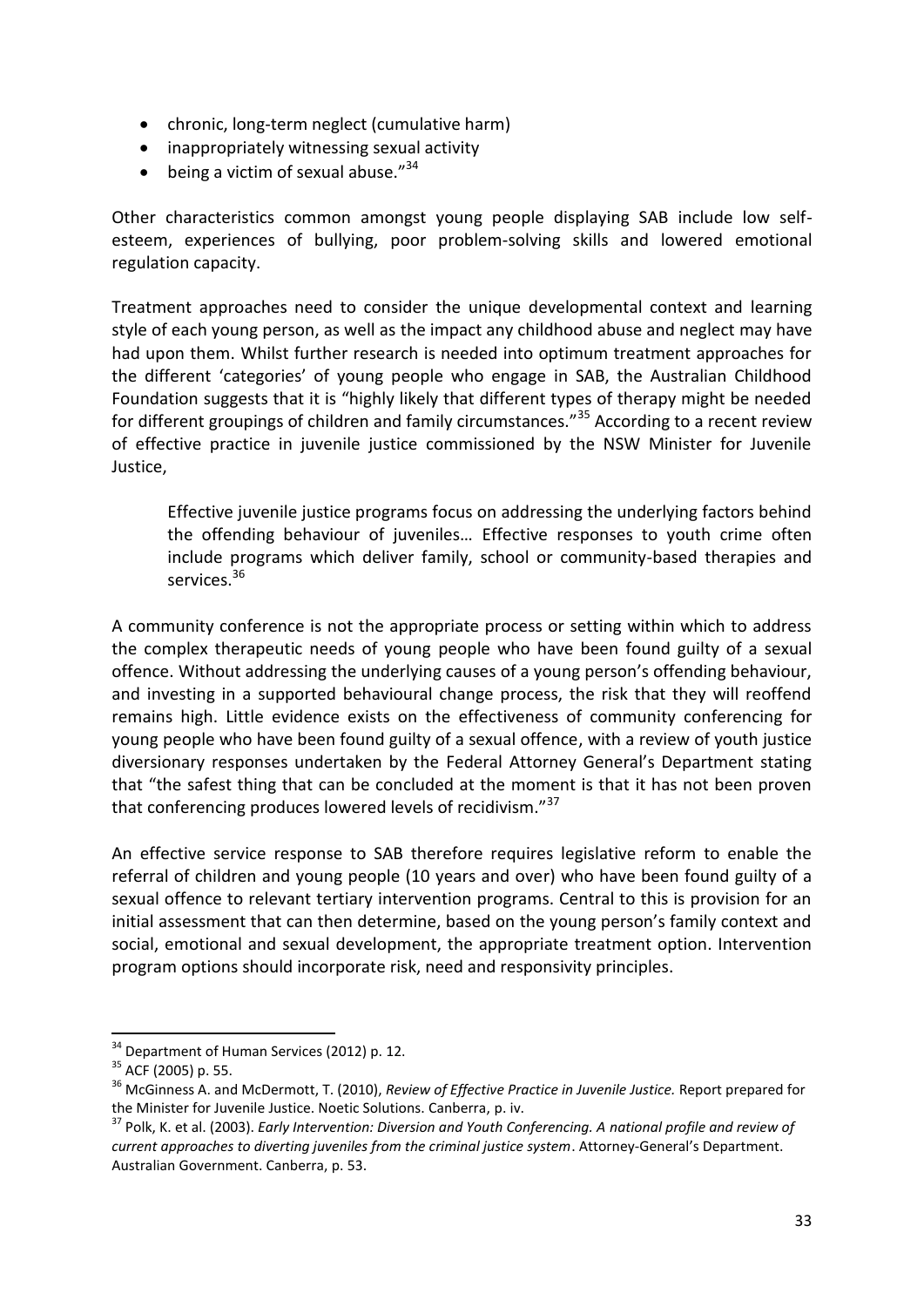- chronic, long-term neglect (cumulative harm)
- inappropriately witnessing sexual activity
- being a victim of sexual abuse."[34]

Other characteristics common amongst young people displaying SAB include low self-esteem, experiences of bullying, poor problem-solving skills and lowered emotional regulation capacity.

Treatment approaches need to consider the unique developmental context and learning style of each young person, as well as the impact any childhood abuse and neglect may have had upon them. Whilst further research is needed into optimum treatment approaches for the different 'categories' of young people who engage in SAB, the Australian Childhood Foundation suggests that it is "highly likely that different types of therapy might be needed for different groupings of children and family circumstances."[35] According to a recent review of effective practice in juvenile justice commissioned by the NSW Minister for Juvenile Justice,

> Effective juvenile justice programs focus on addressing the underlying factors behind the offending behaviour of juveniles… Effective responses to youth crime often include programs which deliver family, school or community-based therapies and services.[36]

A community conference is not the appropriate process or setting within which to address the complex therapeutic needs of young people who have been found guilty of a sexual offence. Without addressing the underlying causes of a young person's offending behaviour, and investing in a supported behavioural change process, the risk that they will reoffend remains high. Little evidence exists on the effectiveness of community conferencing for young people who have been found guilty of a sexual offence, with a review of youth justice diversionary responses undertaken by the Federal Attorney General's Department stating that "the safest thing that can be concluded at the moment is that it has not been proven that conferencing produces lowered levels of recidivism."[37]

An effective service response to SAB therefore requires legislative reform to enable the referral of children and young people (10 years and over) who have been found guilty of a sexual offence to relevant tertiary intervention programs. Central to this is provision for an initial assessment that can then determine, based on the young person's family context and social, emotional and sexual development, the appropriate treatment option. Intervention program options should incorporate risk, need and responsivity principles.

---

[34] Department of Human Services (2012) p. 12.

[35] ACF (2005) p. 55.

[36] McGinness A. and McDermott, T. (2010), *Review of Effective Practice in Juvenile Justice.* Report prepared for the Minister for Juvenile Justice. Noetic Solutions. Canberra, p. iv.

[37] Polk, K. et al. (2003). *Early Intervention: Diversion and Youth Conferencing. A national profile and review of current approaches to diverting juveniles from the criminal justice system*. Attorney-General's Department. Australian Government. Canberra, p. 53.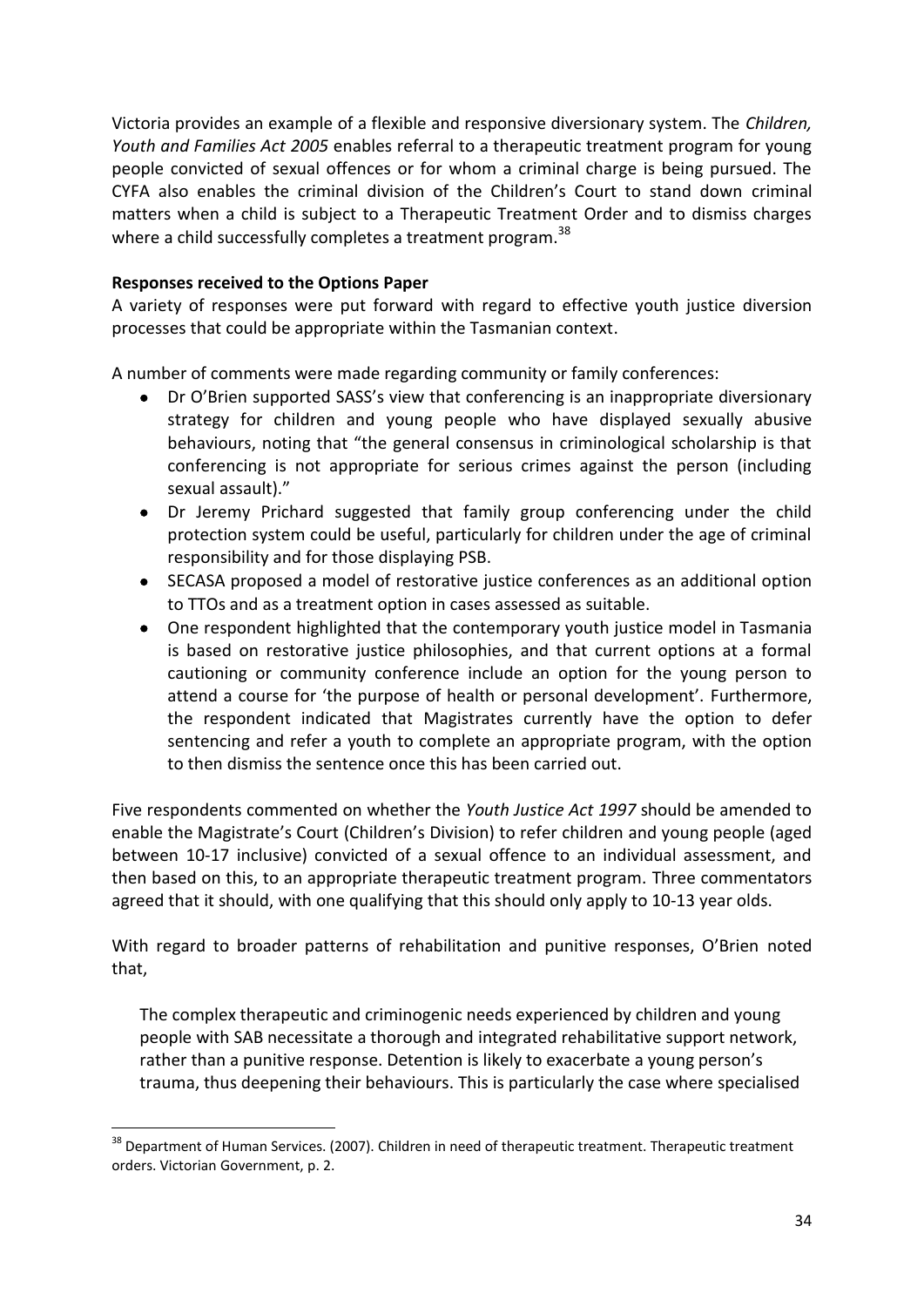Victoria provides an example of a flexible and responsive diversionary system. The *Children, Youth and Families Act 2005* enables referral to a therapeutic treatment program for young people convicted of sexual offences or for whom a criminal charge is being pursued. The CYFA also enables the criminal division of the Children's Court to stand down criminal matters when a child is subject to a Therapeutic Treatment Order and to dismiss charges where a child successfully completes a treatment program.[38]

**Responses received to the Options Paper**

A variety of responses were put forward with regard to effective youth justice diversion processes that could be appropriate within the Tasmanian context.

A number of comments were made regarding community or family conferences:

- Dr O'Brien supported SASS's view that conferencing is an inappropriate diversionary strategy for children and young people who have displayed sexually abusive behaviours, noting that "the general consensus in criminological scholarship is that conferencing is not appropriate for serious crimes against the person (including sexual assault)."
- Dr Jeremy Prichard suggested that family group conferencing under the child protection system could be useful, particularly for children under the age of criminal responsibility and for those displaying PSB.
- SECASA proposed a model of restorative justice conferences as an additional option to TTOs and as a treatment option in cases assessed as suitable.
- One respondent highlighted that the contemporary youth justice model in Tasmania is based on restorative justice philosophies, and that current options at a formal cautioning or community conference include an option for the young person to attend a course for 'the purpose of health or personal development'. Furthermore, the respondent indicated that Magistrates currently have the option to defer sentencing and refer a youth to complete an appropriate program, with the option to then dismiss the sentence once this has been carried out.

Five respondents commented on whether the *Youth Justice Act 1997* should be amended to enable the Magistrate's Court (Children's Division) to refer children and young people (aged between 10-17 inclusive) convicted of a sexual offence to an individual assessment, and then based on this, to an appropriate therapeutic treatment program. Three commentators agreed that it should, with one qualifying that this should only apply to 10-13 year olds.

With regard to broader patterns of rehabilitation and punitive responses, O'Brien noted that,

> The complex therapeutic and criminogenic needs experienced by children and young people with SAB necessitate a thorough and integrated rehabilitative support network, rather than a punitive response. Detention is likely to exacerbate a young person's trauma, thus deepening their behaviours. This is particularly the case where specialised

[38] Department of Human Services. (2007). Children in need of therapeutic treatment. Therapeutic treatment orders. Victorian Government, p. 2.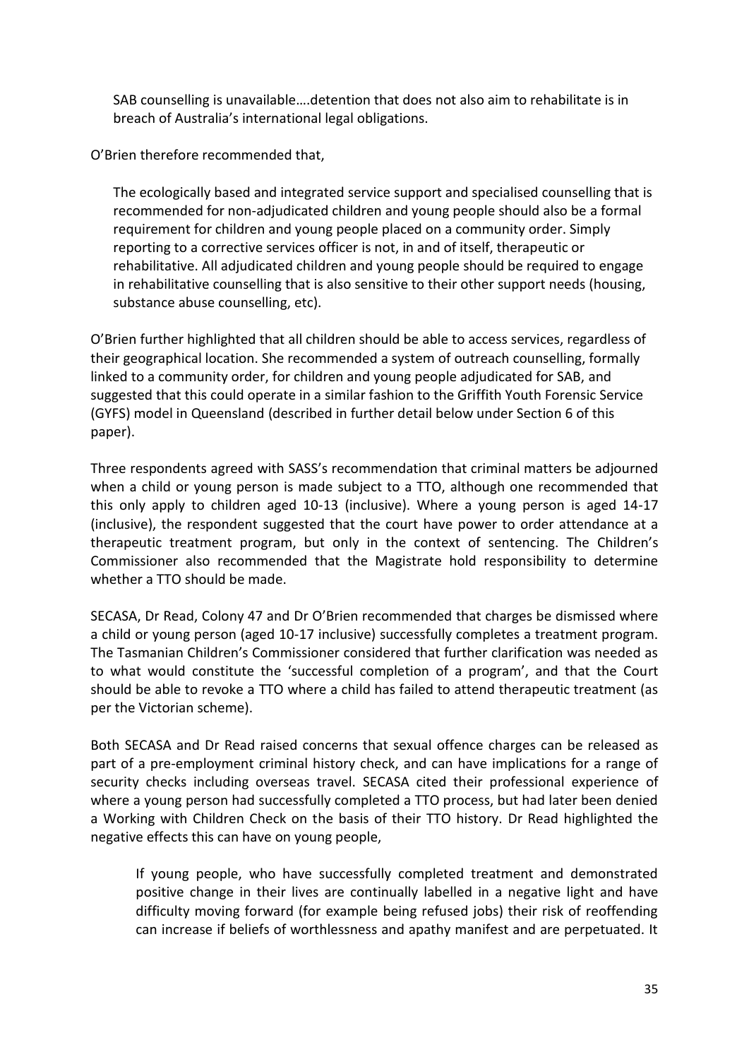> SAB counselling is unavailable….detention that does not also aim to rehabilitate is in breach of Australia's international legal obligations.

O'Brien therefore recommended that,

> The ecologically based and integrated service support and specialised counselling that is recommended for non-adjudicated children and young people should also be a formal requirement for children and young people placed on a community order. Simply reporting to a corrective services officer is not, in and of itself, therapeutic or rehabilitative. All adjudicated children and young people should be required to engage in rehabilitative counselling that is also sensitive to their other support needs (housing, substance abuse counselling, etc).

O'Brien further highlighted that all children should be able to access services, regardless of their geographical location. She recommended a system of outreach counselling, formally linked to a community order, for children and young people adjudicated for SAB, and suggested that this could operate in a similar fashion to the Griffith Youth Forensic Service (GYFS) model in Queensland (described in further detail below under Section 6 of this paper).

Three respondents agreed with SASS's recommendation that criminal matters be adjourned when a child or young person is made subject to a TTO, although one recommended that this only apply to children aged 10-13 (inclusive). Where a young person is aged 14-17 (inclusive), the respondent suggested that the court have power to order attendance at a therapeutic treatment program, but only in the context of sentencing. The Children's Commissioner also recommended that the Magistrate hold responsibility to determine whether a TTO should be made.

SECASA, Dr Read, Colony 47 and Dr O'Brien recommended that charges be dismissed where a child or young person (aged 10-17 inclusive) successfully completes a treatment program. The Tasmanian Children's Commissioner considered that further clarification was needed as to what would constitute the 'successful completion of a program', and that the Court should be able to revoke a TTO where a child has failed to attend therapeutic treatment (as per the Victorian scheme).

Both SECASA and Dr Read raised concerns that sexual offence charges can be released as part of a pre-employment criminal history check, and can have implications for a range of security checks including overseas travel. SECASA cited their professional experience of where a young person had successfully completed a TTO process, but had later been denied a Working with Children Check on the basis of their TTO history. Dr Read highlighted the negative effects this can have on young people,

> If young people, who have successfully completed treatment and demonstrated positive change in their lives are continually labelled in a negative light and have difficulty moving forward (for example being refused jobs) their risk of reoffending can increase if beliefs of worthlessness and apathy manifest and are perpetuated. It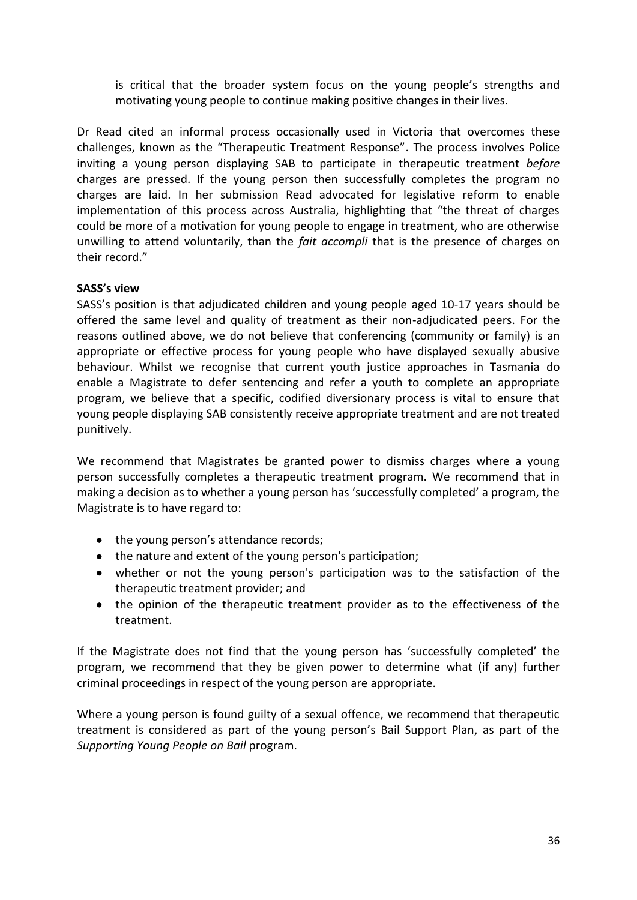is critical that the broader system focus on the young people's strengths and motivating young people to continue making positive changes in their lives.

Dr Read cited an informal process occasionally used in Victoria that overcomes these challenges, known as the "Therapeutic Treatment Response". The process involves Police inviting a young person displaying SAB to participate in therapeutic treatment *before* charges are pressed. If the young person then successfully completes the program no charges are laid. In her submission Read advocated for legislative reform to enable implementation of this process across Australia, highlighting that "the threat of charges could be more of a motivation for young people to engage in treatment, who are otherwise unwilling to attend voluntarily, than the *fait accompli* that is the presence of charges on their record."

**SASS's view**

SASS's position is that adjudicated children and young people aged 10-17 years should be offered the same level and quality of treatment as their non-adjudicated peers. For the reasons outlined above, we do not believe that conferencing (community or family) is an appropriate or effective process for young people who have displayed sexually abusive behaviour. Whilst we recognise that current youth justice approaches in Tasmania do enable a Magistrate to defer sentencing and refer a youth to complete an appropriate program, we believe that a specific, codified diversionary process is vital to ensure that young people displaying SAB consistently receive appropriate treatment and are not treated punitively.

We recommend that Magistrates be granted power to dismiss charges where a young person successfully completes a therapeutic treatment program. We recommend that in making a decision as to whether a young person has 'successfully completed' a program, the Magistrate is to have regard to:

- the young person's attendance records;
- the nature and extent of the young person's participation;
- whether or not the young person's participation was to the satisfaction of the therapeutic treatment provider; and
- the opinion of the therapeutic treatment provider as to the effectiveness of the treatment.

If the Magistrate does not find that the young person has 'successfully completed' the program, we recommend that they be given power to determine what (if any) further criminal proceedings in respect of the young person are appropriate.

Where a young person is found guilty of a sexual offence, we recommend that therapeutic treatment is considered as part of the young person's Bail Support Plan, as part of the *Supporting Young People on Bail* program.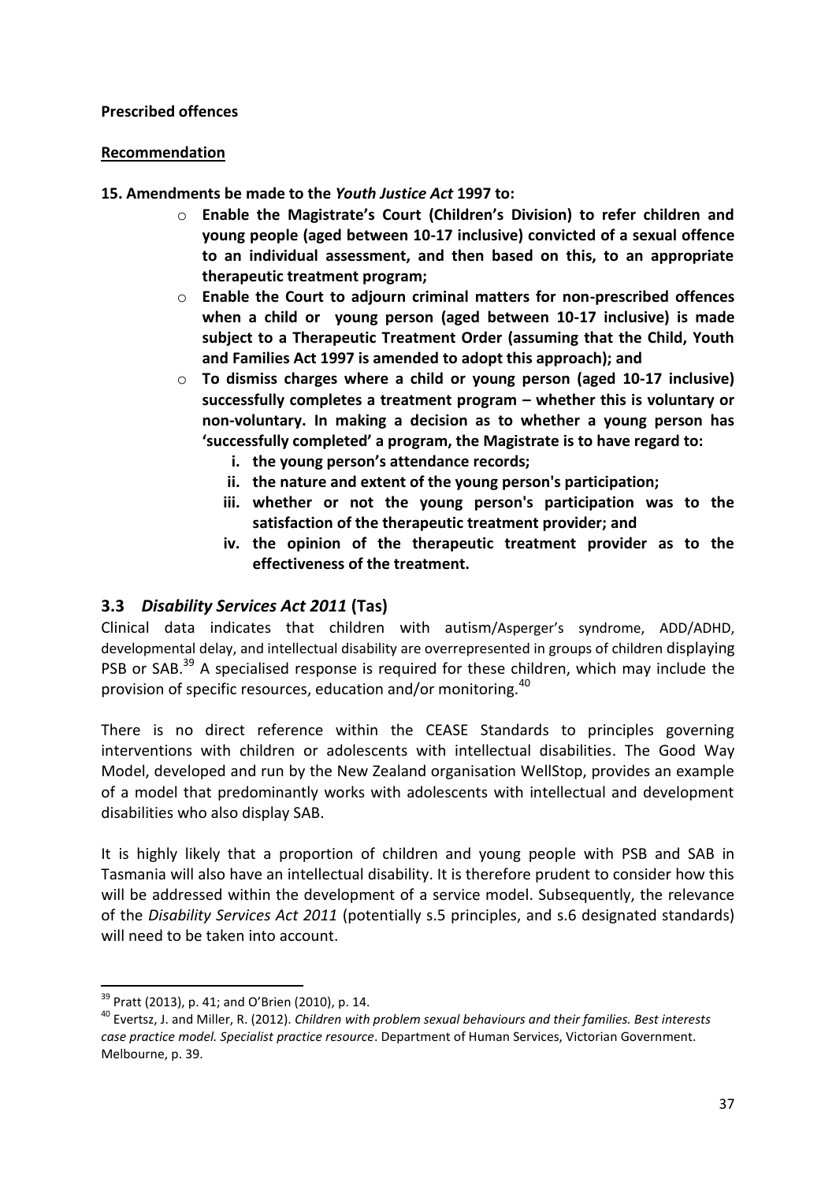**Prescribed offences**

**Recommendation**

**15. Amendments be made to the *Youth Justice Act* 1997 to:**

- **Enable the Magistrate's Court (Children's Division) to refer children and young people (aged between 10-17 inclusive) convicted of a sexual offence to an individual assessment, and then based on this, to an appropriate therapeutic treatment program;**
- **Enable the Court to adjourn criminal matters for non-prescribed offences when a child or young person (aged between 10-17 inclusive) is made subject to a Therapeutic Treatment Order (assuming that the Child, Youth and Families Act 1997 is amended to adopt this approach); and**
- **To dismiss charges where a child or young person (aged 10-17 inclusive) successfully completes a treatment program – whether this is voluntary or non-voluntary. In making a decision as to whether a young person has 'successfully completed' a program, the Magistrate is to have regard to:**
    1. **the young person's attendance records;**
    2. **the nature and extent of the young person's participation;**
    3. **whether or not the young person's participation was to the satisfaction of the therapeutic treatment provider; and**
    4. **the opinion of the therapeutic treatment provider as to the effectiveness of the treatment.**

## 3.3 *Disability Services Act 2011* (Tas)

Clinical data indicates that children with autism/Asperger's syndrome, ADD/ADHD, developmental delay, and intellectual disability are overrepresented in groups of children displaying PSB or SAB.[39] A specialised response is required for these children, which may include the provision of specific resources, education and/or monitoring.[40]

There is no direct reference within the CEASE Standards to principles governing interventions with children or adolescents with intellectual disabilities. The Good Way Model, developed and run by the New Zealand organisation WellStop, provides an example of a model that predominantly works with adolescents with intellectual and development disabilities who also display SAB.

It is highly likely that a proportion of children and young people with PSB and SAB in Tasmania will also have an intellectual disability. It is therefore prudent to consider how this will be addressed within the development of a service model. Subsequently, the relevance of the *Disability Services Act 2011* (potentially s.5 principles, and s.6 designated standards) will need to be taken into account.

---

[39] Pratt (2013), p. 41; and O'Brien (2010), p. 14.

[40] Evertsz, J. and Miller, R. (2012). *Children with problem sexual behaviours and their families. Best interests case practice model. Specialist practice resource*. Department of Human Services, Victorian Government. Melbourne, p. 39.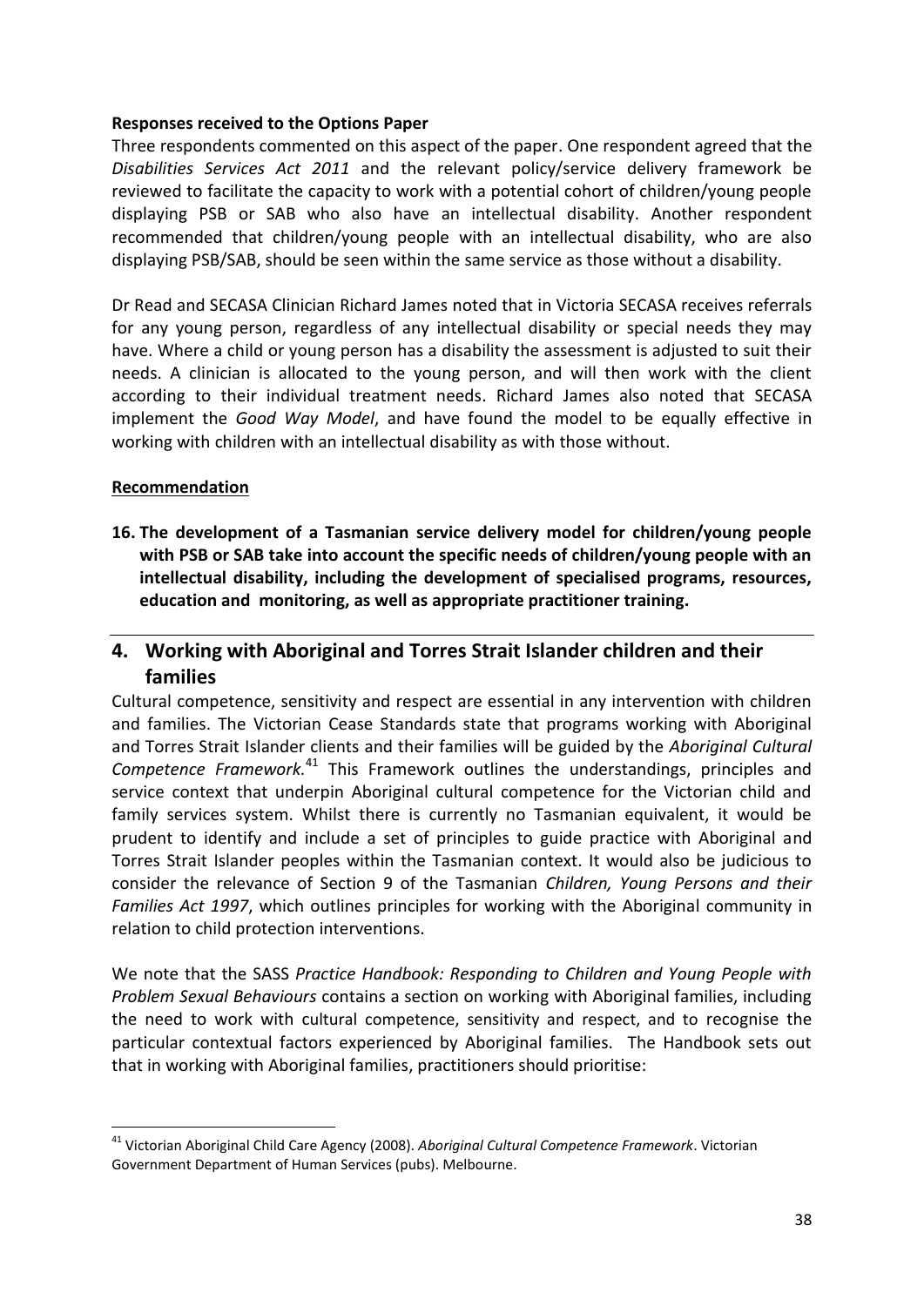**Responses received to the Options Paper**

Three respondents commented on this aspect of the paper. One respondent agreed that the *Disabilities Services Act 2011* and the relevant policy/service delivery framework be reviewed to facilitate the capacity to work with a potential cohort of children/young people displaying PSB or SAB who also have an intellectual disability. Another respondent recommended that children/young people with an intellectual disability, who are also displaying PSB/SAB, should be seen within the same service as those without a disability.

Dr Read and SECASA Clinician Richard James noted that in Victoria SECASA receives referrals for any young person, regardless of any intellectual disability or special needs they may have. Where a child or young person has a disability the assessment is adjusted to suit their needs. A clinician is allocated to the young person, and will then work with the client according to their individual treatment needs. Richard James also noted that SECASA implement the *Good Way Model*, and have found the model to be equally effective in working with children with an intellectual disability as with those without.

**Recommendation**

**16. The development of a Tasmanian service delivery model for children/young people with PSB or SAB take into account the specific needs of children/young people with an intellectual disability, including the development of specialised programs, resources, education and monitoring, as well as appropriate practitioner training.**

## 4. Working with Aboriginal and Torres Strait Islander children and their families

Cultural competence, sensitivity and respect are essential in any intervention with children and families. The Victorian Cease Standards state that programs working with Aboriginal and Torres Strait Islander clients and their families will be guided by the *Aboriginal Cultural Competence Framework.*[41] This Framework outlines the understandings, principles and service context that underpin Aboriginal cultural competence for the Victorian child and family services system. Whilst there is currently no Tasmanian equivalent, it would be prudent to identify and include a set of principles to guide practice with Aboriginal and Torres Strait Islander peoples within the Tasmanian context. It would also be judicious to consider the relevance of Section 9 of the Tasmanian *Children, Young Persons and their Families Act 1997*, which outlines principles for working with the Aboriginal community in relation to child protection interventions.

We note that the SASS *Practice Handbook: Responding to Children and Young People with Problem Sexual Behaviours* contains a section on working with Aboriginal families, including the need to work with cultural competence, sensitivity and respect, and to recognise the particular contextual factors experienced by Aboriginal families. The Handbook sets out that in working with Aboriginal families, practitioners should prioritise:

---

[41] Victorian Aboriginal Child Care Agency (2008). *Aboriginal Cultural Competence Framework*. Victorian Government Department of Human Services (pubs). Melbourne.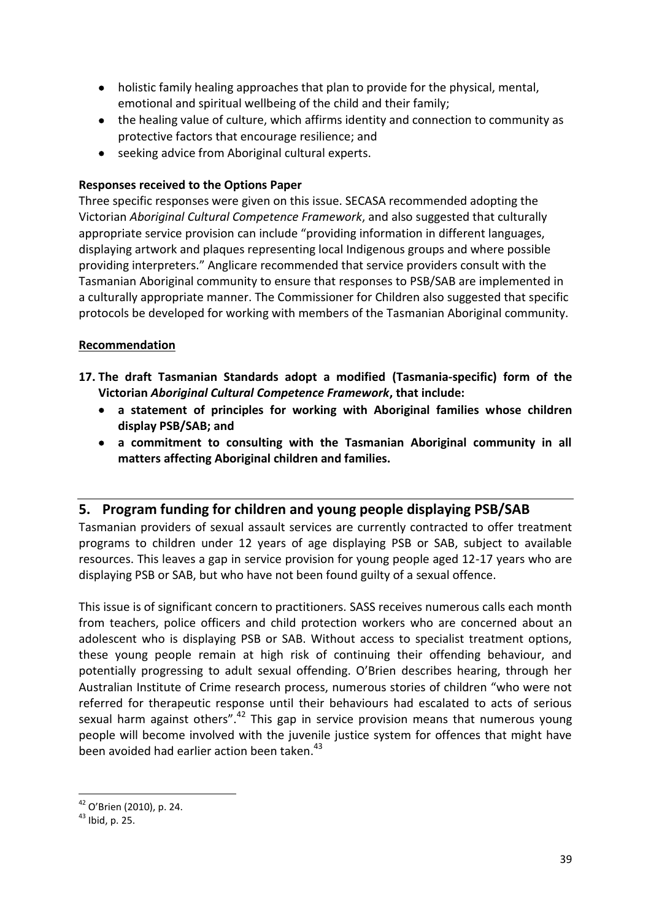- holistic family healing approaches that plan to provide for the physical, mental, emotional and spiritual wellbeing of the child and their family;
- the healing value of culture, which affirms identity and connection to community as protective factors that encourage resilience; and
- seeking advice from Aboriginal cultural experts.

**Responses received to the Options Paper**

Three specific responses were given on this issue. SECASA recommended adopting the Victorian *Aboriginal Cultural Competence Framework*, and also suggested that culturally appropriate service provision can include "providing information in different languages, displaying artwork and plaques representing local Indigenous groups and where possible providing interpreters." Anglicare recommended that service providers consult with the Tasmanian Aboriginal community to ensure that responses to PSB/SAB are implemented in a culturally appropriate manner. The Commissioner for Children also suggested that specific protocols be developed for working with members of the Tasmanian Aboriginal community.

**Recommendation**

**17. The draft Tasmanian Standards adopt a modified (Tasmania-specific) form of the Victorian *Aboriginal Cultural Competence Framework*, that include:**
- **a statement of principles for working with Aboriginal families whose children display PSB/SAB; and**
- **a commitment to consulting with the Tasmanian Aboriginal community in all matters affecting Aboriginal children and families.**

## 5. Program funding for children and young people displaying PSB/SAB

Tasmanian providers of sexual assault services are currently contracted to offer treatment programs to children under 12 years of age displaying PSB or SAB, subject to available resources. This leaves a gap in service provision for young people aged 12-17 years who are displaying PSB or SAB, but who have not been found guilty of a sexual offence.

This issue is of significant concern to practitioners. SASS receives numerous calls each month from teachers, police officers and child protection workers who are concerned about an adolescent who is displaying PSB or SAB. Without access to specialist treatment options, these young people remain at high risk of continuing their offending behaviour, and potentially progressing to adult sexual offending. O'Brien describes hearing, through her Australian Institute of Crime research process, numerous stories of children "who were not referred for therapeutic response until their behaviours had escalated to acts of serious sexual harm against others".[42] This gap in service provision means that numerous young people will become involved with the juvenile justice system for offences that might have been avoided had earlier action been taken.[43]

[42] O'Brien (2010), p. 24.

[43] Ibid, p. 25.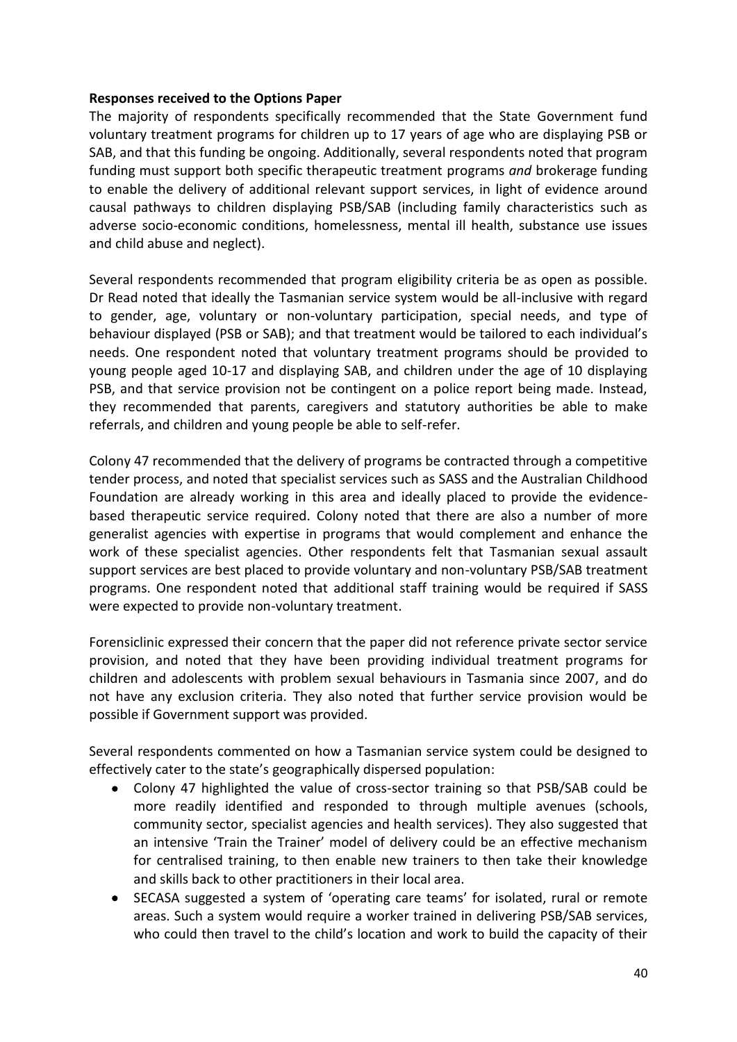**Responses received to the Options Paper**

The majority of respondents specifically recommended that the State Government fund voluntary treatment programs for children up to 17 years of age who are displaying PSB or SAB, and that this funding be ongoing. Additionally, several respondents noted that program funding must support both specific therapeutic treatment programs *and* brokerage funding to enable the delivery of additional relevant support services, in light of evidence around causal pathways to children displaying PSB/SAB (including family characteristics such as adverse socio-economic conditions, homelessness, mental ill health, substance use issues and child abuse and neglect).

Several respondents recommended that program eligibility criteria be as open as possible. Dr Read noted that ideally the Tasmanian service system would be all-inclusive with regard to gender, age, voluntary or non-voluntary participation, special needs, and type of behaviour displayed (PSB or SAB); and that treatment would be tailored to each individual's needs. One respondent noted that voluntary treatment programs should be provided to young people aged 10-17 and displaying SAB, and children under the age of 10 displaying PSB, and that service provision not be contingent on a police report being made. Instead, they recommended that parents, caregivers and statutory authorities be able to make referrals, and children and young people be able to self-refer.

Colony 47 recommended that the delivery of programs be contracted through a competitive tender process, and noted that specialist services such as SASS and the Australian Childhood Foundation are already working in this area and ideally placed to provide the evidence-based therapeutic service required. Colony noted that there are also a number of more generalist agencies with expertise in programs that would complement and enhance the work of these specialist agencies. Other respondents felt that Tasmanian sexual assault support services are best placed to provide voluntary and non-voluntary PSB/SAB treatment programs. One respondent noted that additional staff training would be required if SASS were expected to provide non-voluntary treatment.

Forensiclinic expressed their concern that the paper did not reference private sector service provision, and noted that they have been providing individual treatment programs for children and adolescents with problem sexual behaviours in Tasmania since 2007, and do not have any exclusion criteria. They also noted that further service provision would be possible if Government support was provided.

Several respondents commented on how a Tasmanian service system could be designed to effectively cater to the state's geographically dispersed population:

- Colony 47 highlighted the value of cross-sector training so that PSB/SAB could be more readily identified and responded to through multiple avenues (schools, community sector, specialist agencies and health services). They also suggested that an intensive 'Train the Trainer' model of delivery could be an effective mechanism for centralised training, to then enable new trainers to then take their knowledge and skills back to other practitioners in their local area.
- SECASA suggested a system of 'operating care teams' for isolated, rural or remote areas. Such a system would require a worker trained in delivering PSB/SAB services, who could then travel to the child's location and work to build the capacity of their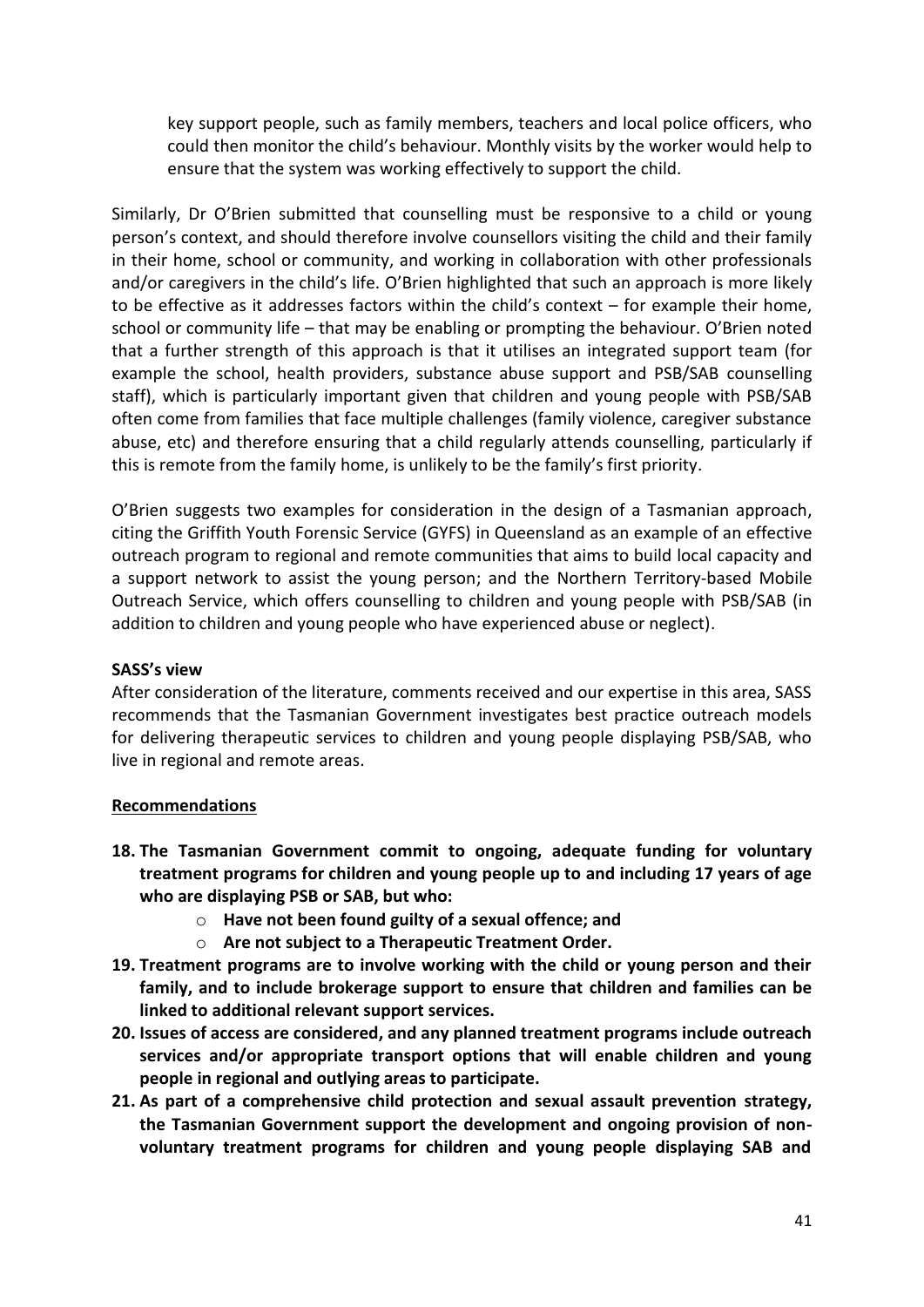key support people, such as family members, teachers and local police officers, who could then monitor the child's behaviour. Monthly visits by the worker would help to ensure that the system was working effectively to support the child.

Similarly, Dr O'Brien submitted that counselling must be responsive to a child or young person's context, and should therefore involve counsellors visiting the child and their family in their home, school or community, and working in collaboration with other professionals and/or caregivers in the child's life. O'Brien highlighted that such an approach is more likely to be effective as it addresses factors within the child's context – for example their home, school or community life – that may be enabling or prompting the behaviour. O'Brien noted that a further strength of this approach is that it utilises an integrated support team (for example the school, health providers, substance abuse support and PSB/SAB counselling staff), which is particularly important given that children and young people with PSB/SAB often come from families that face multiple challenges (family violence, caregiver substance abuse, etc) and therefore ensuring that a child regularly attends counselling, particularly if this is remote from the family home, is unlikely to be the family's first priority.

O'Brien suggests two examples for consideration in the design of a Tasmanian approach, citing the Griffith Youth Forensic Service (GYFS) in Queensland as an example of an effective outreach program to regional and remote communities that aims to build local capacity and a support network to assist the young person; and the Northern Territory-based Mobile Outreach Service, which offers counselling to children and young people with PSB/SAB (in addition to children and young people who have experienced abuse or neglect).

**SASS's view**

After consideration of the literature, comments received and our expertise in this area, SASS recommends that the Tasmanian Government investigates best practice outreach models for delivering therapeutic services to children and young people displaying PSB/SAB, who live in regional and remote areas.

**Recommendations**

18. **The Tasmanian Government commit to ongoing, adequate funding for voluntary treatment programs for children and young people up to and including 17 years of age who are displaying PSB or SAB, but who:**
    - **Have not been found guilty of a sexual offence; and**
    - **Are not subject to a Therapeutic Treatment Order.**
19. **Treatment programs are to involve working with the child or young person and their family, and to include brokerage support to ensure that children and families can be linked to additional relevant support services.**
20. **Issues of access are considered, and any planned treatment programs include outreach services and/or appropriate transport options that will enable children and young people in regional and outlying areas to participate.**
21. **As part of a comprehensive child protection and sexual assault prevention strategy, the Tasmanian Government support the development and ongoing provision of non-voluntary treatment programs for children and young people displaying SAB and**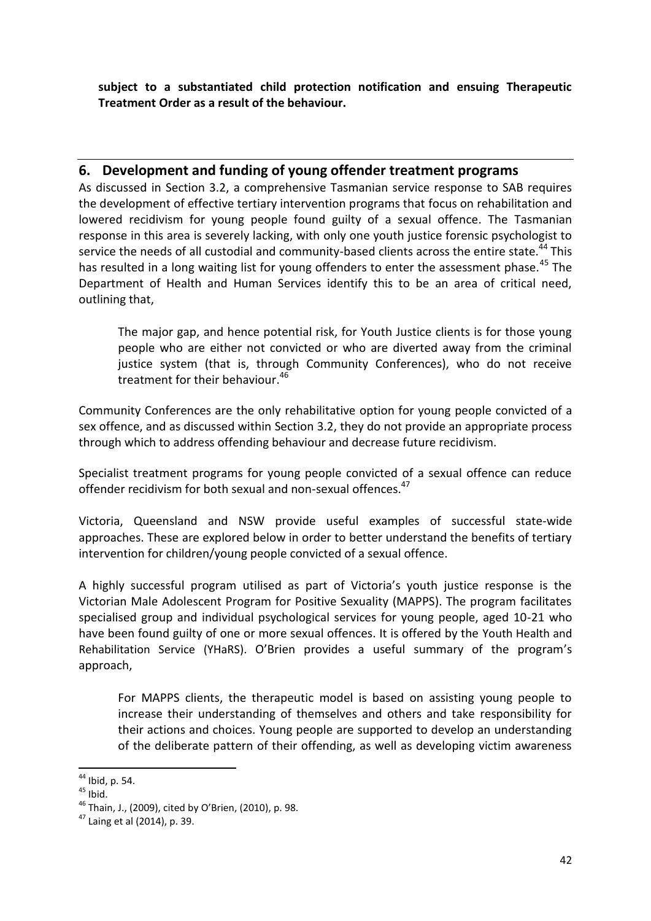**subject to a substantiated child protection notification and ensuing Therapeutic Treatment Order as a result of the behaviour.**

## 6. Development and funding of young offender treatment programs

As discussed in Section 3.2, a comprehensive Tasmanian service response to SAB requires the development of effective tertiary intervention programs that focus on rehabilitation and lowered recidivism for young people found guilty of a sexual offence. The Tasmanian response in this area is severely lacking, with only one youth justice forensic psychologist to service the needs of all custodial and community-based clients across the entire state.[44] This has resulted in a long waiting list for young offenders to enter the assessment phase.[45] The Department of Health and Human Services identify this to be an area of critical need, outlining that,

> The major gap, and hence potential risk, for Youth Justice clients is for those young people who are either not convicted or who are diverted away from the criminal justice system (that is, through Community Conferences), who do not receive treatment for their behaviour.[46]

Community Conferences are the only rehabilitative option for young people convicted of a sex offence, and as discussed within Section 3.2, they do not provide an appropriate process through which to address offending behaviour and decrease future recidivism.

Specialist treatment programs for young people convicted of a sexual offence can reduce offender recidivism for both sexual and non-sexual offences.[47]

Victoria, Queensland and NSW provide useful examples of successful state-wide approaches. These are explored below in order to better understand the benefits of tertiary intervention for children/young people convicted of a sexual offence.

A highly successful program utilised as part of Victoria's youth justice response is the Victorian Male Adolescent Program for Positive Sexuality (MAPPS). The program facilitates specialised group and individual psychological services for young people, aged 10-21 who have been found guilty of one or more sexual offences. It is offered by the Youth Health and Rehabilitation Service (YHaRS). O'Brien provides a useful summary of the program's approach,

> For MAPPS clients, the therapeutic model is based on assisting young people to increase their understanding of themselves and others and take responsibility for their actions and choices. Young people are supported to develop an understanding of the deliberate pattern of their offending, as well as developing victim awareness

---

[44] Ibid, p. 54.

[45] Ibid.

[46] Thain, J., (2009), cited by O'Brien, (2010), p. 98.

[47] Laing et al (2014), p. 39.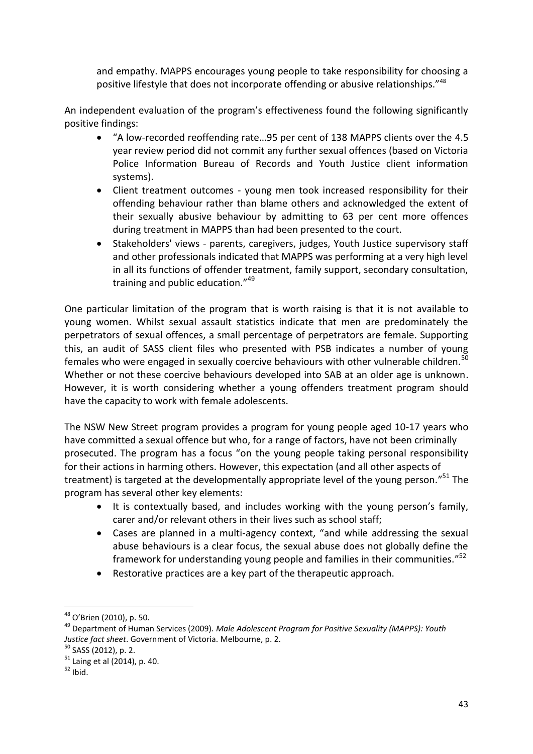and empathy. MAPPS encourages young people to take responsibility for choosing a positive lifestyle that does not incorporate offending or abusive relationships."[48]

An independent evaluation of the program's effectiveness found the following significantly positive findings:

- "A low-recorded reoffending rate…95 per cent of 138 MAPPS clients over the 4.5 year review period did not commit any further sexual offences (based on Victoria Police Information Bureau of Records and Youth Justice client information systems).
- Client treatment outcomes - young men took increased responsibility for their offending behaviour rather than blame others and acknowledged the extent of their sexually abusive behaviour by admitting to 63 per cent more offences during treatment in MAPPS than had been presented to the court.
- Stakeholders' views - parents, caregivers, judges, Youth Justice supervisory staff and other professionals indicated that MAPPS was performing at a very high level in all its functions of offender treatment, family support, secondary consultation, training and public education."[49]

One particular limitation of the program that is worth raising is that it is not available to young women. Whilst sexual assault statistics indicate that men are predominately the perpetrators of sexual offences, a small percentage of perpetrators are female. Supporting this, an audit of SASS client files who presented with PSB indicates a number of young females who were engaged in sexually coercive behaviours with other vulnerable children.[50] Whether or not these coercive behaviours developed into SAB at an older age is unknown. However, it is worth considering whether a young offenders treatment program should have the capacity to work with female adolescents.

The NSW New Street program provides a program for young people aged 10-17 years who have committed a sexual offence but who, for a range of factors, have not been criminally prosecuted. The program has a focus "on the young people taking personal responsibility for their actions in harming others. However, this expectation (and all other aspects of treatment) is targeted at the developmentally appropriate level of the young person."[51] The program has several other key elements:

- It is contextually based, and includes working with the young person's family, carer and/or relevant others in their lives such as school staff;
- Cases are planned in a multi-agency context, "and while addressing the sexual abuse behaviours is a clear focus, the sexual abuse does not globally define the framework for understanding young people and families in their communities."[52]
- Restorative practices are a key part of the therapeutic approach.

---

[48] O'Brien (2010), p. 50.

[49] Department of Human Services (2009). *Male Adolescent Program for Positive Sexuality (MAPPS): Youth Justice fact sheet*. Government of Victoria. Melbourne, p. 2.

[50] SASS (2012), p. 2.

[51] Laing et al (2014), p. 40.

[52] Ibid.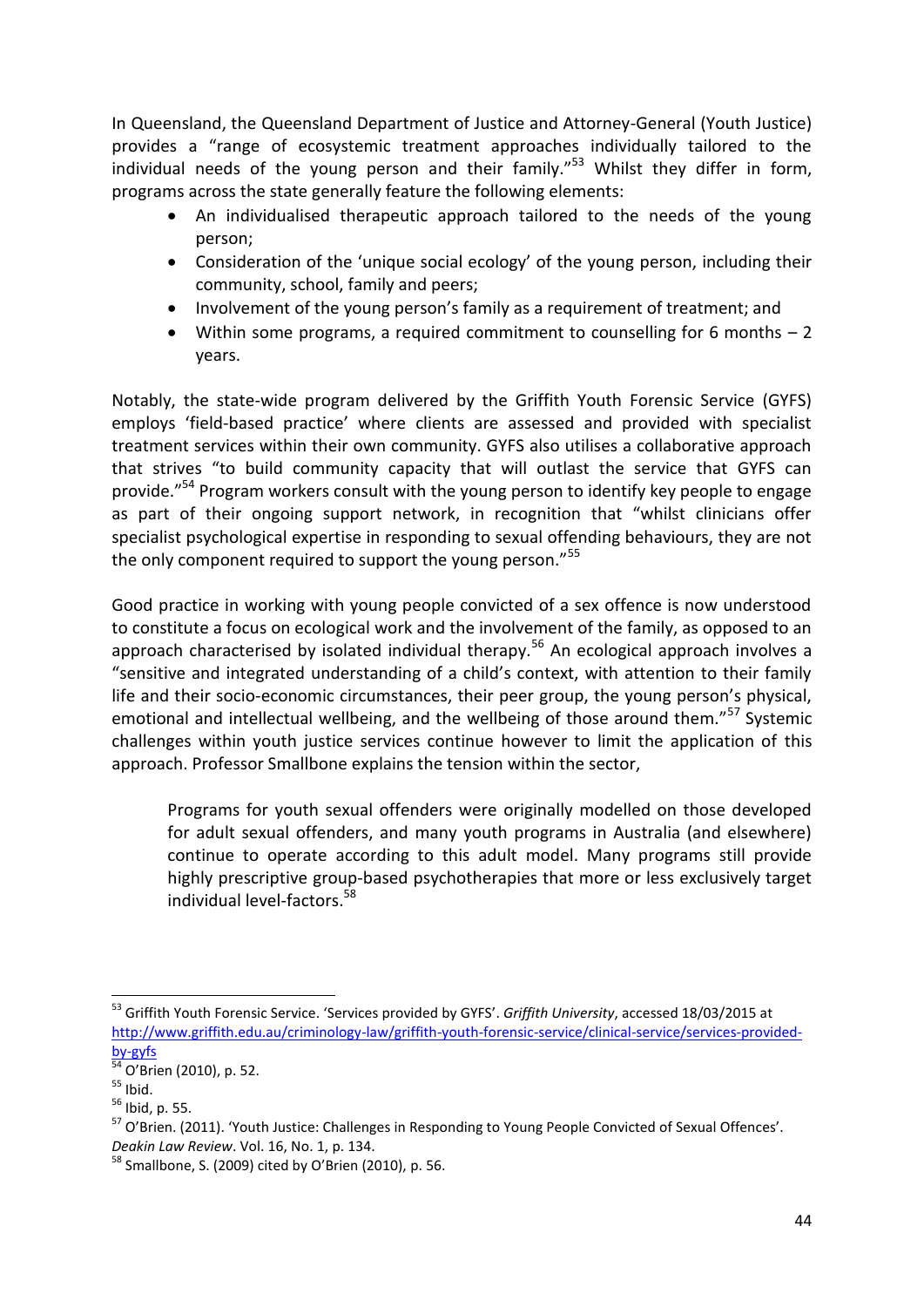In Queensland, the Queensland Department of Justice and Attorney-General (Youth Justice) provides a "range of ecosystemic treatment approaches individually tailored to the individual needs of the young person and their family."[53] Whilst they differ in form, programs across the state generally feature the following elements:

- An individualised therapeutic approach tailored to the needs of the young person;
- Consideration of the 'unique social ecology' of the young person, including their community, school, family and peers;
- Involvement of the young person's family as a requirement of treatment; and
- Within some programs, a required commitment to counselling for 6 months – 2 years.

Notably, the state-wide program delivered by the Griffith Youth Forensic Service (GYFS) employs 'field-based practice' where clients are assessed and provided with specialist treatment services within their own community. GYFS also utilises a collaborative approach that strives "to build community capacity that will outlast the service that GYFS can provide."[54] Program workers consult with the young person to identify key people to engage as part of their ongoing support network, in recognition that "whilst clinicians offer specialist psychological expertise in responding to sexual offending behaviours, they are not the only component required to support the young person."[55]

Good practice in working with young people convicted of a sex offence is now understood to constitute a focus on ecological work and the involvement of the family, as opposed to an approach characterised by isolated individual therapy.[56] An ecological approach involves a "sensitive and integrated understanding of a child's context, with attention to their family life and their socio-economic circumstances, their peer group, the young person's physical, emotional and intellectual wellbeing, and the wellbeing of those around them."[57] Systemic challenges within youth justice services continue however to limit the application of this approach. Professor Smallbone explains the tension within the sector,

> Programs for youth sexual offenders were originally modelled on those developed for adult sexual offenders, and many youth programs in Australia (and elsewhere) continue to operate according to this adult model. Many programs still provide highly prescriptive group-based psychotherapies that more or less exclusively target individual level-factors.[58]

---

[53] Griffith Youth Forensic Service. 'Services provided by GYFS'. *Griffith University*, accessed 18/03/2015 at http://www.griffith.edu.au/criminology-law/griffith-youth-forensic-service/clinical-service/services-provided-by-gyfs

[54] O'Brien (2010), p. 52.

[55] Ibid.

[56] Ibid, p. 55.

[57] O'Brien. (2011). 'Youth Justice: Challenges in Responding to Young People Convicted of Sexual Offences'. *Deakin Law Review*. Vol. 16, No. 1, p. 134.

[58] Smallbone, S. (2009) cited by O'Brien (2010), p. 56.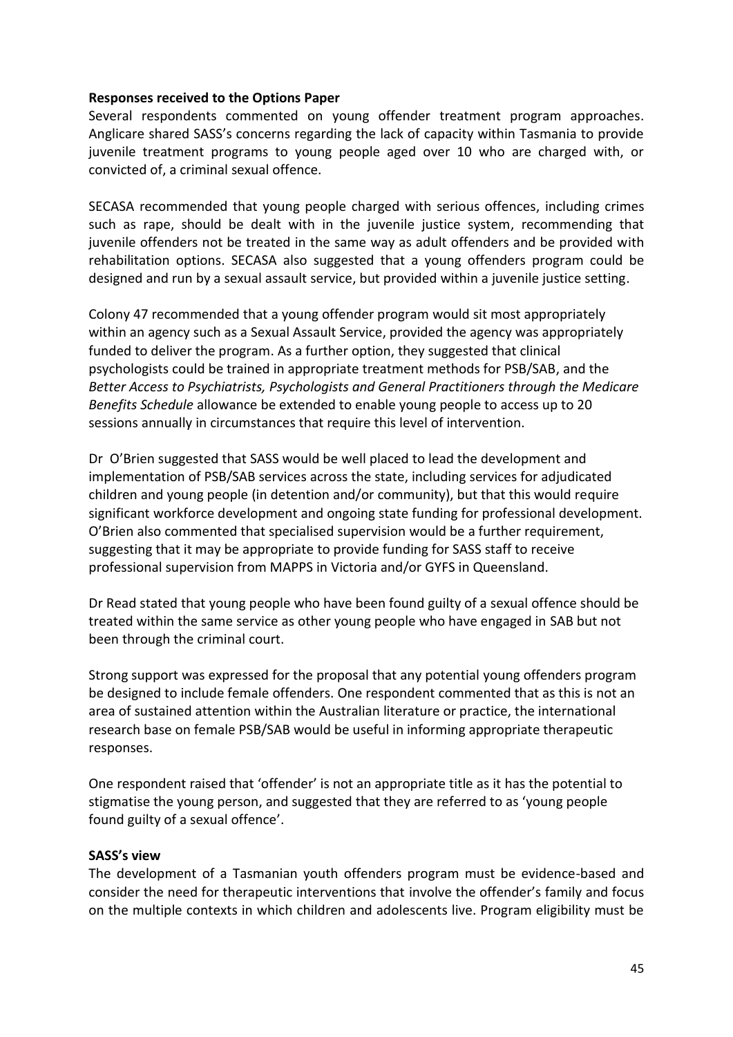**Responses received to the Options Paper**

Several respondents commented on young offender treatment program approaches. Anglicare shared SASS's concerns regarding the lack of capacity within Tasmania to provide juvenile treatment programs to young people aged over 10 who are charged with, or convicted of, a criminal sexual offence.

SECASA recommended that young people charged with serious offences, including crimes such as rape, should be dealt with in the juvenile justice system, recommending that juvenile offenders not be treated in the same way as adult offenders and be provided with rehabilitation options. SECASA also suggested that a young offenders program could be designed and run by a sexual assault service, but provided within a juvenile justice setting.

Colony 47 recommended that a young offender program would sit most appropriately within an agency such as a Sexual Assault Service, provided the agency was appropriately funded to deliver the program. As a further option, they suggested that clinical psychologists could be trained in appropriate treatment methods for PSB/SAB, and the *Better Access to Psychiatrists, Psychologists and General Practitioners through the Medicare Benefits Schedule* allowance be extended to enable young people to access up to 20 sessions annually in circumstances that require this level of intervention.

Dr O'Brien suggested that SASS would be well placed to lead the development and implementation of PSB/SAB services across the state, including services for adjudicated children and young people (in detention and/or community), but that this would require significant workforce development and ongoing state funding for professional development. O'Brien also commented that specialised supervision would be a further requirement, suggesting that it may be appropriate to provide funding for SASS staff to receive professional supervision from MAPPS in Victoria and/or GYFS in Queensland.

Dr Read stated that young people who have been found guilty of a sexual offence should be treated within the same service as other young people who have engaged in SAB but not been through the criminal court.

Strong support was expressed for the proposal that any potential young offenders program be designed to include female offenders. One respondent commented that as this is not an area of sustained attention within the Australian literature or practice, the international research base on female PSB/SAB would be useful in informing appropriate therapeutic responses.

One respondent raised that 'offender' is not an appropriate title as it has the potential to stigmatise the young person, and suggested that they are referred to as 'young people found guilty of a sexual offence'.

**SASS's view**

The development of a Tasmanian youth offenders program must be evidence-based and consider the need for therapeutic interventions that involve the offender's family and focus on the multiple contexts in which children and adolescents live. Program eligibility must be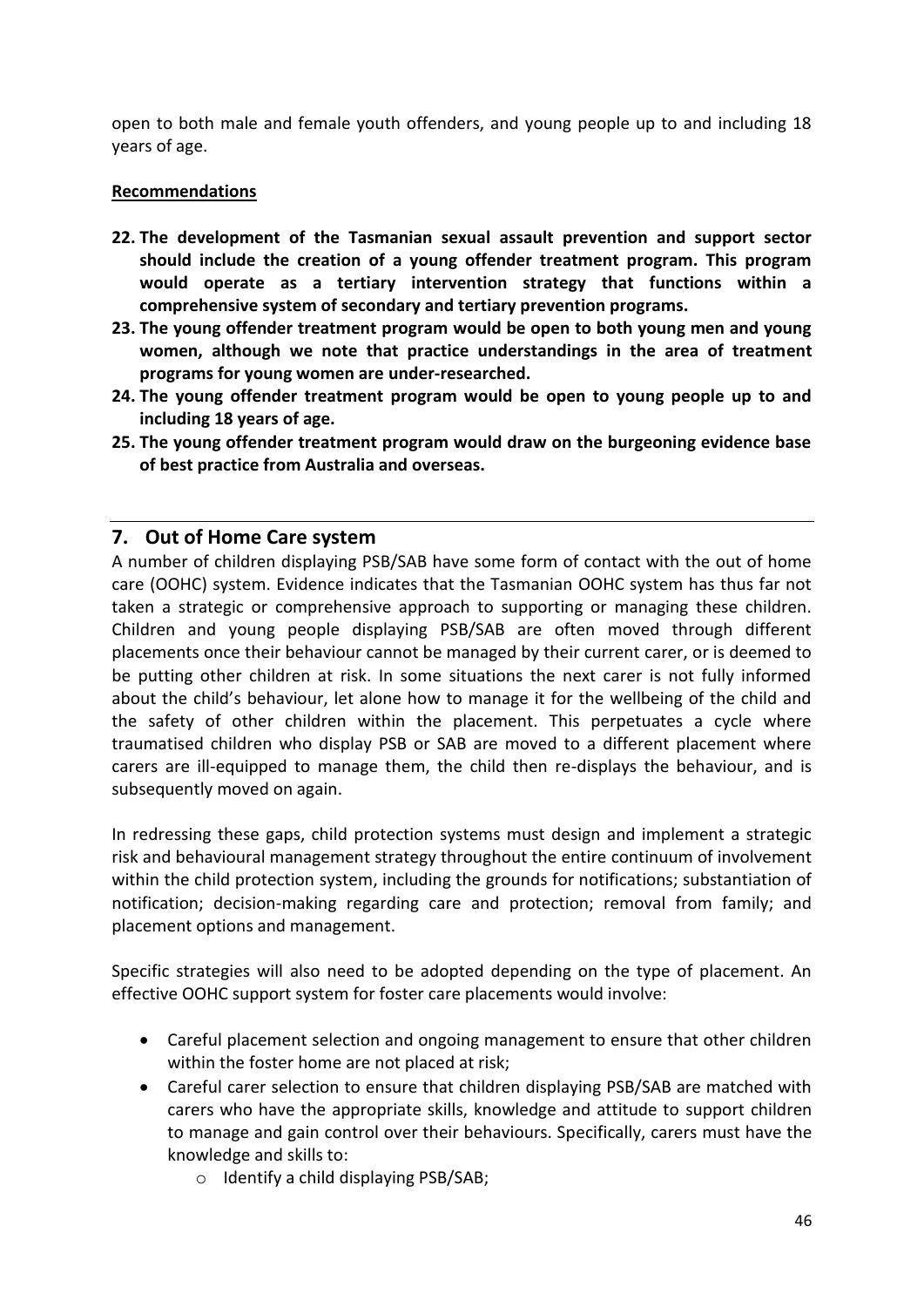open to both male and female youth offenders, and young people up to and including 18 years of age.

**Recommendations**

22. **The development of the Tasmanian sexual assault prevention and support sector should include the creation of a young offender treatment program. This program would operate as a tertiary intervention strategy that functions within a comprehensive system of secondary and tertiary prevention programs.**
23. **The young offender treatment program would be open to both young men and young women, although we note that practice understandings in the area of treatment programs for young women are under-researched.**
24. **The young offender treatment program would be open to young people up to and including 18 years of age.**
25. **The young offender treatment program would draw on the burgeoning evidence base of best practice from Australia and overseas.**

## 7. Out of Home Care system

A number of children displaying PSB/SAB have some form of contact with the out of home care (OOHC) system. Evidence indicates that the Tasmanian OOHC system has thus far not taken a strategic or comprehensive approach to supporting or managing these children. Children and young people displaying PSB/SAB are often moved through different placements once their behaviour cannot be managed by their current carer, or is deemed to be putting other children at risk. In some situations the next carer is not fully informed about the child's behaviour, let alone how to manage it for the wellbeing of the child and the safety of other children within the placement. This perpetuates a cycle where traumatised children who display PSB or SAB are moved to a different placement where carers are ill-equipped to manage them, the child then re-displays the behaviour, and is subsequently moved on again.

In redressing these gaps, child protection systems must design and implement a strategic risk and behavioural management strategy throughout the entire continuum of involvement within the child protection system, including the grounds for notifications; substantiation of notification; decision-making regarding care and protection; removal from family; and placement options and management.

Specific strategies will also need to be adopted depending on the type of placement. An effective OOHC support system for foster care placements would involve:

- Careful placement selection and ongoing management to ensure that other children within the foster home are not placed at risk;
- Careful carer selection to ensure that children displaying PSB/SAB are matched with carers who have the appropriate skills, knowledge and attitude to support children to manage and gain control over their behaviours. Specifically, carers must have the knowledge and skills to:
  - Identify a child displaying PSB/SAB;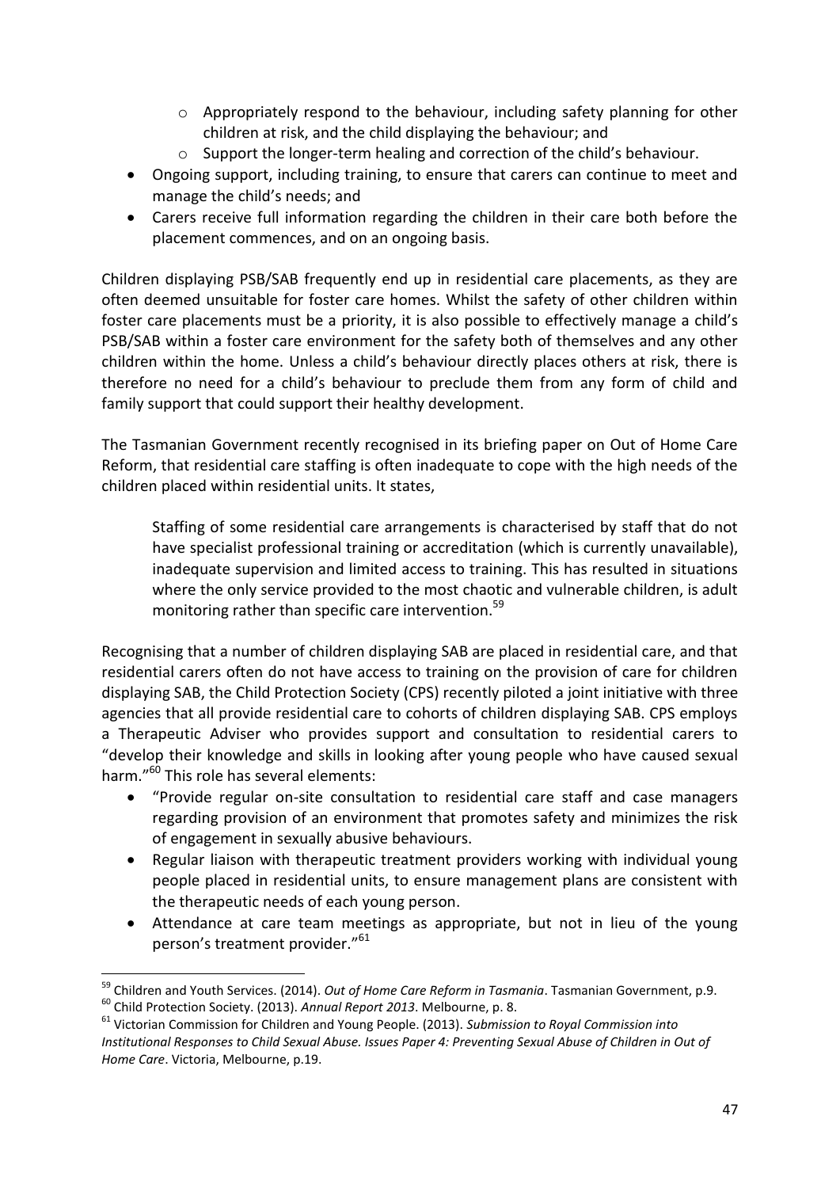- Appropriately respond to the behaviour, including safety planning for other children at risk, and the child displaying the behaviour; and
    - Support the longer-term healing and correction of the child's behaviour.
- Ongoing support, including training, to ensure that carers can continue to meet and manage the child's needs; and
- Carers receive full information regarding the children in their care both before the placement commences, and on an ongoing basis.

Children displaying PSB/SAB frequently end up in residential care placements, as they are often deemed unsuitable for foster care homes. Whilst the safety of other children within foster care placements must be a priority, it is also possible to effectively manage a child's PSB/SAB within a foster care environment for the safety both of themselves and any other children within the home. Unless a child's behaviour directly places others at risk, there is therefore no need for a child's behaviour to preclude them from any form of child and family support that could support their healthy development.

The Tasmanian Government recently recognised in its briefing paper on Out of Home Care Reform, that residential care staffing is often inadequate to cope with the high needs of the children placed within residential units. It states,

> Staffing of some residential care arrangements is characterised by staff that do not have specialist professional training or accreditation (which is currently unavailable), inadequate supervision and limited access to training. This has resulted in situations where the only service provided to the most chaotic and vulnerable children, is adult monitoring rather than specific care intervention.[59]

Recognising that a number of children displaying SAB are placed in residential care, and that residential carers often do not have access to training on the provision of care for children displaying SAB, the Child Protection Society (CPS) recently piloted a joint initiative with three agencies that all provide residential care to cohorts of children displaying SAB. CPS employs a Therapeutic Adviser who provides support and consultation to residential carers to "develop their knowledge and skills in looking after young people who have caused sexual harm."[60] This role has several elements:

- "Provide regular on-site consultation to residential care staff and case managers regarding provision of an environment that promotes safety and minimizes the risk of engagement in sexually abusive behaviours.
- Regular liaison with therapeutic treatment providers working with individual young people placed in residential units, to ensure management plans are consistent with the therapeutic needs of each young person.
- Attendance at care team meetings as appropriate, but not in lieu of the young person's treatment provider."[61]

---

[59] Children and Youth Services. (2014). *Out of Home Care Reform in Tasmania*. Tasmanian Government, p.9.

[60] Child Protection Society. (2013). *Annual Report 2013*. Melbourne, p. 8.

[61] Victorian Commission for Children and Young People. (2013). *Submission to Royal Commission into Institutional Responses to Child Sexual Abuse. Issues Paper 4: Preventing Sexual Abuse of Children in Out of Home Care*. Victoria, Melbourne, p.19.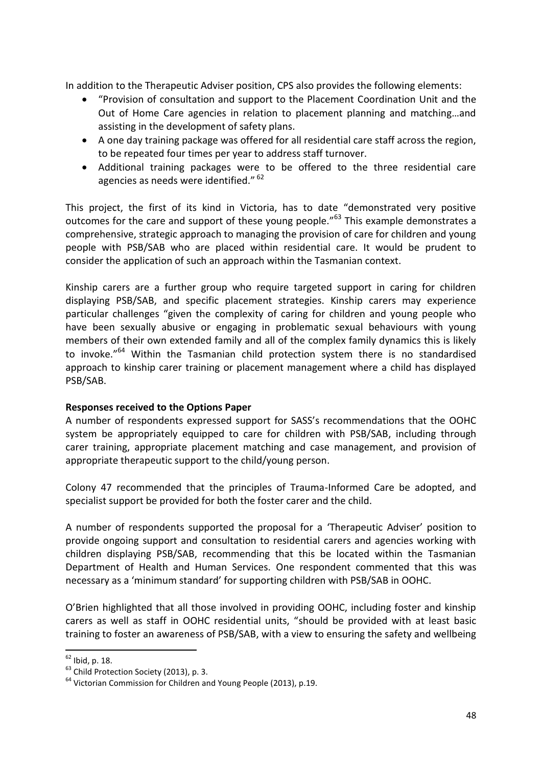In addition to the Therapeutic Adviser position, CPS also provides the following elements:

- "Provision of consultation and support to the Placement Coordination Unit and the Out of Home Care agencies in relation to placement planning and matching…and assisting in the development of safety plans.
- A one day training package was offered for all residential care staff across the region, to be repeated four times per year to address staff turnover.
- Additional training packages were to be offered to the three residential care agencies as needs were identified." [62]

This project, the first of its kind in Victoria, has to date "demonstrated very positive outcomes for the care and support of these young people."[63] This example demonstrates a comprehensive, strategic approach to managing the provision of care for children and young people with PSB/SAB who are placed within residential care. It would be prudent to consider the application of such an approach within the Tasmanian context.

Kinship carers are a further group who require targeted support in caring for children displaying PSB/SAB, and specific placement strategies. Kinship carers may experience particular challenges "given the complexity of caring for children and young people who have been sexually abusive or engaging in problematic sexual behaviours with young members of their own extended family and all of the complex family dynamics this is likely to invoke."[64] Within the Tasmanian child protection system there is no standardised approach to kinship carer training or placement management where a child has displayed PSB/SAB.

**Responses received to the Options Paper**

A number of respondents expressed support for SASS's recommendations that the OOHC system be appropriately equipped to care for children with PSB/SAB, including through carer training, appropriate placement matching and case management, and provision of appropriate therapeutic support to the child/young person.

Colony 47 recommended that the principles of Trauma-Informed Care be adopted, and specialist support be provided for both the foster carer and the child.

A number of respondents supported the proposal for a 'Therapeutic Adviser' position to provide ongoing support and consultation to residential carers and agencies working with children displaying PSB/SAB, recommending that this be located within the Tasmanian Department of Health and Human Services. One respondent commented that this was necessary as a 'minimum standard' for supporting children with PSB/SAB in OOHC.

O'Brien highlighted that all those involved in providing OOHC, including foster and kinship carers as well as staff in OOHC residential units, "should be provided with at least basic training to foster an awareness of PSB/SAB, with a view to ensuring the safety and wellbeing

---

[62] Ibid, p. 18.

[63] Child Protection Society (2013), p. 3.

[64] Victorian Commission for Children and Young People (2013), p.19.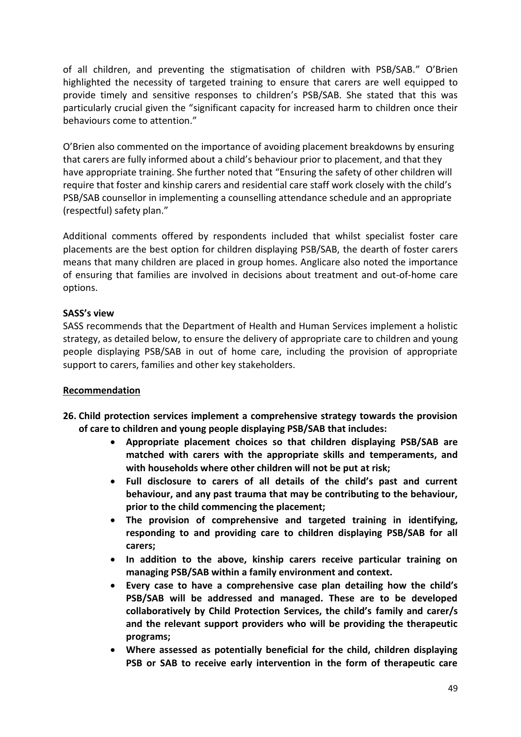of all children, and preventing the stigmatisation of children with PSB/SAB." O'Brien highlighted the necessity of targeted training to ensure that carers are well equipped to provide timely and sensitive responses to children's PSB/SAB. She stated that this was particularly crucial given the "significant capacity for increased harm to children once their behaviours come to attention."

O'Brien also commented on the importance of avoiding placement breakdowns by ensuring that carers are fully informed about a child's behaviour prior to placement, and that they have appropriate training. She further noted that "Ensuring the safety of other children will require that foster and kinship carers and residential care staff work closely with the child's PSB/SAB counsellor in implementing a counselling attendance schedule and an appropriate (respectful) safety plan."

Additional comments offered by respondents included that whilst specialist foster care placements are the best option for children displaying PSB/SAB, the dearth of foster carers means that many children are placed in group homes. Anglicare also noted the importance of ensuring that families are involved in decisions about treatment and out-of-home care options.

**SASS's view**

SASS recommends that the Department of Health and Human Services implement a holistic strategy, as detailed below, to ensure the delivery of appropriate care to children and young people displaying PSB/SAB in out of home care, including the provision of appropriate support to carers, families and other key stakeholders.

**Recommendation**

**26. Child protection services implement a comprehensive strategy towards the provision of care to children and young people displaying PSB/SAB that includes:**

- **Appropriate placement choices so that children displaying PSB/SAB are matched with carers with the appropriate skills and temperaments, and with households where other children will not be put at risk;**
- **Full disclosure to carers of all details of the child's past and current behaviour, and any past trauma that may be contributing to the behaviour, prior to the child commencing the placement;**
- **The provision of comprehensive and targeted training in identifying, responding to and providing care to children displaying PSB/SAB for all carers;**
- **In addition to the above, kinship carers receive particular training on managing PSB/SAB within a family environment and context.**
- **Every case to have a comprehensive case plan detailing how the child's PSB/SAB will be addressed and managed. These are to be developed collaboratively by Child Protection Services, the child's family and carer/s and the relevant support providers who will be providing the therapeutic programs;**
- **Where assessed as potentially beneficial for the child, children displaying PSB or SAB to receive early intervention in the form of therapeutic care**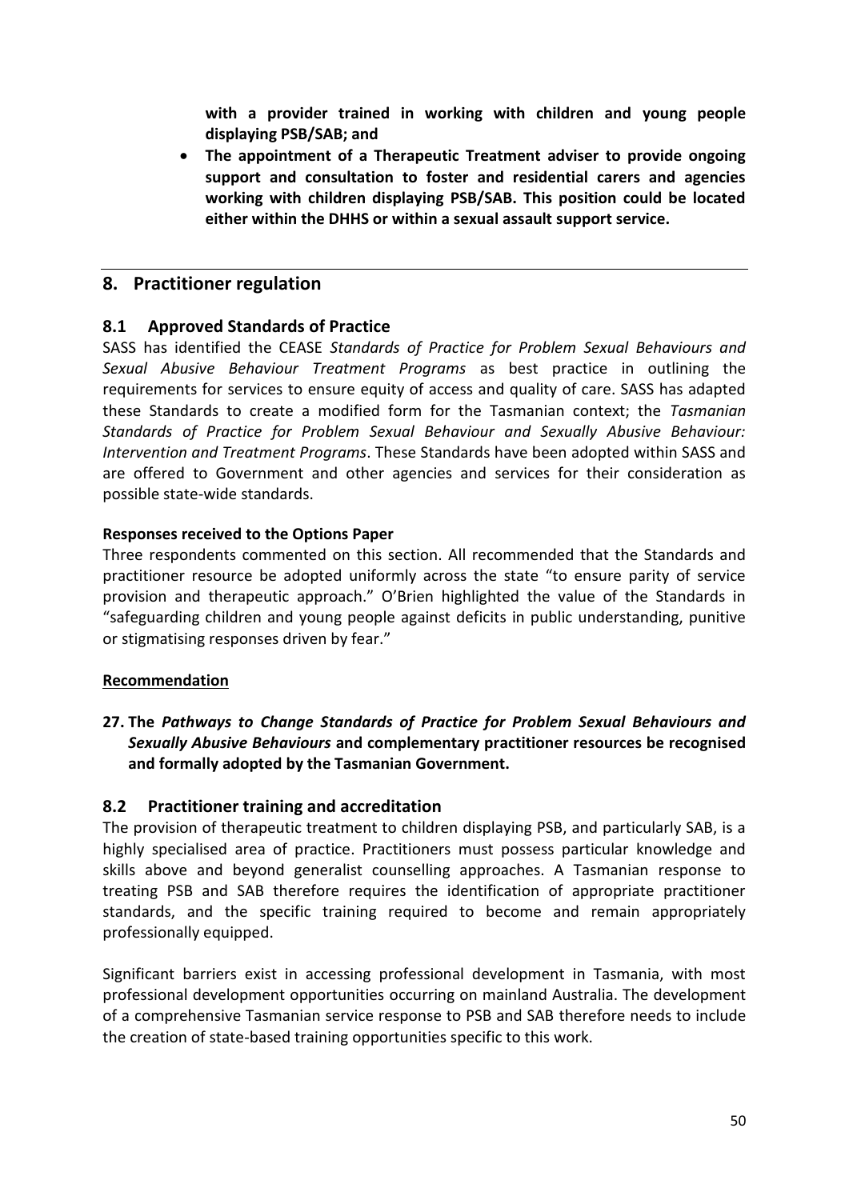**with a provider trained in working with children and young people displaying PSB/SAB; and**

- **The appointment of a Therapeutic Treatment adviser to provide ongoing support and consultation to foster and residential carers and agencies working with children displaying PSB/SAB. This position could be located either within the DHHS or within a sexual assault support service.**

---

## 8. Practitioner regulation

### 8.1 Approved Standards of Practice

SASS has identified the CEASE *Standards of Practice for Problem Sexual Behaviours and Sexual Abusive Behaviour Treatment Programs* as best practice in outlining the requirements for services to ensure equity of access and quality of care. SASS has adapted these Standards to create a modified form for the Tasmanian context; the *Tasmanian Standards of Practice for Problem Sexual Behaviour and Sexually Abusive Behaviour: Intervention and Treatment Programs*. These Standards have been adopted within SASS and are offered to Government and other agencies and services for their consideration as possible state-wide standards.

**Responses received to the Options Paper**

Three respondents commented on this section. All recommended that the Standards and practitioner resource be adopted uniformly across the state "to ensure parity of service provision and therapeutic approach." O'Brien highlighted the value of the Standards in "safeguarding children and young people against deficits in public understanding, punitive or stigmatising responses driven by fear."

**Recommendation**

27. **The *Pathways to Change Standards of Practice for Problem Sexual Behaviours and Sexually Abusive Behaviours* and complementary practitioner resources be recognised and formally adopted by the Tasmanian Government.**

### 8.2 Practitioner training and accreditation

The provision of therapeutic treatment to children displaying PSB, and particularly SAB, is a highly specialised area of practice. Practitioners must possess particular knowledge and skills above and beyond generalist counselling approaches. A Tasmanian response to treating PSB and SAB therefore requires the identification of appropriate practitioner standards, and the specific training required to become and remain appropriately professionally equipped.

Significant barriers exist in accessing professional development in Tasmania, with most professional development opportunities occurring on mainland Australia. The development of a comprehensive Tasmanian service response to PSB and SAB therefore needs to include the creation of state-based training opportunities specific to this work.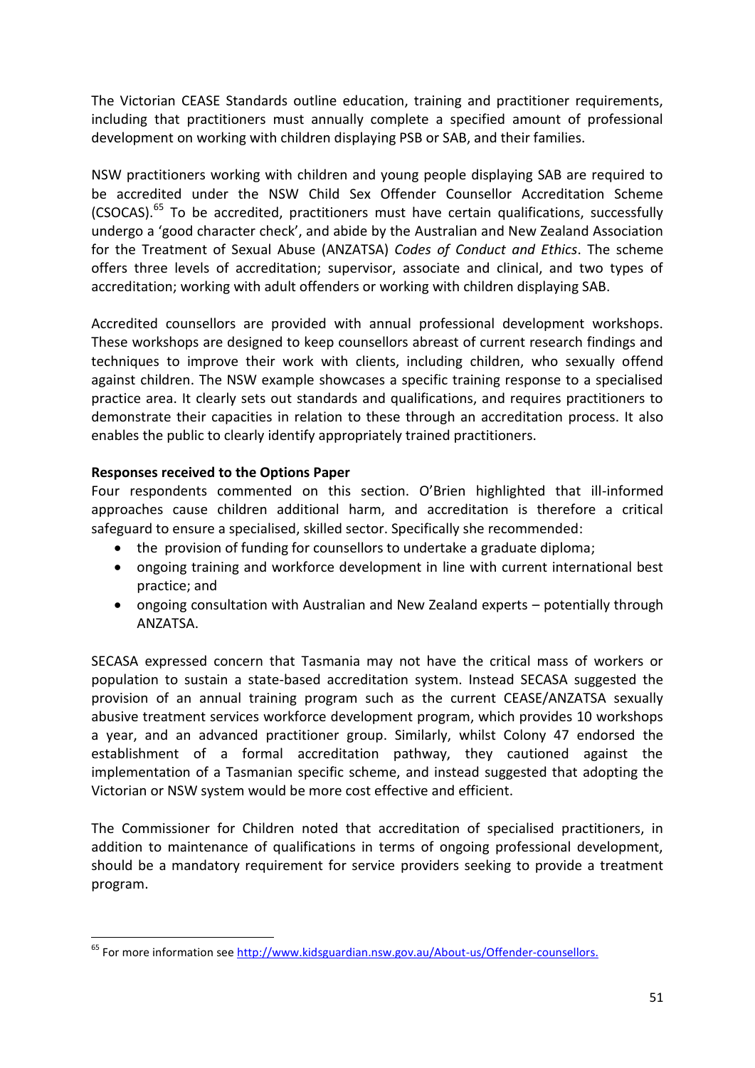The Victorian CEASE Standards outline education, training and practitioner requirements, including that practitioners must annually complete a specified amount of professional development on working with children displaying PSB or SAB, and their families.

NSW practitioners working with children and young people displaying SAB are required to be accredited under the NSW Child Sex Offender Counsellor Accreditation Scheme (CSOCAS).[65] To be accredited, practitioners must have certain qualifications, successfully undergo a 'good character check', and abide by the Australian and New Zealand Association for the Treatment of Sexual Abuse (ANZATSA) *Codes of Conduct and Ethics*. The scheme offers three levels of accreditation; supervisor, associate and clinical, and two types of accreditation; working with adult offenders or working with children displaying SAB.

Accredited counsellors are provided with annual professional development workshops. These workshops are designed to keep counsellors abreast of current research findings and techniques to improve their work with clients, including children, who sexually offend against children. The NSW example showcases a specific training response to a specialised practice area. It clearly sets out standards and qualifications, and requires practitioners to demonstrate their capacities in relation to these through an accreditation process. It also enables the public to clearly identify appropriately trained practitioners.

**Responses received to the Options Paper**

Four respondents commented on this section. O'Brien highlighted that ill-informed approaches cause children additional harm, and accreditation is therefore a critical safeguard to ensure a specialised, skilled sector. Specifically she recommended:

- the provision of funding for counsellors to undertake a graduate diploma;
- ongoing training and workforce development in line with current international best practice; and
- ongoing consultation with Australian and New Zealand experts – potentially through ANZATSA.

SECASA expressed concern that Tasmania may not have the critical mass of workers or population to sustain a state-based accreditation system. Instead SECASA suggested the provision of an annual training program such as the current CEASE/ANZATSA sexually abusive treatment services workforce development program, which provides 10 workshops a year, and an advanced practitioner group. Similarly, whilst Colony 47 endorsed the establishment of a formal accreditation pathway, they cautioned against the implementation of a Tasmanian specific scheme, and instead suggested that adopting the Victorian or NSW system would be more cost effective and efficient.

The Commissioner for Children noted that accreditation of specialised practitioners, in addition to maintenance of qualifications in terms of ongoing professional development, should be a mandatory requirement for service providers seeking to provide a treatment program.

---

[65] For more information see http://www.kidsguardian.nsw.gov.au/About-us/Offender-counsellors.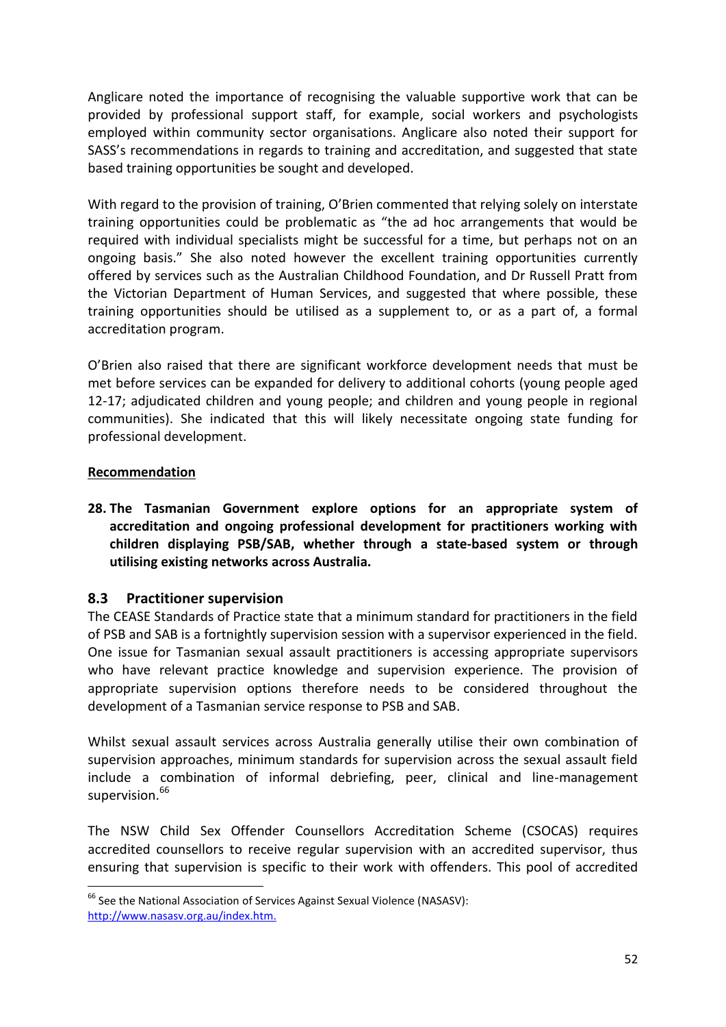Anglicare noted the importance of recognising the valuable supportive work that can be provided by professional support staff, for example, social workers and psychologists employed within community sector organisations. Anglicare also noted their support for SASS's recommendations in regards to training and accreditation, and suggested that state based training opportunities be sought and developed.

With regard to the provision of training, O'Brien commented that relying solely on interstate training opportunities could be problematic as "the ad hoc arrangements that would be required with individual specialists might be successful for a time, but perhaps not on an ongoing basis." She also noted however the excellent training opportunities currently offered by services such as the Australian Childhood Foundation, and Dr Russell Pratt from the Victorian Department of Human Services, and suggested that where possible, these training opportunities should be utilised as a supplement to, or as a part of, a formal accreditation program.

O'Brien also raised that there are significant workforce development needs that must be met before services can be expanded for delivery to additional cohorts (young people aged 12-17; adjudicated children and young people; and children and young people in regional communities). She indicated that this will likely necessitate ongoing state funding for professional development.

**Recommendation**

**28. The Tasmanian Government explore options for an appropriate system of accreditation and ongoing professional development for practitioners working with children displaying PSB/SAB, whether through a state-based system or through utilising existing networks across Australia.**

## 8.3 Practitioner supervision

The CEASE Standards of Practice state that a minimum standard for practitioners in the field of PSB and SAB is a fortnightly supervision session with a supervisor experienced in the field. One issue for Tasmanian sexual assault practitioners is accessing appropriate supervisors who have relevant practice knowledge and supervision experience. The provision of appropriate supervision options therefore needs to be considered throughout the development of a Tasmanian service response to PSB and SAB.

Whilst sexual assault services across Australia generally utilise their own combination of supervision approaches, minimum standards for supervision across the sexual assault field include a combination of informal debriefing, peer, clinical and line-management supervision.[66]

The NSW Child Sex Offender Counsellors Accreditation Scheme (CSOCAS) requires accredited counsellors to receive regular supervision with an accredited supervisor, thus ensuring that supervision is specific to their work with offenders. This pool of accredited

---

[66] See the National Association of Services Against Sexual Violence (NASASV): http://www.nasasv.org.au/index.htm.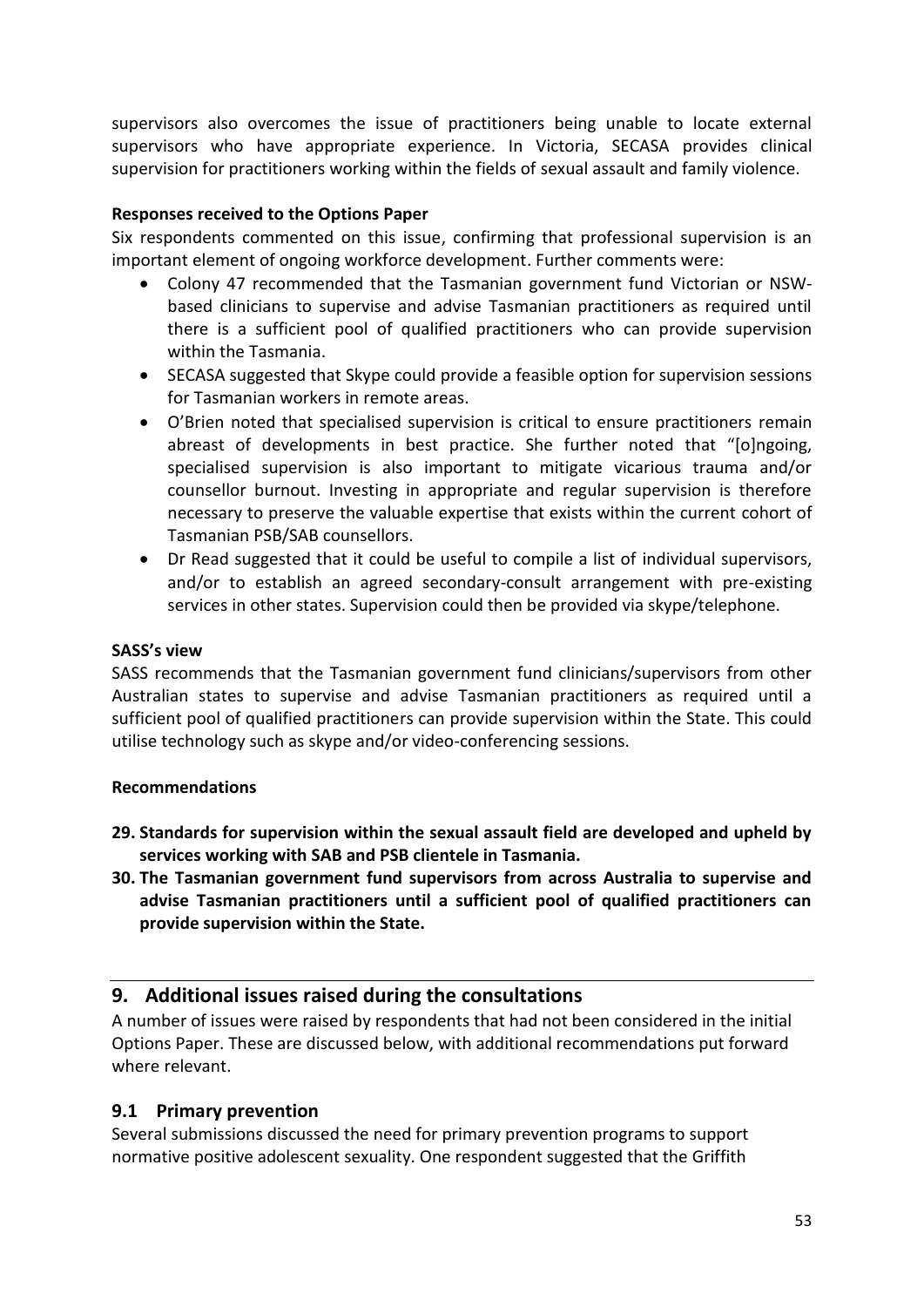supervisors also overcomes the issue of practitioners being unable to locate external supervisors who have appropriate experience. In Victoria, SECASA provides clinical supervision for practitioners working within the fields of sexual assault and family violence.

**Responses received to the Options Paper**

Six respondents commented on this issue, confirming that professional supervision is an important element of ongoing workforce development. Further comments were:

- Colony 47 recommended that the Tasmanian government fund Victorian or NSW-based clinicians to supervise and advise Tasmanian practitioners as required until there is a sufficient pool of qualified practitioners who can provide supervision within the Tasmania.
- SECASA suggested that Skype could provide a feasible option for supervision sessions for Tasmanian workers in remote areas.
- O'Brien noted that specialised supervision is critical to ensure practitioners remain abreast of developments in best practice. She further noted that "[o]ngoing, specialised supervision is also important to mitigate vicarious trauma and/or counsellor burnout. Investing in appropriate and regular supervision is therefore necessary to preserve the valuable expertise that exists within the current cohort of Tasmanian PSB/SAB counsellors.
- Dr Read suggested that it could be useful to compile a list of individual supervisors, and/or to establish an agreed secondary-consult arrangement with pre-existing services in other states. Supervision could then be provided via skype/telephone.

**SASS's view**

SASS recommends that the Tasmanian government fund clinicians/supervisors from other Australian states to supervise and advise Tasmanian practitioners as required until a sufficient pool of qualified practitioners can provide supervision within the State. This could utilise technology such as skype and/or video-conferencing sessions.

**Recommendations**

29. **Standards for supervision within the sexual assault field are developed and upheld by services working with SAB and PSB clientele in Tasmania.**
30. **The Tasmanian government fund supervisors from across Australia to supervise and advise Tasmanian practitioners until a sufficient pool of qualified practitioners can provide supervision within the State.**

## 9. Additional issues raised during the consultations

A number of issues were raised by respondents that had not been considered in the initial Options Paper. These are discussed below, with additional recommendations put forward where relevant.

### 9.1 Primary prevention

Several submissions discussed the need for primary prevention programs to support normative positive adolescent sexuality. One respondent suggested that the Griffith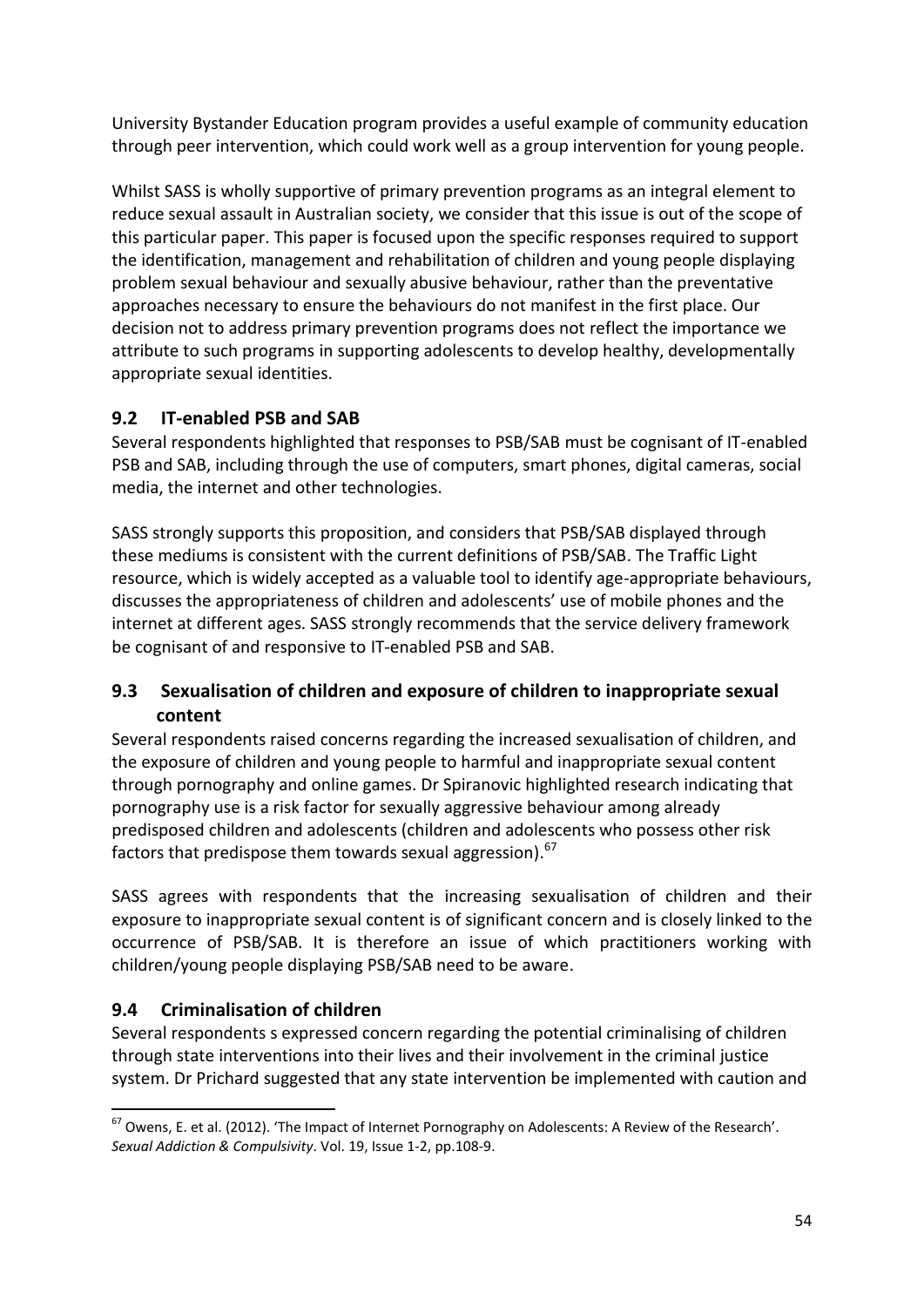University Bystander Education program provides a useful example of community education through peer intervention, which could work well as a group intervention for young people.

Whilst SASS is wholly supportive of primary prevention programs as an integral element to reduce sexual assault in Australian society, we consider that this issue is out of the scope of this particular paper. This paper is focused upon the specific responses required to support the identification, management and rehabilitation of children and young people displaying problem sexual behaviour and sexually abusive behaviour, rather than the preventative approaches necessary to ensure the behaviours do not manifest in the first place. Our decision not to address primary prevention programs does not reflect the importance we attribute to such programs in supporting adolescents to develop healthy, developmentally appropriate sexual identities.

## 9.2 IT-enabled PSB and SAB

Several respondents highlighted that responses to PSB/SAB must be cognisant of IT-enabled PSB and SAB, including through the use of computers, smart phones, digital cameras, social media, the internet and other technologies.

SASS strongly supports this proposition, and considers that PSB/SAB displayed through these mediums is consistent with the current definitions of PSB/SAB. The Traffic Light resource, which is widely accepted as a valuable tool to identify age-appropriate behaviours, discusses the appropriateness of children and adolescents' use of mobile phones and the internet at different ages. SASS strongly recommends that the service delivery framework be cognisant of and responsive to IT-enabled PSB and SAB.

## 9.3 Sexualisation of children and exposure of children to inappropriate sexual content

Several respondents raised concerns regarding the increased sexualisation of children, and the exposure of children and young people to harmful and inappropriate sexual content through pornography and online games. Dr Spiranovic highlighted research indicating that pornography use is a risk factor for sexually aggressive behaviour among already predisposed children and adolescents (children and adolescents who possess other risk factors that predispose them towards sexual aggression).[67]

SASS agrees with respondents that the increasing sexualisation of children and their exposure to inappropriate sexual content is of significant concern and is closely linked to the occurrence of PSB/SAB. It is therefore an issue of which practitioners working with children/young people displaying PSB/SAB need to be aware.

## 9.4 Criminalisation of children

Several respondents s expressed concern regarding the potential criminalising of children through state interventions into their lives and their involvement in the criminal justice system. Dr Prichard suggested that any state intervention be implemented with caution and

---

[67] Owens, E. et al. (2012). 'The Impact of Internet Pornography on Adolescents: A Review of the Research'. *Sexual Addiction & Compulsivity*. Vol. 19, Issue 1-2, pp.108-9.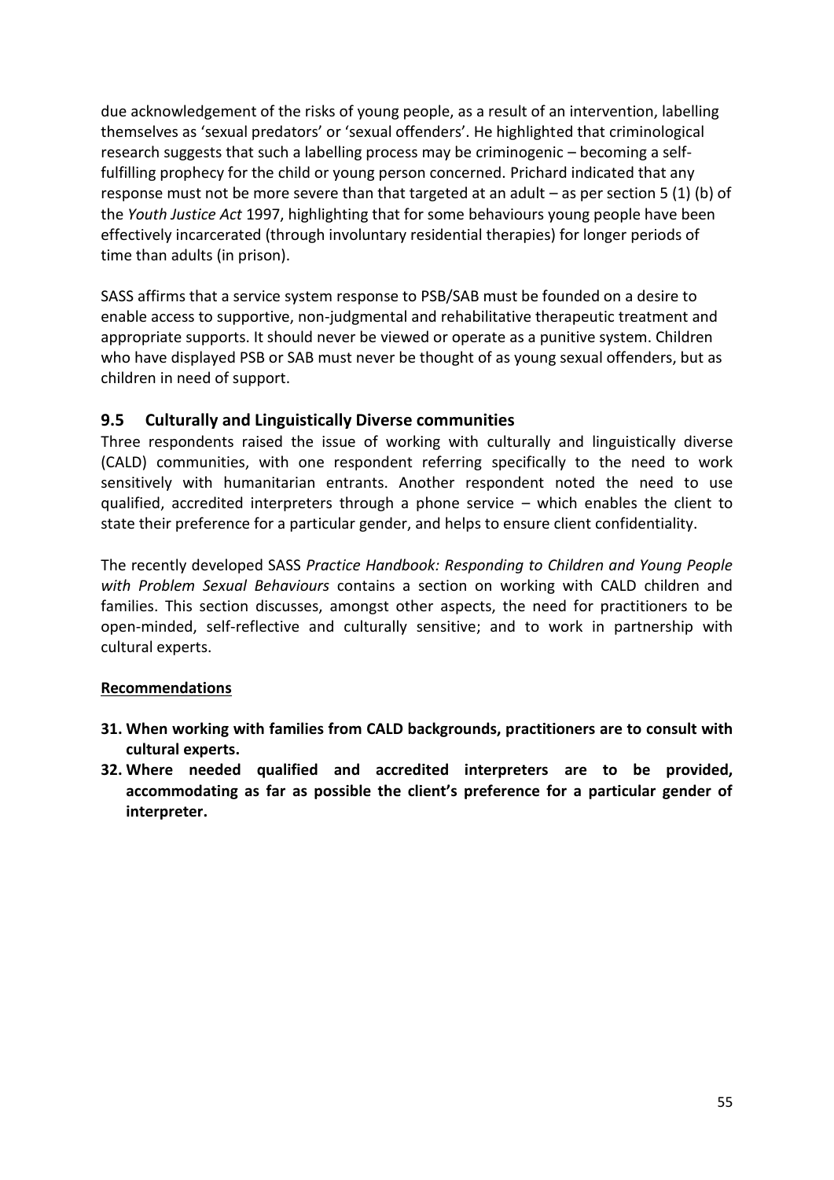due acknowledgement of the risks of young people, as a result of an intervention, labelling themselves as 'sexual predators' or 'sexual offenders'. He highlighted that criminological research suggests that such a labelling process may be criminogenic – becoming a self-fulfilling prophecy for the child or young person concerned. Prichard indicated that any response must not be more severe than that targeted at an adult – as per section 5 (1) (b) of the *Youth Justice Act* 1997, highlighting that for some behaviours young people have been effectively incarcerated (through involuntary residential therapies) for longer periods of time than adults (in prison).

SASS affirms that a service system response to PSB/SAB must be founded on a desire to enable access to supportive, non-judgmental and rehabilitative therapeutic treatment and appropriate supports. It should never be viewed or operate as a punitive system. Children who have displayed PSB or SAB must never be thought of as young sexual offenders, but as children in need of support.

## 9.5 Culturally and Linguistically Diverse communities

Three respondents raised the issue of working with culturally and linguistically diverse (CALD) communities, with one respondent referring specifically to the need to work sensitively with humanitarian entrants. Another respondent noted the need to use qualified, accredited interpreters through a phone service – which enables the client to state their preference for a particular gender, and helps to ensure client confidentiality.

The recently developed SASS *Practice Handbook: Responding to Children and Young People with Problem Sexual Behaviours* contains a section on working with CALD children and families. This section discusses, amongst other aspects, the need for practitioners to be open-minded, self-reflective and culturally sensitive; and to work in partnership with cultural experts.

**Recommendations**

31. **When working with families from CALD backgrounds, practitioners are to consult with cultural experts.**
32. **Where needed qualified and accredited interpreters are to be provided, accommodating as far as possible the client's preference for a particular gender of interpreter.**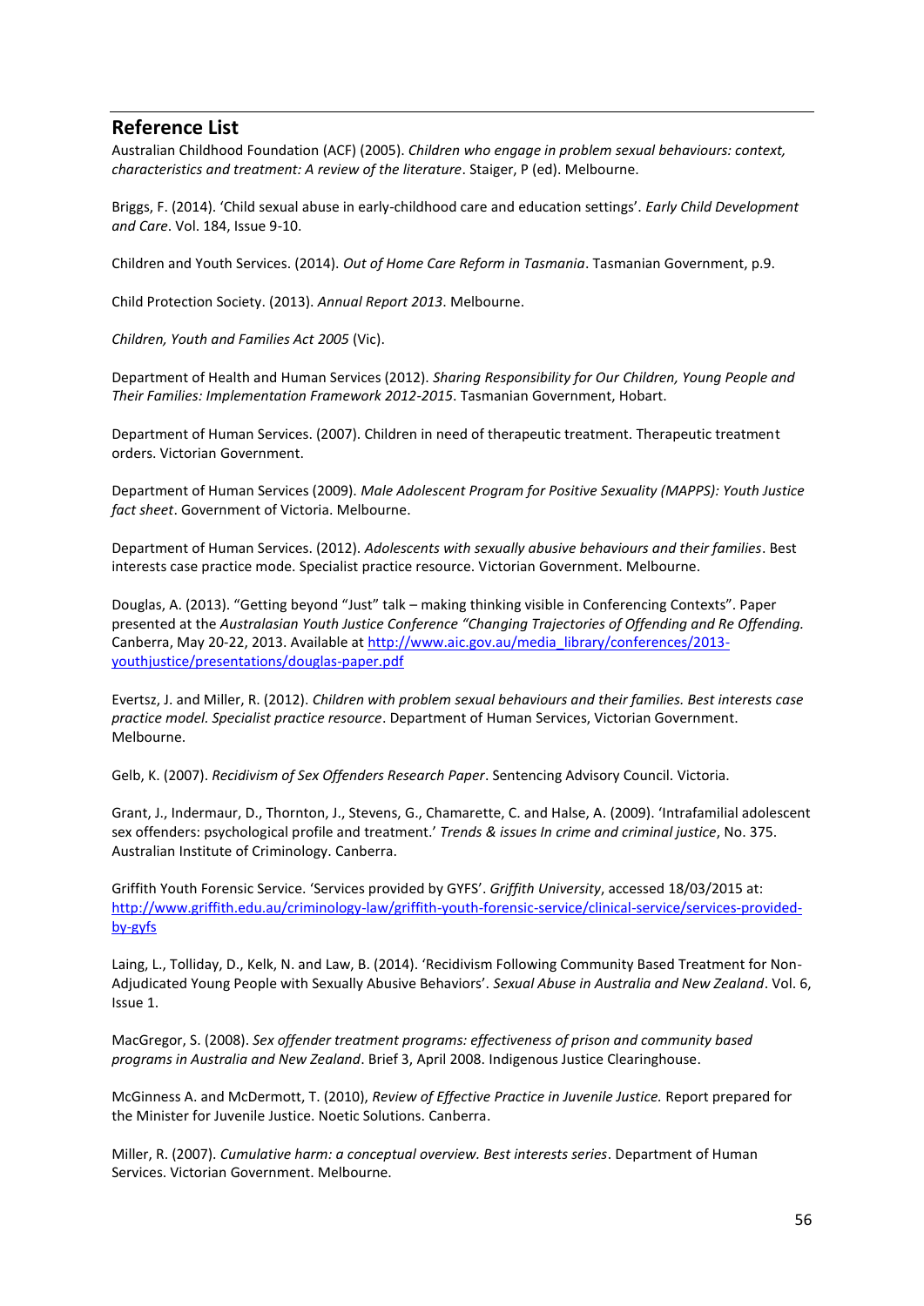## Reference List

Australian Childhood Foundation (ACF) (2005). *Children who engage in problem sexual behaviours: context, characteristics and treatment: A review of the literature*. Staiger, P (ed). Melbourne.

Briggs, F. (2014). 'Child sexual abuse in early-childhood care and education settings'. *Early Child Development and Care*. Vol. 184, Issue 9-10.

Children and Youth Services. (2014). *Out of Home Care Reform in Tasmania*. Tasmanian Government, p.9.

Child Protection Society. (2013). *Annual Report 2013*. Melbourne.

*Children, Youth and Families Act 2005* (Vic).

Department of Health and Human Services (2012). *Sharing Responsibility for Our Children, Young People and Their Families: Implementation Framework 2012-2015*. Tasmanian Government, Hobart.

Department of Human Services. (2007). Children in need of therapeutic treatment. Therapeutic treatment orders. Victorian Government.

Department of Human Services (2009). *Male Adolescent Program for Positive Sexuality (MAPPS): Youth Justice fact sheet*. Government of Victoria. Melbourne.

Department of Human Services. (2012). *Adolescents with sexually abusive behaviours and their families*. Best interests case practice mode. Specialist practice resource. Victorian Government. Melbourne.

Douglas, A. (2013). "Getting beyond "Just" talk – making thinking visible in Conferencing Contexts". Paper presented at the *Australasian Youth Justice Conference "Changing Trajectories of Offending and Re Offending.* Canberra, May 20-22, 2013. Available at http://www.aic.gov.au/media_library/conferences/2013-youthjustice/presentations/douglas-paper.pdf

Evertsz, J. and Miller, R. (2012). *Children with problem sexual behaviours and their families. Best interests case practice model. Specialist practice resource*. Department of Human Services, Victorian Government. Melbourne.

Gelb, K. (2007). *Recidivism of Sex Offenders Research Paper*. Sentencing Advisory Council. Victoria.

Grant, J., Indermaur, D., Thornton, J., Stevens, G., Chamarette, C. and Halse, A. (2009). 'Intrafamilial adolescent sex offenders: psychological profile and treatment.' *Trends & issues In crime and criminal justice*, No. 375. Australian Institute of Criminology. Canberra.

Griffith Youth Forensic Service. 'Services provided by GYFS'. *Griffith University*, accessed 18/03/2015 at: http://www.griffith.edu.au/criminology-law/griffith-youth-forensic-service/clinical-service/services-provided-by-gyfs

Laing, L., Tolliday, D., Kelk, N. and Law, B. (2014). 'Recidivism Following Community Based Treatment for Non-Adjudicated Young People with Sexually Abusive Behaviors'. *Sexual Abuse in Australia and New Zealand*. Vol. 6, Issue 1.

MacGregor, S. (2008). *Sex offender treatment programs: effectiveness of prison and community based programs in Australia and New Zealand*. Brief 3, April 2008. Indigenous Justice Clearinghouse.

McGinness A. and McDermott, T. (2010), *Review of Effective Practice in Juvenile Justice.* Report prepared for the Minister for Juvenile Justice. Noetic Solutions. Canberra.

Miller, R. (2007). *Cumulative harm: a conceptual overview. Best interests series*. Department of Human Services. Victorian Government. Melbourne.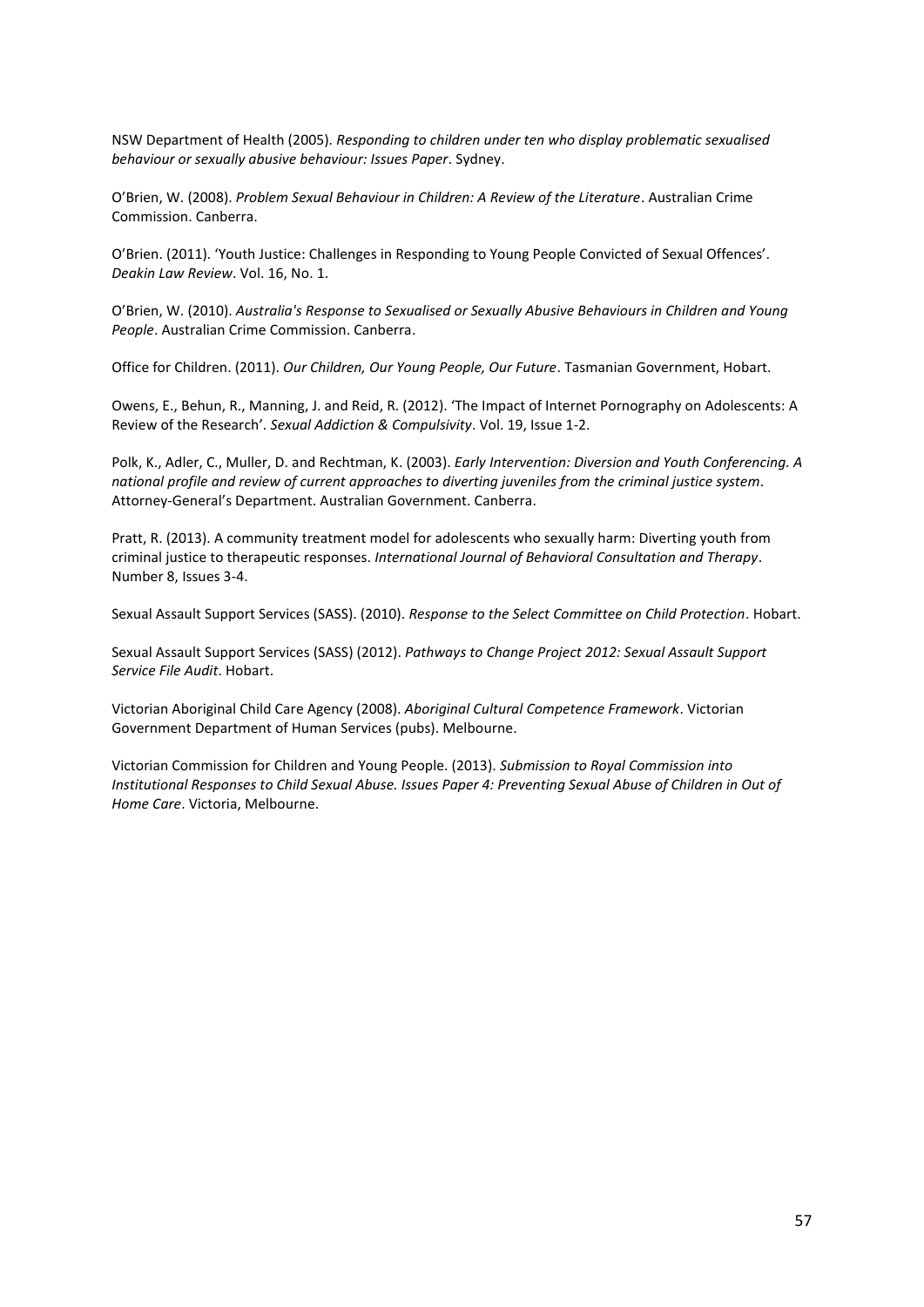NSW Department of Health (2005). *Responding to children under ten who display problematic sexualised behaviour or sexually abusive behaviour: Issues Paper*. Sydney.

O'Brien, W. (2008). *Problem Sexual Behaviour in Children: A Review of the Literature*. Australian Crime Commission. Canberra.

O'Brien. (2011). 'Youth Justice: Challenges in Responding to Young People Convicted of Sexual Offences'. *Deakin Law Review*. Vol. 16, No. 1.

O'Brien, W. (2010). *Australia's Response to Sexualised or Sexually Abusive Behaviours in Children and Young People*. Australian Crime Commission. Canberra.

Office for Children. (2011). *Our Children, Our Young People, Our Future*. Tasmanian Government, Hobart.

Owens, E., Behun, R., Manning, J. and Reid, R. (2012). 'The Impact of Internet Pornography on Adolescents: A Review of the Research'. *Sexual Addiction & Compulsivity*. Vol. 19, Issue 1-2.

Polk, K., Adler, C., Muller, D. and Rechtman, K. (2003). *Early Intervention: Diversion and Youth Conferencing. A national profile and review of current approaches to diverting juveniles from the criminal justice system*. Attorney-General's Department. Australian Government. Canberra.

Pratt, R. (2013). A community treatment model for adolescents who sexually harm: Diverting youth from criminal justice to therapeutic responses. *International Journal of Behavioral Consultation and Therapy*. Number 8, Issues 3-4.

Sexual Assault Support Services (SASS). (2010). *Response to the Select Committee on Child Protection*. Hobart.

Sexual Assault Support Services (SASS) (2012). *Pathways to Change Project 2012: Sexual Assault Support Service File Audit*. Hobart.

Victorian Aboriginal Child Care Agency (2008). *Aboriginal Cultural Competence Framework*. Victorian Government Department of Human Services (pubs). Melbourne.

Victorian Commission for Children and Young People. (2013). *Submission to Royal Commission into Institutional Responses to Child Sexual Abuse. Issues Paper 4: Preventing Sexual Abuse of Children in Out of Home Care*. Victoria, Melbourne.